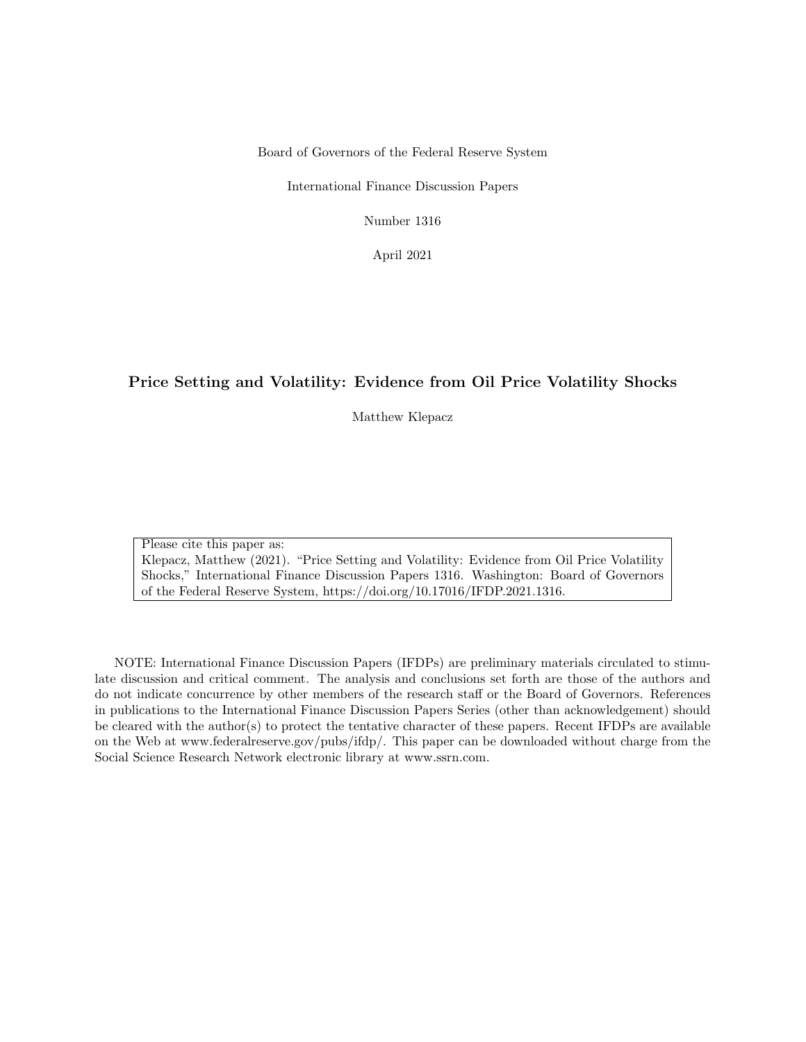Board of Governors of the Federal Reserve System

International Finance Discussion Papers

Number 1316

April 2021

# Price Setting and Volatility: Evidence from Oil Price Volatility Shocks

Matthew Klepacz

Please cite this paper as:
Klepacz, Matthew (2021). "Price Setting and Volatility: Evidence from Oil Price Volatility Shocks," International Finance Discussion Papers 1316. Washington: Board of Governors of the Federal Reserve System, https://doi.org/10.17016/IFDP.2021.1316.

NOTE: International Finance Discussion Papers (IFDPs) are preliminary materials circulated to stimulate discussion and critical comment. The analysis and conclusions set forth are those of the authors and do not indicate concurrence by other members of the research staff or the Board of Governors. References in publications to the International Finance Discussion Papers Series (other than acknowledgement) should be cleared with the author(s) to protect the tentative character of these papers. Recent IFDPs are available on the Web at www.federalreserve.gov/pubs/ifdp/. This paper can be downloaded without charge from the Social Science Research Network electronic library at www.ssrn.com.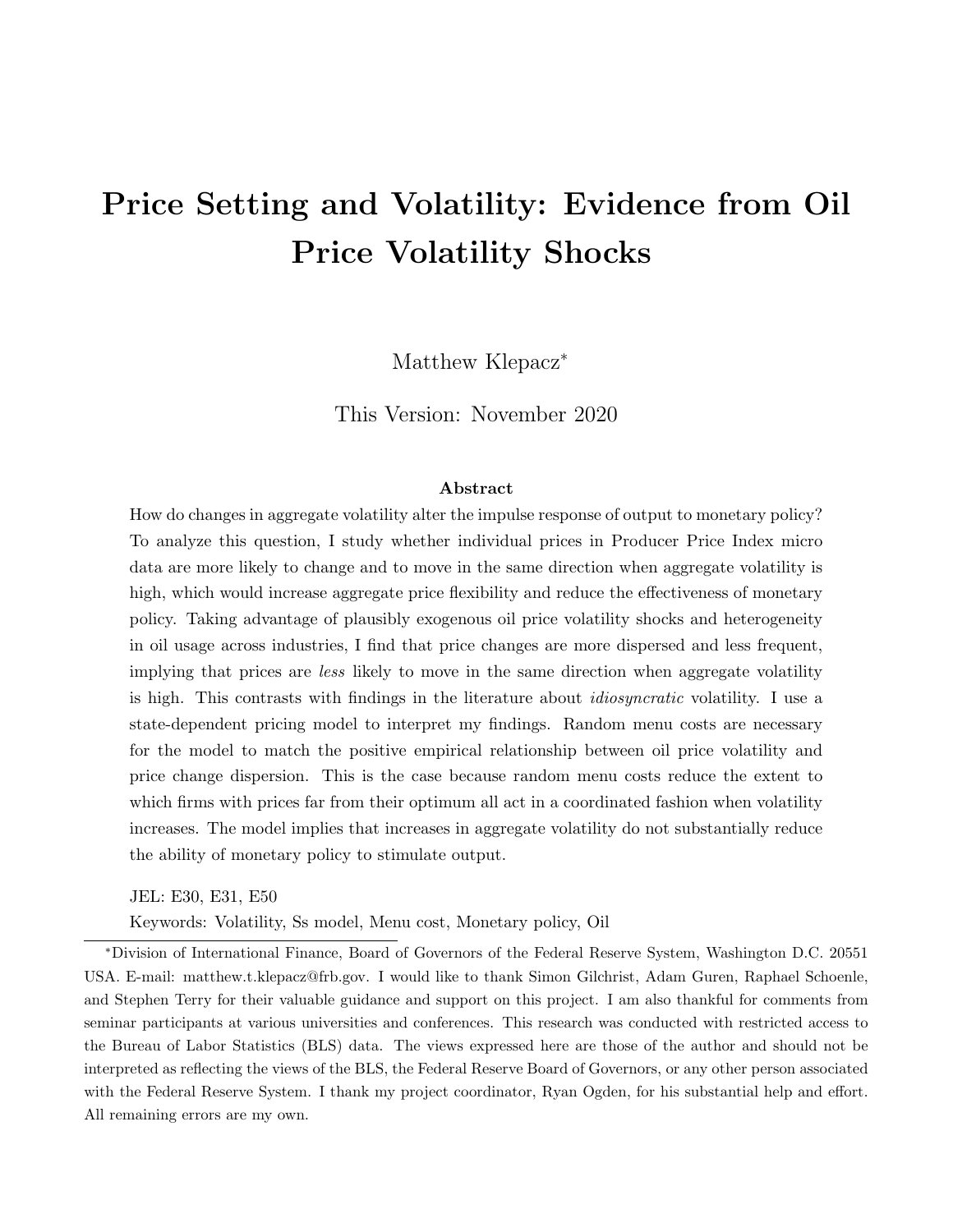# Price Setting and Volatility: Evidence from Oil Price Volatility Shocks

Matthew Klepacz*

This Version: November 2020

### Abstract

How do changes in aggregate volatility alter the impulse response of output to monetary policy? To analyze this question, I study whether individual prices in Producer Price Index micro data are more likely to change and to move in the same direction when aggregate volatility is high, which would increase aggregate price flexibility and reduce the effectiveness of monetary policy. Taking advantage of plausibly exogenous oil price volatility shocks and heterogeneity in oil usage across industries, I find that price changes are more dispersed and less frequent, implying that prices are *less* likely to move in the same direction when aggregate volatility is high. This contrasts with findings in the literature about *idiosyncratic* volatility. I use a state-dependent pricing model to interpret my findings. Random menu costs are necessary for the model to match the positive empirical relationship between oil price volatility and price change dispersion. This is the case because random menu costs reduce the extent to which firms with prices far from their optimum all act in a coordinated fashion when volatility increases. The model implies that increases in aggregate volatility do not substantially reduce the ability of monetary policy to stimulate output.

JEL: E30, E31, E50

Keywords: Volatility, Ss model, Menu cost, Monetary policy, Oil

---

*Division of International Finance, Board of Governors of the Federal Reserve System, Washington D.C. 20551 USA. E-mail: matthew.t.klepacz@frb.gov. I would like to thank Simon Gilchrist, Adam Guren, Raphael Schoenle, and Stephen Terry for their valuable guidance and support on this project. I am also thankful for comments from seminar participants at various universities and conferences. This research was conducted with restricted access to the Bureau of Labor Statistics (BLS) data. The views expressed here are those of the author and should not be interpreted as reflecting the views of the BLS, the Federal Reserve Board of Governors, or any other person associated with the Federal Reserve System. I thank my project coordinator, Ryan Ogden, for his substantial help and effort. All remaining errors are my own.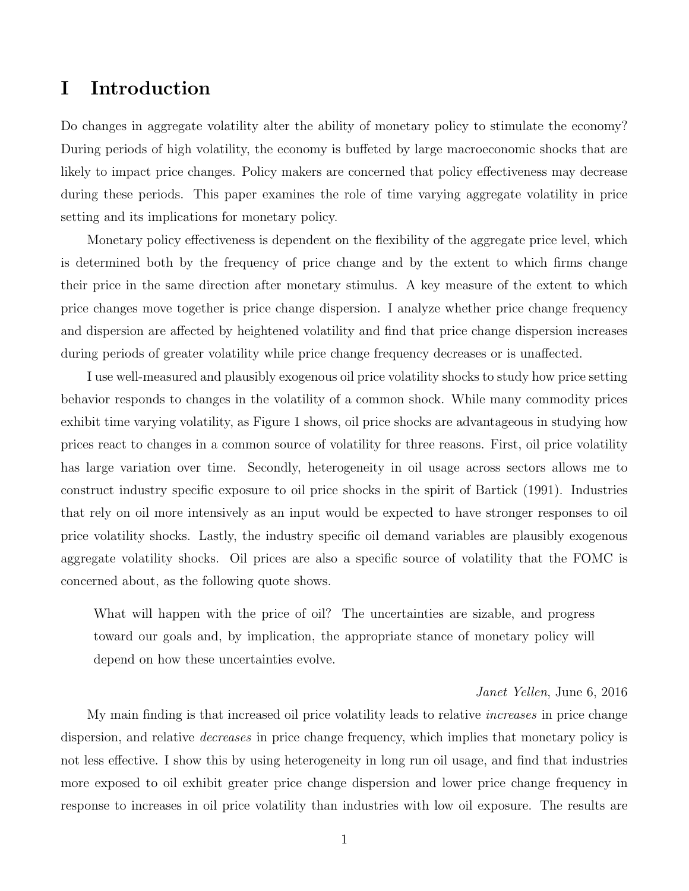# I Introduction

Do changes in aggregate volatility alter the ability of monetary policy to stimulate the economy? During periods of high volatility, the economy is buffeted by large macroeconomic shocks that are likely to impact price changes. Policy makers are concerned that policy effectiveness may decrease during these periods. This paper examines the role of time varying aggregate volatility in price setting and its implications for monetary policy.

Monetary policy effectiveness is dependent on the flexibility of the aggregate price level, which is determined both by the frequency of price change and by the extent to which firms change their price in the same direction after monetary stimulus. A key measure of the extent to which price changes move together is price change dispersion. I analyze whether price change frequency and dispersion are affected by heightened volatility and find that price change dispersion increases during periods of greater volatility while price change frequency decreases or is unaffected.

I use well-measured and plausibly exogenous oil price volatility shocks to study how price setting behavior responds to changes in the volatility of a common shock. While many commodity prices exhibit time varying volatility, as Figure 1 shows, oil price shocks are advantageous in studying how prices react to changes in a common source of volatility for three reasons. First, oil price volatility has large variation over time. Secondly, heterogeneity in oil usage across sectors allows me to construct industry specific exposure to oil price shocks in the spirit of Bartick (1991). Industries that rely on oil more intensively as an input would be expected to have stronger responses to oil price volatility shocks. Lastly, the industry specific oil demand variables are plausibly exogenous aggregate volatility shocks. Oil prices are also a specific source of volatility that the FOMC is concerned about, as the following quote shows.

> What will happen with the price of oil? The uncertainties are sizable, and progress toward our goals and, by implication, the appropriate stance of monetary policy will depend on how these uncertainties evolve.
>
> *Janet Yellen*, June 6, 2016

My main finding is that increased oil price volatility leads to relative *increases* in price change dispersion, and relative *decreases* in price change frequency, which implies that monetary policy is not less effective. I show this by using heterogeneity in long run oil usage, and find that industries more exposed to oil exhibit greater price change dispersion and lower price change frequency in response to increases in oil price volatility than industries with low oil exposure. The results are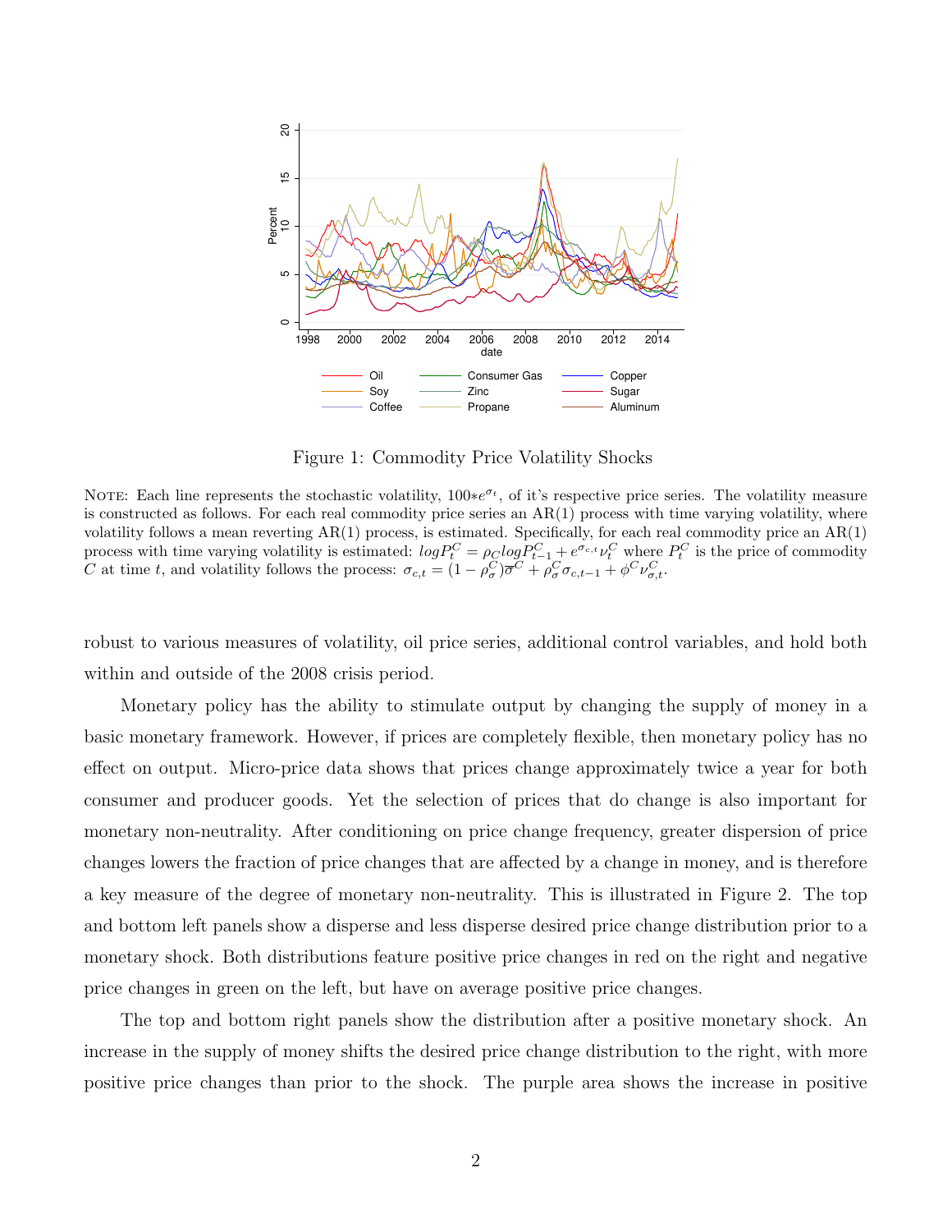Figure 1: Commodity Price Volatility Shocks

Note: Each line represents the stochastic volatility, $100*e^{\sigma_t}$, of it's respective price series. The volatility measure is constructed as follows. For each real commodity price series an AR(1) process with time varying volatility, where volatility follows a mean reverting AR(1) process, is estimated. Specifically, for each real commodity price an AR(1) process with time varying volatility is estimated: $logP_t^C = \rho_C logP_{t-1}^C + e^{\sigma_{c,t}}\nu_t^C$ where $P_t^C$ is the price of commodity $C$ at time $t$, and volatility follows the process: $\sigma_{c,t} = (1-\rho_\sigma^C)\overline{\sigma}^C + \rho_\sigma^C \sigma_{c,t-1} + \phi^C \nu_{\sigma,t}^C$.

robust to various measures of volatility, oil price series, additional control variables, and hold both within and outside of the 2008 crisis period.

Monetary policy has the ability to stimulate output by changing the supply of money in a basic monetary framework. However, if prices are completely flexible, then monetary policy has no effect on output. Micro-price data shows that prices change approximately twice a year for both consumer and producer goods. Yet the selection of prices that do change is also important for monetary non-neutrality. After conditioning on price change frequency, greater dispersion of price changes lowers the fraction of price changes that are affected by a change in money, and is therefore a key measure of the degree of monetary non-neutrality. This is illustrated in Figure 2. The top and bottom left panels show a disperse and less disperse desired price change distribution prior to a monetary shock. Both distributions feature positive price changes in red on the right and negative price changes in green on the left, but have on average positive price changes.

The top and bottom right panels show the distribution after a positive monetary shock. An increase in the supply of money shifts the desired price change distribution to the right, with more positive price changes than prior to the shock. The purple area shows the increase in positive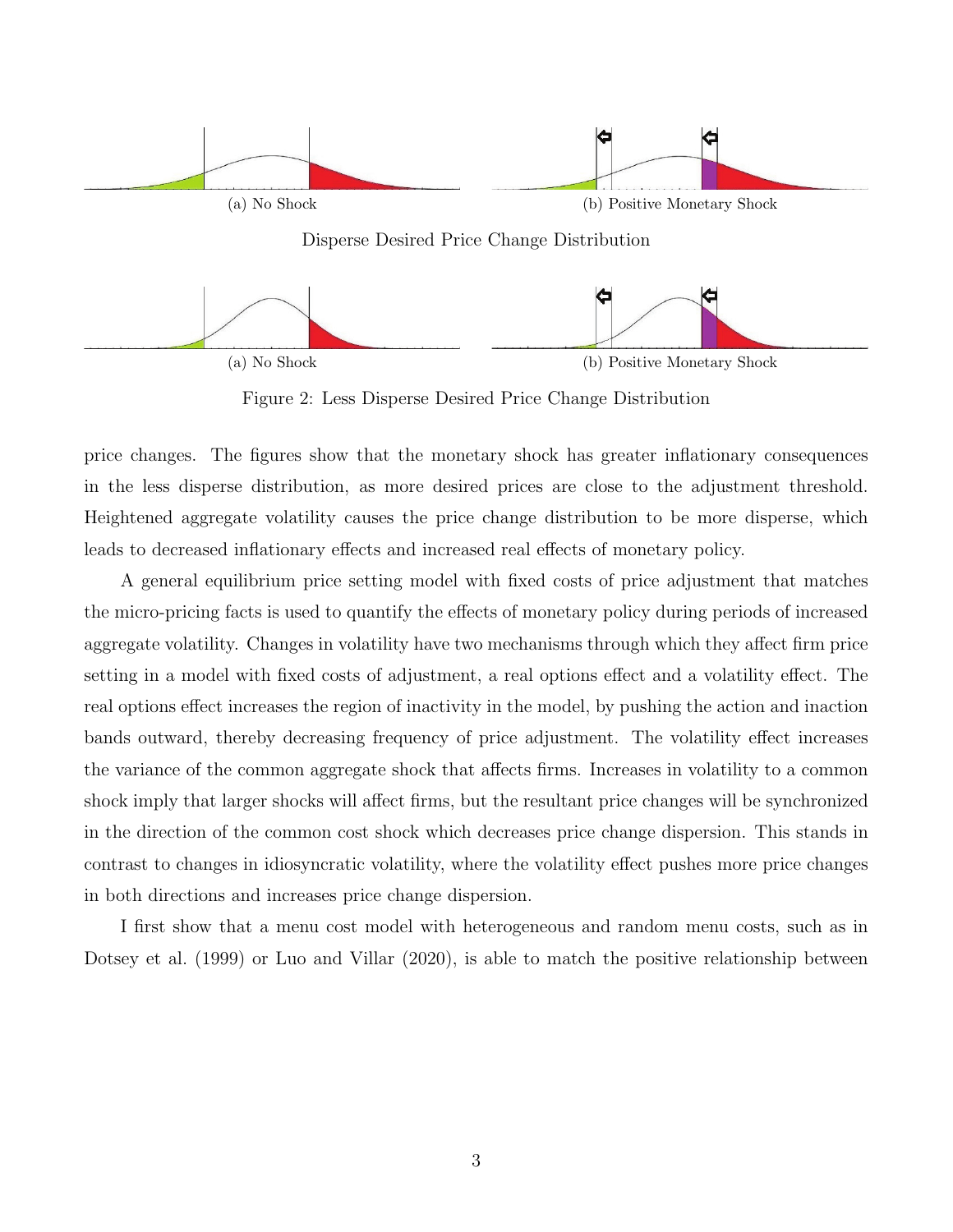(a) No Shock

(b) Positive Monetary Shock

Disperse Desired Price Change Distribution

(a) No Shock

(b) Positive Monetary Shock

Figure 2: Less Disperse Desired Price Change Distribution

price changes. The figures show that the monetary shock has greater inflationary consequences in the less disperse distribution, as more desired prices are close to the adjustment threshold. Heightened aggregate volatility causes the price change distribution to be more disperse, which leads to decreased inflationary effects and increased real effects of monetary policy.

A general equilibrium price setting model with fixed costs of price adjustment that matches the micro-pricing facts is used to quantify the effects of monetary policy during periods of increased aggregate volatility. Changes in volatility have two mechanisms through which they affect firm price setting in a model with fixed costs of adjustment, a real options effect and a volatility effect. The real options effect increases the region of inactivity in the model, by pushing the action and inaction bands outward, thereby decreasing frequency of price adjustment. The volatility effect increases the variance of the common aggregate shock that affects firms. Increases in volatility to a common shock imply that larger shocks will affect firms, but the resultant price changes will be synchronized in the direction of the common cost shock which decreases price change dispersion. This stands in contrast to changes in idiosyncratic volatility, where the volatility effect pushes more price changes in both directions and increases price change dispersion.

I first show that a menu cost model with heterogeneous and random menu costs, such as in Dotsey et al. (1999) or Luo and Villar (2020), is able to match the positive relationship between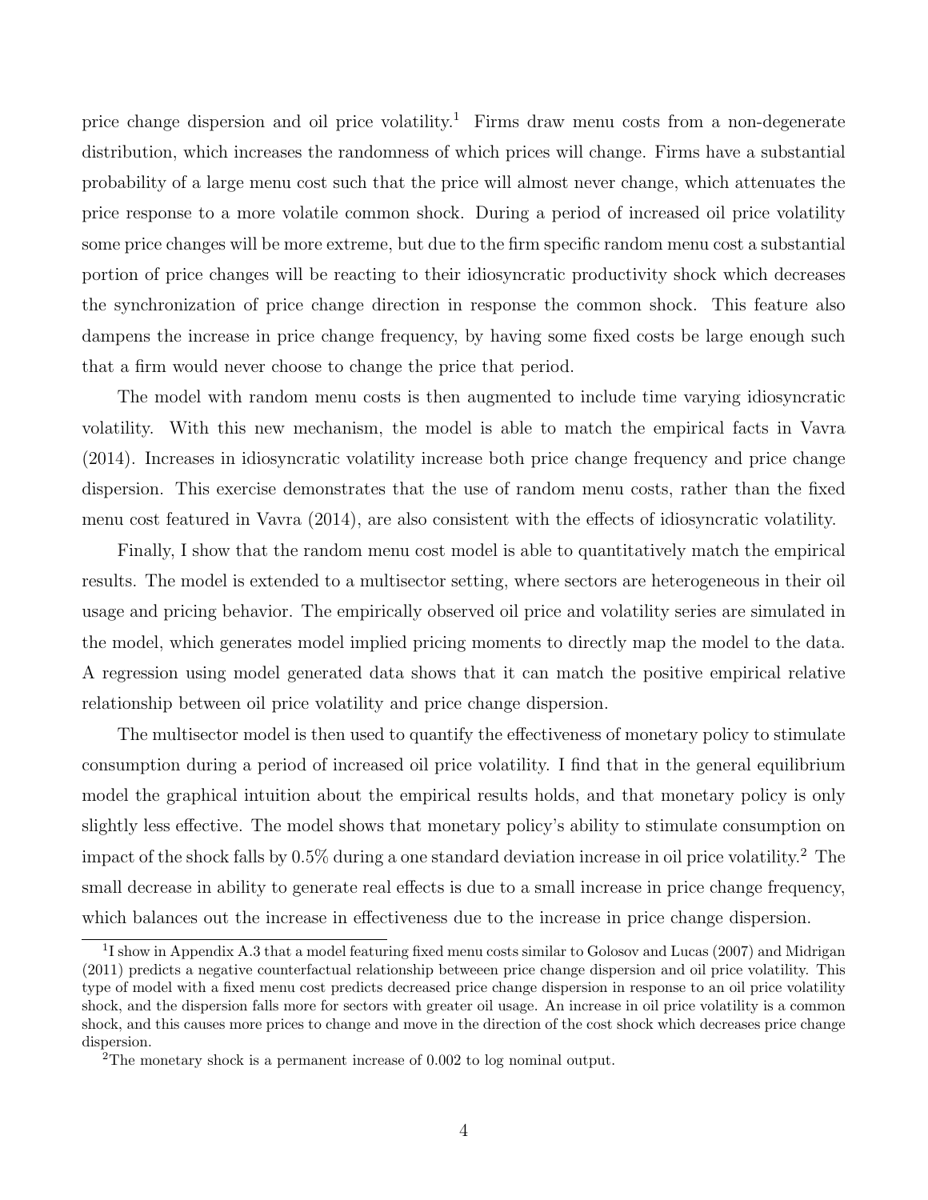price change dispersion and oil price volatility.[1] Firms draw menu costs from a non-degenerate distribution, which increases the randomness of which prices will change. Firms have a substantial probability of a large menu cost such that the price will almost never change, which attenuates the price response to a more volatile common shock. During a period of increased oil price volatility some price changes will be more extreme, but due to the firm specific random menu cost a substantial portion of price changes will be reacting to their idiosyncratic productivity shock which decreases the synchronization of price change direction in response the common shock. This feature also dampens the increase in price change frequency, by having some fixed costs be large enough such that a firm would never choose to change the price that period.

The model with random menu costs is then augmented to include time varying idiosyncratic volatility. With this new mechanism, the model is able to match the empirical facts in Vavra (2014). Increases in idiosyncratic volatility increase both price change frequency and price change dispersion. This exercise demonstrates that the use of random menu costs, rather than the fixed menu cost featured in Vavra (2014), are also consistent with the effects of idiosyncratic volatility.

Finally, I show that the random menu cost model is able to quantitatively match the empirical results. The model is extended to a multisector setting, where sectors are heterogeneous in their oil usage and pricing behavior. The empirically observed oil price and volatility series are simulated in the model, which generates model implied pricing moments to directly map the model to the data. A regression using model generated data shows that it can match the positive empirical relative relationship between oil price volatility and price change dispersion.

The multisector model is then used to quantify the effectiveness of monetary policy to stimulate consumption during a period of increased oil price volatility. I find that in the general equilibrium model the graphical intuition about the empirical results holds, and that monetary policy is only slightly less effective. The model shows that monetary policy's ability to stimulate consumption on impact of the shock falls by 0.5% during a one standard deviation increase in oil price volatility.[2] The small decrease in ability to generate real effects is due to a small increase in price change frequency, which balances out the increase in effectiveness due to the increase in price change dispersion.

[1] I show in Appendix A.3 that a model featuring fixed menu costs similar to Golosov and Lucas (2007) and Midrigan (2011) predicts a negative counterfactual relationship betweeen price change dispersion and oil price volatility. This type of model with a fixed menu cost predicts decreased price change dispersion in response to an oil price volatility shock, and the dispersion falls more for sectors with greater oil usage. An increase in oil price volatility is a common shock, and this causes more prices to change and move in the direction of the cost shock which decreases price change dispersion.

[2] The monetary shock is a permanent increase of 0.002 to log nominal output.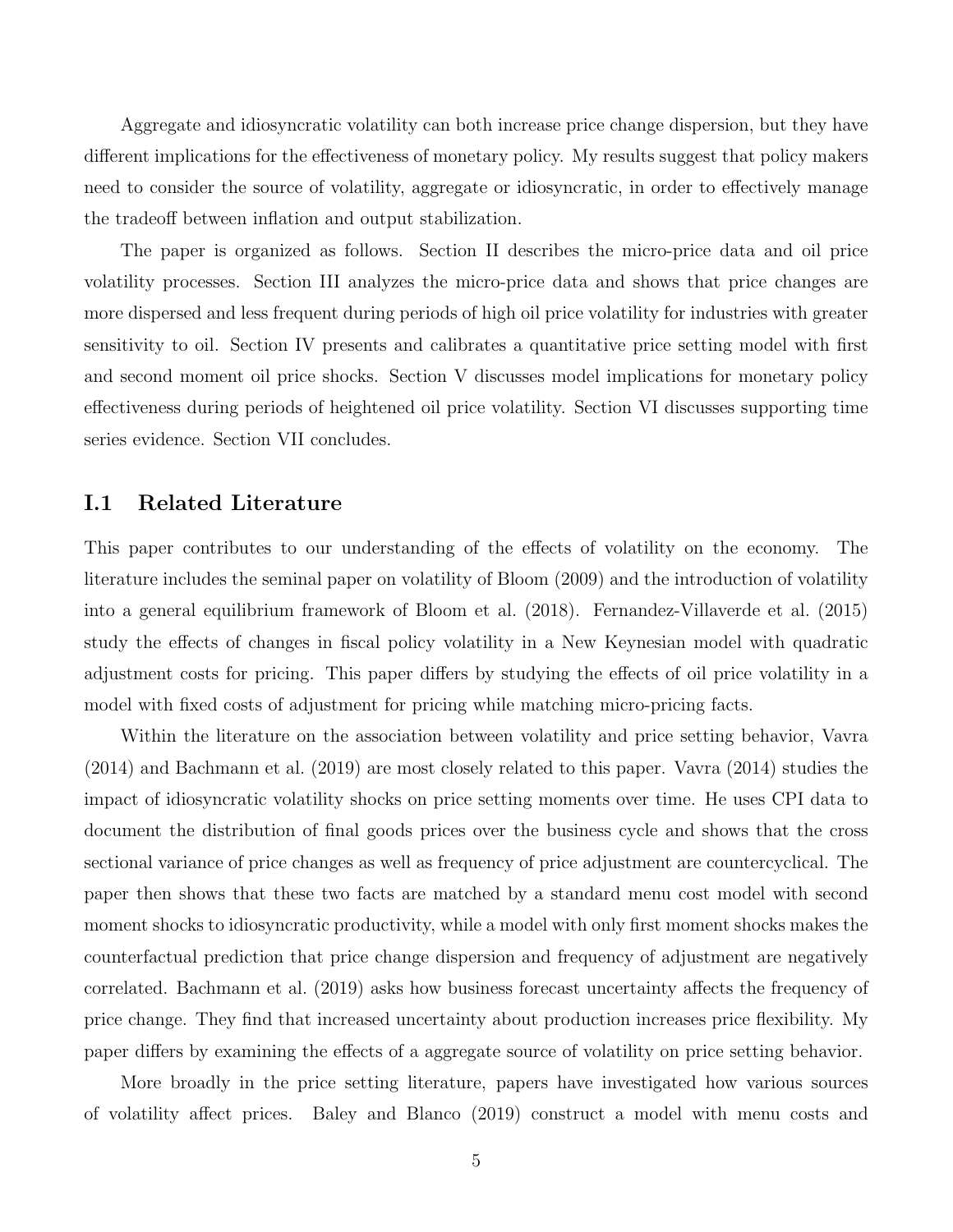Aggregate and idiosyncratic volatility can both increase price change dispersion, but they have different implications for the effectiveness of monetary policy. My results suggest that policy makers need to consider the source of volatility, aggregate or idiosyncratic, in order to effectively manage the tradeoff between inflation and output stabilization.

The paper is organized as follows. Section II describes the micro-price data and oil price volatility processes. Section III analyzes the micro-price data and shows that price changes are more dispersed and less frequent during periods of high oil price volatility for industries with greater sensitivity to oil. Section IV presents and calibrates a quantitative price setting model with first and second moment oil price shocks. Section V discusses model implications for monetary policy effectiveness during periods of heightened oil price volatility. Section VI discusses supporting time series evidence. Section VII concludes.

## I.1 Related Literature

This paper contributes to our understanding of the effects of volatility on the economy. The literature includes the seminal paper on volatility of Bloom (2009) and the introduction of volatility into a general equilibrium framework of Bloom et al. (2018). Fernandez-Villaverde et al. (2015) study the effects of changes in fiscal policy volatility in a New Keynesian model with quadratic adjustment costs for pricing. This paper differs by studying the effects of oil price volatility in a model with fixed costs of adjustment for pricing while matching micro-pricing facts.

Within the literature on the association between volatility and price setting behavior, Vavra (2014) and Bachmann et al. (2019) are most closely related to this paper. Vavra (2014) studies the impact of idiosyncratic volatility shocks on price setting moments over time. He uses CPI data to document the distribution of final goods prices over the business cycle and shows that the cross sectional variance of price changes as well as frequency of price adjustment are countercyclical. The paper then shows that these two facts are matched by a standard menu cost model with second moment shocks to idiosyncratic productivity, while a model with only first moment shocks makes the counterfactual prediction that price change dispersion and frequency of adjustment are negatively correlated. Bachmann et al. (2019) asks how business forecast uncertainty affects the frequency of price change. They find that increased uncertainty about production increases price flexibility. My paper differs by examining the effects of a aggregate source of volatility on price setting behavior.

More broadly in the price setting literature, papers have investigated how various sources of volatility affect prices. Baley and Blanco (2019) construct a model with menu costs and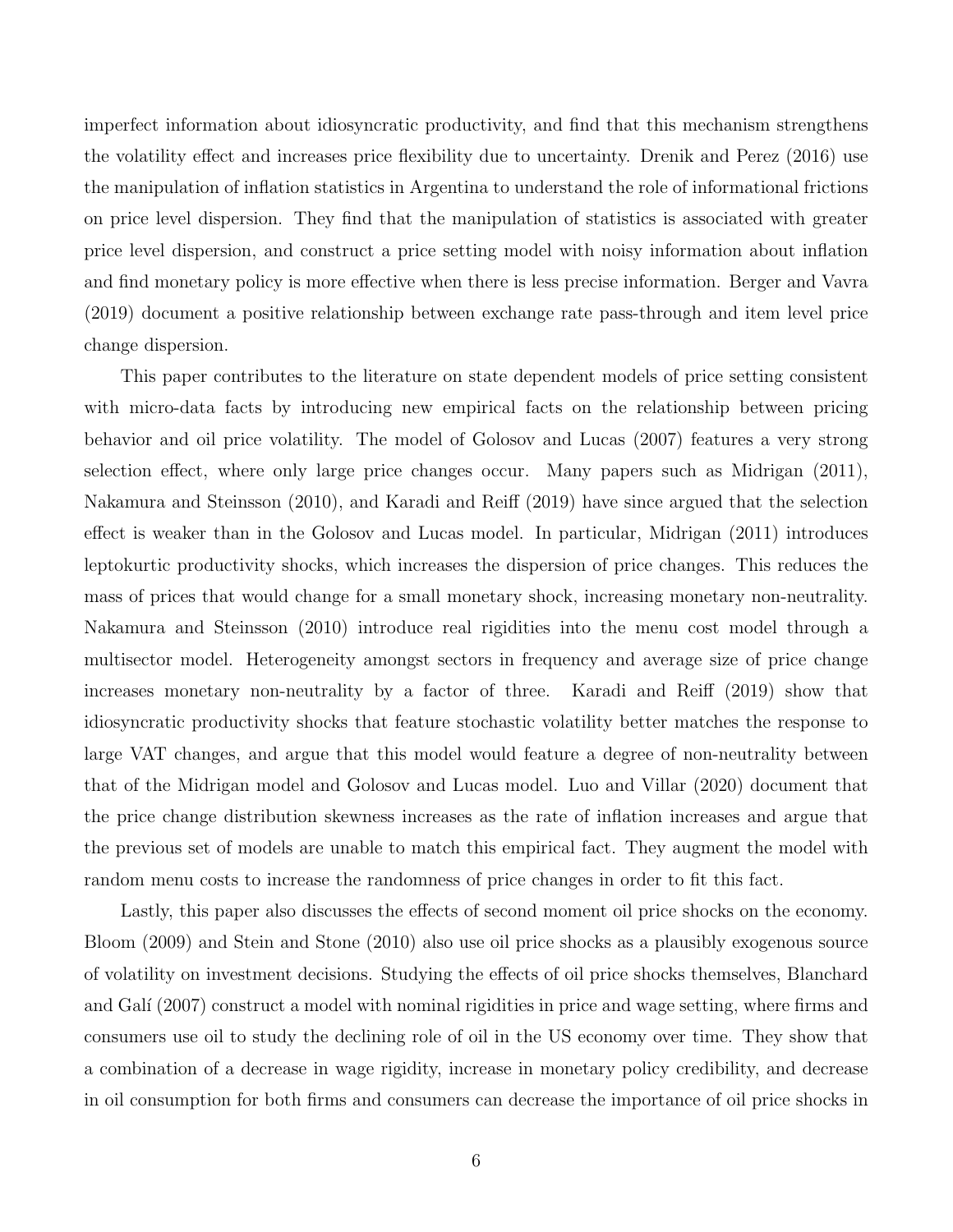imperfect information about idiosyncratic productivity, and find that this mechanism strengthens the volatility effect and increases price flexibility due to uncertainty. Drenik and Perez (2016) use the manipulation of inflation statistics in Argentina to understand the role of informational frictions on price level dispersion. They find that the manipulation of statistics is associated with greater price level dispersion, and construct a price setting model with noisy information about inflation and find monetary policy is more effective when there is less precise information. Berger and Vavra (2019) document a positive relationship between exchange rate pass-through and item level price change dispersion.

This paper contributes to the literature on state dependent models of price setting consistent with micro-data facts by introducing new empirical facts on the relationship between pricing behavior and oil price volatility. The model of Golosov and Lucas (2007) features a very strong selection effect, where only large price changes occur. Many papers such as Midrigan (2011), Nakamura and Steinsson (2010), and Karadi and Reiff (2019) have since argued that the selection effect is weaker than in the Golosov and Lucas model. In particular, Midrigan (2011) introduces leptokurtic productivity shocks, which increases the dispersion of price changes. This reduces the mass of prices that would change for a small monetary shock, increasing monetary non-neutrality. Nakamura and Steinsson (2010) introduce real rigidities into the menu cost model through a multisector model. Heterogeneity amongst sectors in frequency and average size of price change increases monetary non-neutrality by a factor of three. Karadi and Reiff (2019) show that idiosyncratic productivity shocks that feature stochastic volatility better matches the response to large VAT changes, and argue that this model would feature a degree of non-neutrality between that of the Midrigan model and Golosov and Lucas model. Luo and Villar (2020) document that the price change distribution skewness increases as the rate of inflation increases and argue that the previous set of models are unable to match this empirical fact. They augment the model with random menu costs to increase the randomness of price changes in order to fit this fact.

Lastly, this paper also discusses the effects of second moment oil price shocks on the economy. Bloom (2009) and Stein and Stone (2010) also use oil price shocks as a plausibly exogenous source of volatility on investment decisions. Studying the effects of oil price shocks themselves, Blanchard and Galí (2007) construct a model with nominal rigidities in price and wage setting, where firms and consumers use oil to study the declining role of oil in the US economy over time. They show that a combination of a decrease in wage rigidity, increase in monetary policy credibility, and decrease in oil consumption for both firms and consumers can decrease the importance of oil price shocks in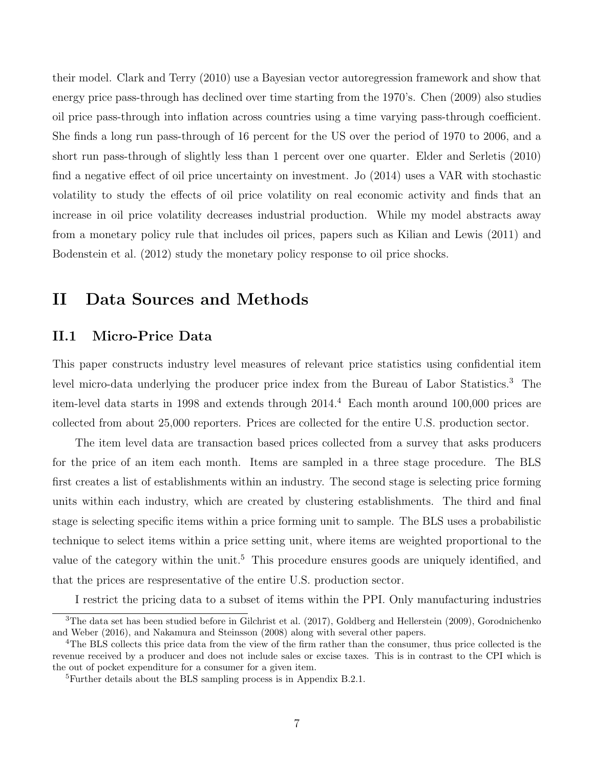their model. Clark and Terry (2010) use a Bayesian vector autoregression framework and show that energy price pass-through has declined over time starting from the 1970's. Chen (2009) also studies oil price pass-through into inflation across countries using a time varying pass-through coefficient. She finds a long run pass-through of 16 percent for the US over the period of 1970 to 2006, and a short run pass-through of slightly less than 1 percent over one quarter. Elder and Serletis (2010) find a negative effect of oil price uncertainty on investment. Jo (2014) uses a VAR with stochastic volatility to study the effects of oil price volatility on real economic activity and finds that an increase in oil price volatility decreases industrial production. While my model abstracts away from a monetary policy rule that includes oil prices, papers such as Kilian and Lewis (2011) and Bodenstein et al. (2012) study the monetary policy response to oil price shocks.

# II Data Sources and Methods

## II.1 Micro-Price Data

This paper constructs industry level measures of relevant price statistics using confidential item level micro-data underlying the producer price index from the Bureau of Labor Statistics.[3] The item-level data starts in 1998 and extends through 2014.[4] Each month around 100,000 prices are collected from about 25,000 reporters. Prices are collected for the entire U.S. production sector.

The item level data are transaction based prices collected from a survey that asks producers for the price of an item each month. Items are sampled in a three stage procedure. The BLS first creates a list of establishments within an industry. The second stage is selecting price forming units within each industry, which are created by clustering establishments. The third and final stage is selecting specific items within a price forming unit to sample. The BLS uses a probabilistic technique to select items within a price setting unit, where items are weighted proportional to the value of the category within the unit.[5] This procedure ensures goods are uniquely identified, and that the prices are respresentative of the entire U.S. production sector.

I restrict the pricing data to a subset of items within the PPI. Only manufacturing industries

[3]The data set has been studied before in Gilchrist et al. (2017), Goldberg and Hellerstein (2009), Gorodnichenko and Weber (2016), and Nakamura and Steinsson (2008) along with several other papers.

[4]The BLS collects this price data from the view of the firm rather than the consumer, thus price collected is the revenue received by a producer and does not include sales or excise taxes. This is in contrast to the CPI which is the out of pocket expenditure for a consumer for a given item.

[5]Further details about the BLS sampling process is in Appendix B.2.1.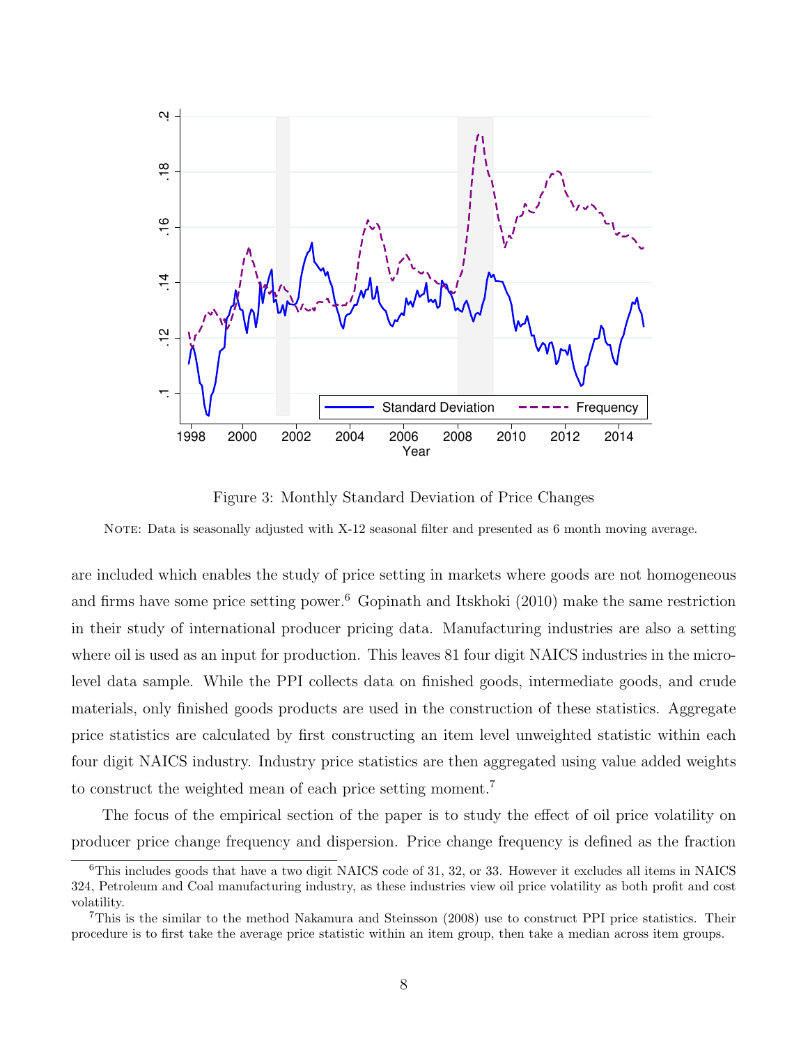Figure 3: Monthly Standard Deviation of Price Changes

NOTE: Data is seasonally adjusted with X-12 seasonal filter and presented as 6 month moving average.

are included which enables the study of price setting in markets where goods are not homogeneous and firms have some price setting power.[6] Gopinath and Itskhoki (2010) make the same restriction in their study of international producer pricing data. Manufacturing industries are also a setting where oil is used as an input for production. This leaves 81 four digit NAICS industries in the micro-level data sample. While the PPI collects data on finished goods, intermediate goods, and crude materials, only finished goods products are used in the construction of these statistics. Aggregate price statistics are calculated by first constructing an item level unweighted statistic within each four digit NAICS industry. Industry price statistics are then aggregated using value added weights to construct the weighted mean of each price setting moment.[7]

The focus of the empirical section of the paper is to study the effect of oil price volatility on producer price change frequency and dispersion. Price change frequency is defined as the fraction

[6] This includes goods that have a two digit NAICS code of 31, 32, or 33. However it excludes all items in NAICS 324, Petroleum and Coal manufacturing industry, as these industries view oil price volatility as both profit and cost volatility.

[7] This is the similar to the method Nakamura and Steinsson (2008) use to construct PPI price statistics. Their procedure is to first take the average price statistic within an item group, then take a median across item groups.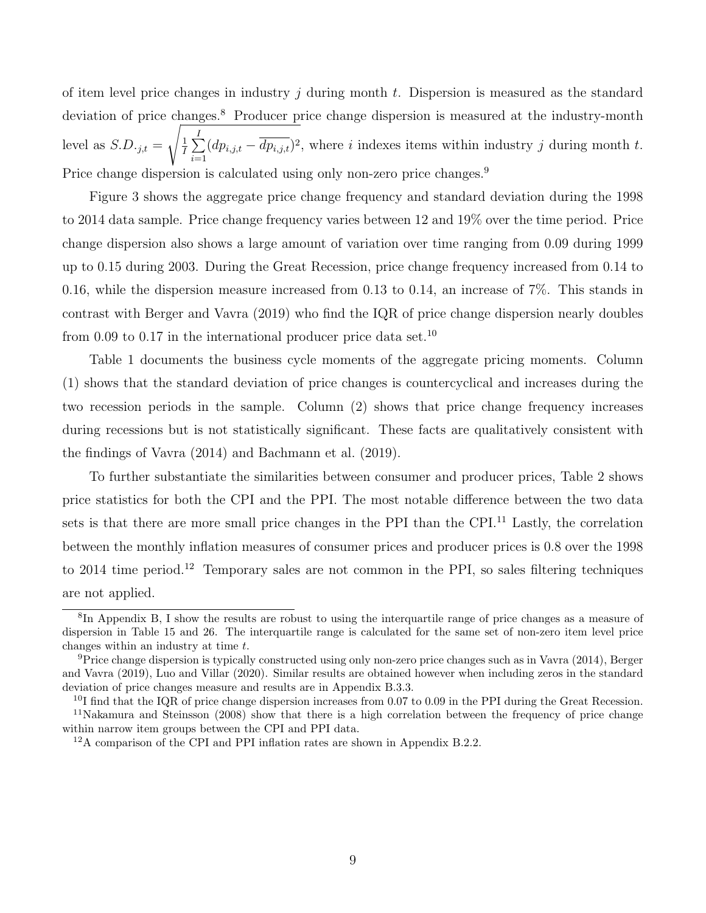of item level price changes in industry $j$ during month $t$. Dispersion is measured as the standard deviation of price changes.[8] Producer price change dispersion is measured at the industry-month level as $S.D._{j,t} = \sqrt{\frac{1}{I}\sum_{i=1}^{I}(dp_{i,j,t} - \overline{dp_{i,j,t}})^2}$, where $i$ indexes items within industry $j$ during month $t$. Price change dispersion is calculated using only non-zero price changes.[9]

Figure 3 shows the aggregate price change frequency and standard deviation during the 1998 to 2014 data sample. Price change frequency varies between 12 and 19% over the time period. Price change dispersion also shows a large amount of variation over time ranging from 0.09 during 1999 up to 0.15 during 2003. During the Great Recession, price change frequency increased from 0.14 to 0.16, while the dispersion measure increased from 0.13 to 0.14, an increase of 7%. This stands in contrast with Berger and Vavra (2019) who find the IQR of price change dispersion nearly doubles from 0.09 to 0.17 in the international producer price data set.[10]

Table 1 documents the business cycle moments of the aggregate pricing moments. Column (1) shows that the standard deviation of price changes is countercyclical and increases during the two recession periods in the sample. Column (2) shows that price change frequency increases during recessions but is not statistically significant. These facts are qualitatively consistent with the findings of Vavra (2014) and Bachmann et al. (2019).

To further substantiate the similarities between consumer and producer prices, Table 2 shows price statistics for both the CPI and the PPI. The most notable difference between the two data sets is that there are more small price changes in the PPI than the CPI.[11] Lastly, the correlation between the monthly inflation measures of consumer prices and producer prices is 0.8 over the 1998 to 2014 time period.[12] Temporary sales are not common in the PPI, so sales filtering techniques are not applied.

[8] In Appendix B, I show the results are robust to using the interquartile range of price changes as a measure of dispersion in Table 15 and 26. The interquartile range is calculated for the same set of non-zero item level price changes within an industry at time $t$.

[9] Price change dispersion is typically constructed using only non-zero price changes such as in Vavra (2014), Berger and Vavra (2019), Luo and Villar (2020). Similar results are obtained however when including zeros in the standard deviation of price changes measure and results are in Appendix B.3.3.

[10] I find that the IQR of price change dispersion increases from 0.07 to 0.09 in the PPI during the Great Recession.

[11] Nakamura and Steinsson (2008) show that there is a high correlation between the frequency of price change within narrow item groups between the CPI and PPI data.

[12] A comparison of the CPI and PPI inflation rates are shown in Appendix B.2.2.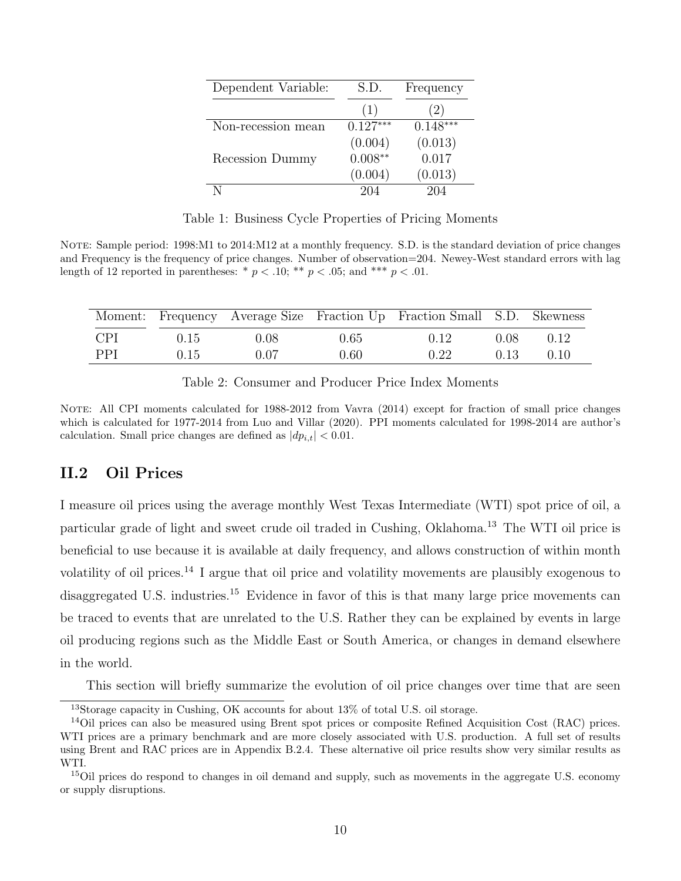| Dependent Variable: | S.D. | Frequency |
|---|---|---|
| | (1) | (2) |
| Non-recession mean | $0.127^{***}$ | $0.148^{***}$ |
| | (0.004) | (0.013) |
| Recession Dummy | $0.008^{**}$ | 0.017 |
| | (0.004) | (0.013) |
| N | 204 | 204 |

Table 1: Business Cycle Properties of Pricing Moments

NOTE: Sample period: 1998:M1 to 2014:M12 at a monthly frequency. S.D. is the standard deviation of price changes and Frequency is the frequency of price changes. Number of observation=204. Newey-West standard errors with lag length of 12 reported in parentheses: * $p < .10$; ** $p < .05$; and *** $p < .01$.

| Moment: | Frequency | Average Size | Fraction Up | Fraction Small | S.D. | Skewness |
|---|---|---|---|---|---|---|
| CPI | 0.15 | 0.08 | 0.65 | 0.12 | 0.08 | 0.12 |
| PPI | 0.15 | 0.07 | 0.60 | 0.22 | 0.13 | 0.10 |

Table 2: Consumer and Producer Price Index Moments

NOTE: All CPI moments calculated for 1988-2012 from Vavra (2014) except for fraction of small price changes which is calculated for 1977-2014 from Luo and Villar (2020). PPI moments calculated for 1998-2014 are author's calculation. Small price changes are defined as $|dp_{i,t}| < 0.01$.

## II.2 Oil Prices

I measure oil prices using the average monthly West Texas Intermediate (WTI) spot price of oil, a particular grade of light and sweet crude oil traded in Cushing, Oklahoma.[13] The WTI oil price is beneficial to use because it is available at daily frequency, and allows construction of within month volatility of oil prices.[14] I argue that oil price and volatility movements are plausibly exogenous to disaggregated U.S. industries.[15] Evidence in favor of this is that many large price movements can be traced to events that are unrelated to the U.S. Rather they can be explained by events in large oil producing regions such as the Middle East or South America, or changes in demand elsewhere in the world.

This section will briefly summarize the evolution of oil price changes over time that are seen

[13] Storage capacity in Cushing, OK accounts for about 13% of total U.S. oil storage.

[14] Oil prices can also be measured using Brent spot prices or composite Refined Acquisition Cost (RAC) prices. WTI prices are a primary benchmark and are more closely associated with U.S. production. A full set of results using Brent and RAC prices are in Appendix B.2.4. These alternative oil price results show very similar results as WTI.

[15] Oil prices do respond to changes in oil demand and supply, such as movements in the aggregate U.S. economy or supply disruptions.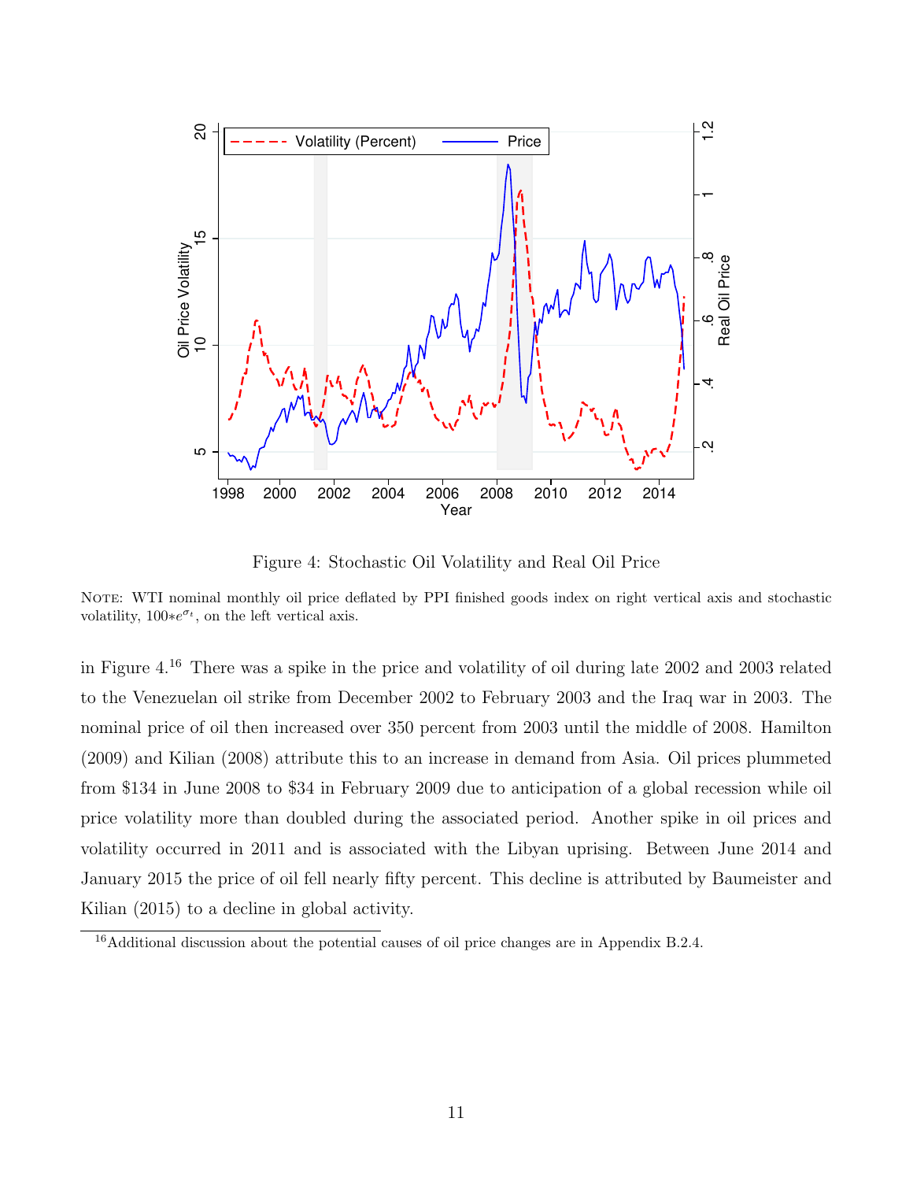Figure 4: Stochastic Oil Volatility and Real Oil Price

NOTE: WTI nominal monthly oil price deflated by PPI finished goods index on right vertical axis and stochastic volatility, $100*e^{\sigma_t}$, on the left vertical axis.

in Figure 4.[16] There was a spike in the price and volatility of oil during late 2002 and 2003 related to the Venezuelan oil strike from December 2002 to February 2003 and the Iraq war in 2003. The nominal price of oil then increased over 350 percent from 2003 until the middle of 2008. Hamilton (2009) and Kilian (2008) attribute this to an increase in demand from Asia. Oil prices plummeted from \$134 in June 2008 to \$34 in February 2009 due to anticipation of a global recession while oil price volatility more than doubled during the associated period. Another spike in oil prices and volatility occurred in 2011 and is associated with the Libyan uprising. Between June 2014 and January 2015 the price of oil fell nearly fifty percent. This decline is attributed by Baumeister and Kilian (2015) to a decline in global activity.

[16] Additional discussion about the potential causes of oil price changes are in Appendix B.2.4.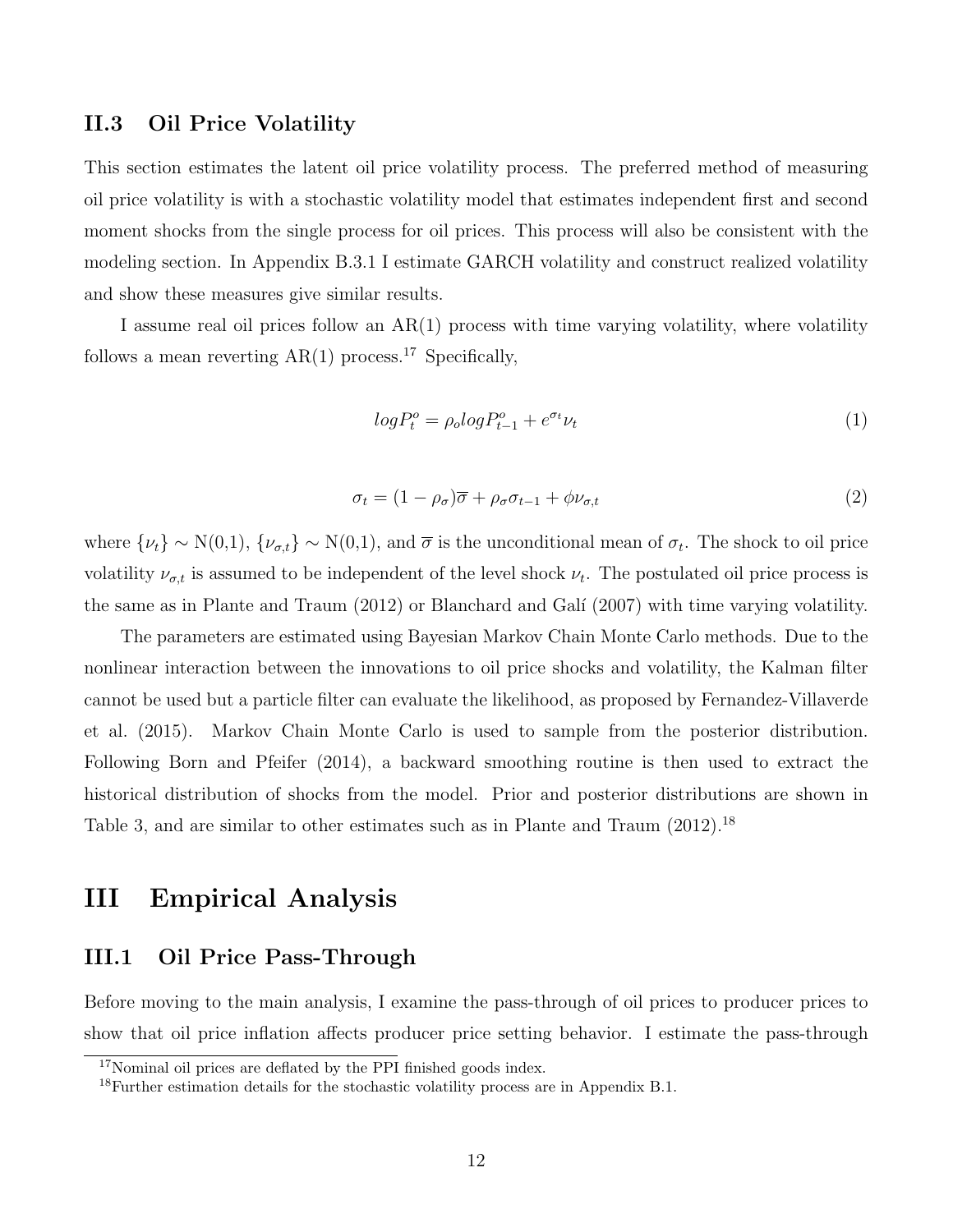### II.3 Oil Price Volatility

This section estimates the latent oil price volatility process. The preferred method of measuring oil price volatility is with a stochastic volatility model that estimates independent first and second moment shocks from the single process for oil prices. This process will also be consistent with the modeling section. In Appendix B.3.1 I estimate GARCH volatility and construct realized volatility and show these measures give similar results.

I assume real oil prices follow an AR(1) process with time varying volatility, where volatility follows a mean reverting AR(1) process.[17] Specifically,

$$logP_t^o = \rho_o logP_{t-1}^o + e^{\sigma_t}\nu_t \tag{1}$$

$$\sigma_t = (1-\rho_\sigma)\overline{\sigma} + \rho_\sigma\sigma_{t-1} + \phi\nu_{\sigma,t} \tag{2}$$

where $\{\nu_t\} \sim$ N(0,1), $\{\nu_{\sigma,t}\} \sim$ N(0,1), and $\overline{\sigma}$ is the unconditional mean of $\sigma_t$. The shock to oil price volatility $\nu_{\sigma,t}$ is assumed to be independent of the level shock $\nu_t$. The postulated oil price process is the same as in Plante and Traum (2012) or Blanchard and Galí (2007) with time varying volatility.

The parameters are estimated using Bayesian Markov Chain Monte Carlo methods. Due to the nonlinear interaction between the innovations to oil price shocks and volatility, the Kalman filter cannot be used but a particle filter can evaluate the likelihood, as proposed by Fernandez-Villaverde et al. (2015). Markov Chain Monte Carlo is used to sample from the posterior distribution. Following Born and Pfeifer (2014), a backward smoothing routine is then used to extract the historical distribution of shocks from the model. Prior and posterior distributions are shown in Table 3, and are similar to other estimates such as in Plante and Traum (2012).[18]

# III Empirical Analysis

## III.1 Oil Price Pass-Through

Before moving to the main analysis, I examine the pass-through of oil prices to producer prices to show that oil price inflation affects producer price setting behavior. I estimate the pass-through

[17] Nominal oil prices are deflated by the PPI finished goods index.

[18] Further estimation details for the stochastic volatility process are in Appendix B.1.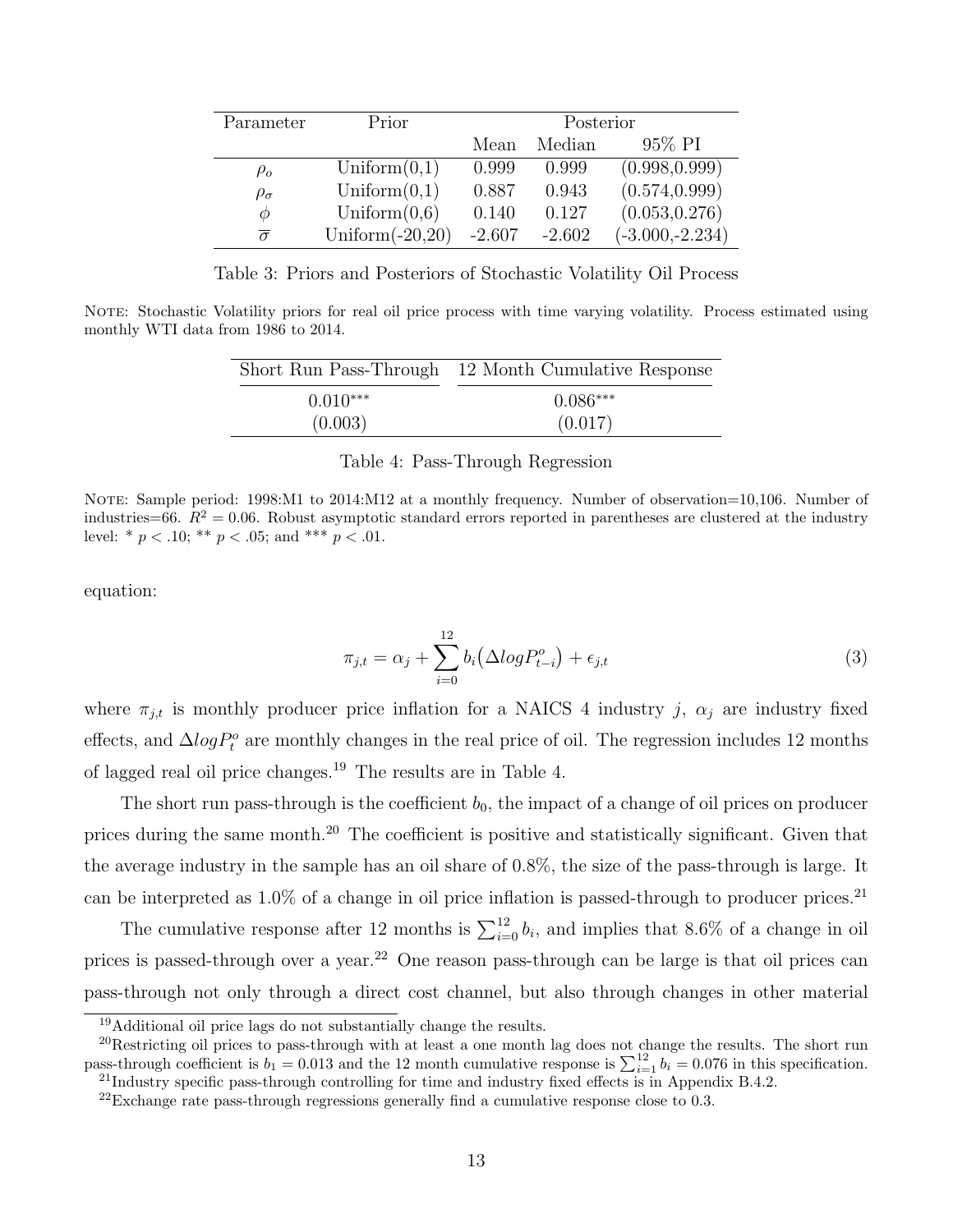| Parameter | Prior | Posterior | | |
|---|---|---|---|---|
| | | Mean | Median | 95% PI |
| $\rho_o$ | Uniform(0,1) | 0.999 | 0.999 | (0.998,0.999) |
| $\rho_\sigma$ | Uniform(0,1) | 0.887 | 0.943 | (0.574,0.999) |
| $\phi$ | Uniform(0,6) | 0.140 | 0.127 | (0.053,0.276) |
| $\overline{\sigma}$ | Uniform(-20,20) | -2.607 | -2.602 | (-3.000,-2.234) |

Table 3: Priors and Posteriors of Stochastic Volatility Oil Process

NOTE: Stochastic Volatility priors for real oil price process with time varying volatility. Process estimated using monthly WTI data from 1986 to 2014.

| Short Run Pass-Through | 12 Month Cumulative Response |
|---|---|
| $0.010^{***}$ | $0.086^{***}$ |
| (0.003) | (0.017) |

Table 4: Pass-Through Regression

NOTE: Sample period: 1998:M1 to 2014:M12 at a monthly frequency. Number of observation=10,106. Number of industries=66. $R^2 = 0.06$. Robust asymptotic standard errors reported in parentheses are clustered at the industry level: * $p < .10$; ** $p < .05$; and *** $p < .01$.

equation:

$$\pi_{j,t} = \alpha_j + \sum_{i=0}^{12} b_i \big(\Delta log P^o_{t-i}\big) + \epsilon_{j,t} \tag{3}$$

where $\pi_{j,t}$ is monthly producer price inflation for a NAICS 4 industry $j$, $\alpha_j$ are industry fixed effects, and $\Delta log P^o_t$ are monthly changes in the real price of oil. The regression includes 12 months of lagged real oil price changes.[19] The results are in Table 4.

The short run pass-through is the coefficient $b_0$, the impact of a change of oil prices on producer prices during the same month.[20] The coefficient is positive and statistically significant. Given that the average industry in the sample has an oil share of 0.8%, the size of the pass-through is large. It can be interpreted as 1.0% of a change in oil price inflation is passed-through to producer prices.[21]

The cumulative response after 12 months is $\sum_{i=0}^{12} b_i$, and implies that 8.6% of a change in oil prices is passed-through over a year.[22] One reason pass-through can be large is that oil prices can pass-through not only through a direct cost channel, but also through changes in other material

[19] Additional oil price lags do not substantially change the results.

[20] Restricting oil prices to pass-through with at least a one month lag does not change the results. The short run pass-through coefficient is $b_1 = 0.013$ and the 12 month cumulative response is $\sum_{i=1}^{12} b_i = 0.076$ in this specification.

[21] Industry specific pass-through controlling for time and industry fixed effects is in Appendix B.4.2.

[22] Exchange rate pass-through regressions generally find a cumulative response close to 0.3.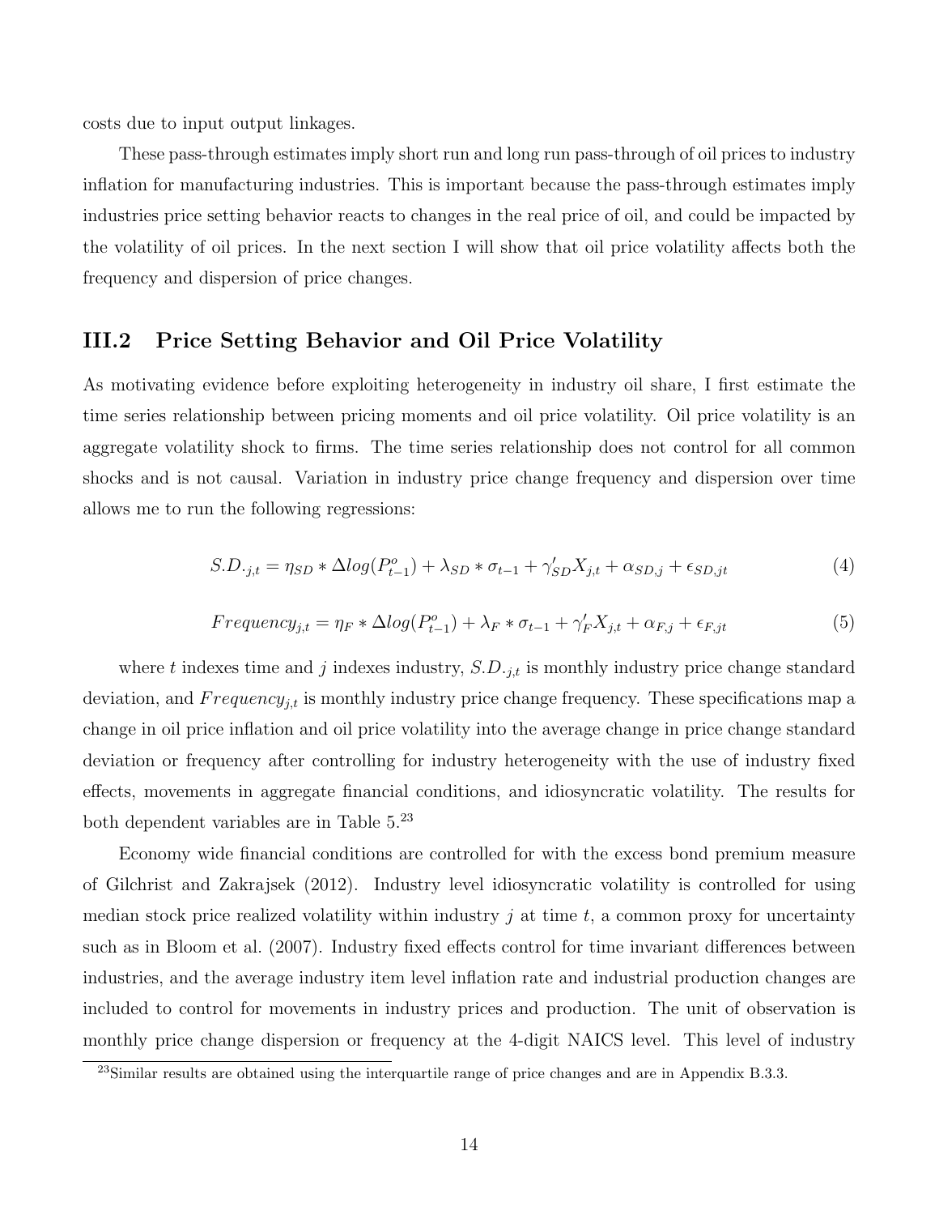costs due to input output linkages.

These pass-through estimates imply short run and long run pass-through of oil prices to industry inflation for manufacturing industries. This is important because the pass-through estimates imply industries price setting behavior reacts to changes in the real price of oil, and could be impacted by the volatility of oil prices. In the next section I will show that oil price volatility affects both the frequency and dispersion of price changes.

### III.2 Price Setting Behavior and Oil Price Volatility

As motivating evidence before exploiting heterogeneity in industry oil share, I first estimate the time series relationship between pricing moments and oil price volatility. Oil price volatility is an aggregate volatility shock to firms. The time series relationship does not control for all common shocks and is not causal. Variation in industry price change frequency and dispersion over time allows me to run the following regressions:

$$S.D._{j,t} = \eta_{SD} * \Delta log(P^o_{t-1}) + \lambda_{SD} * \sigma_{t-1} + \gamma'_{SD} X_{j,t} + \alpha_{SD,j} + \epsilon_{SD,jt} \tag{4}$$

$$Frequency_{j,t} = \eta_F * \Delta log(P^o_{t-1}) + \lambda_F * \sigma_{t-1} + \gamma'_F X_{j,t} + \alpha_{F,j} + \epsilon_{F,jt} \tag{5}$$

where $t$ indexes time and $j$ indexes industry, $S.D._{j,t}$ is monthly industry price change standard deviation, and $Frequency_{j,t}$ is monthly industry price change frequency. These specifications map a change in oil price inflation and oil price volatility into the average change in price change standard deviation or frequency after controlling for industry heterogeneity with the use of industry fixed effects, movements in aggregate financial conditions, and idiosyncratic volatility. The results for both dependent variables are in Table 5.[23]

Economy wide financial conditions are controlled for with the excess bond premium measure of Gilchrist and Zakrajsek (2012). Industry level idiosyncratic volatility is controlled for using median stock price realized volatility within industry $j$ at time $t$, a common proxy for uncertainty such as in Bloom et al. (2007). Industry fixed effects control for time invariant differences between industries, and the average industry item level inflation rate and industrial production changes are included to control for movements in industry prices and production. The unit of observation is monthly price change dispersion or frequency at the 4-digit NAICS level. This level of industry

[23]Similar results are obtained using the interquartile range of price changes and are in Appendix B.3.3.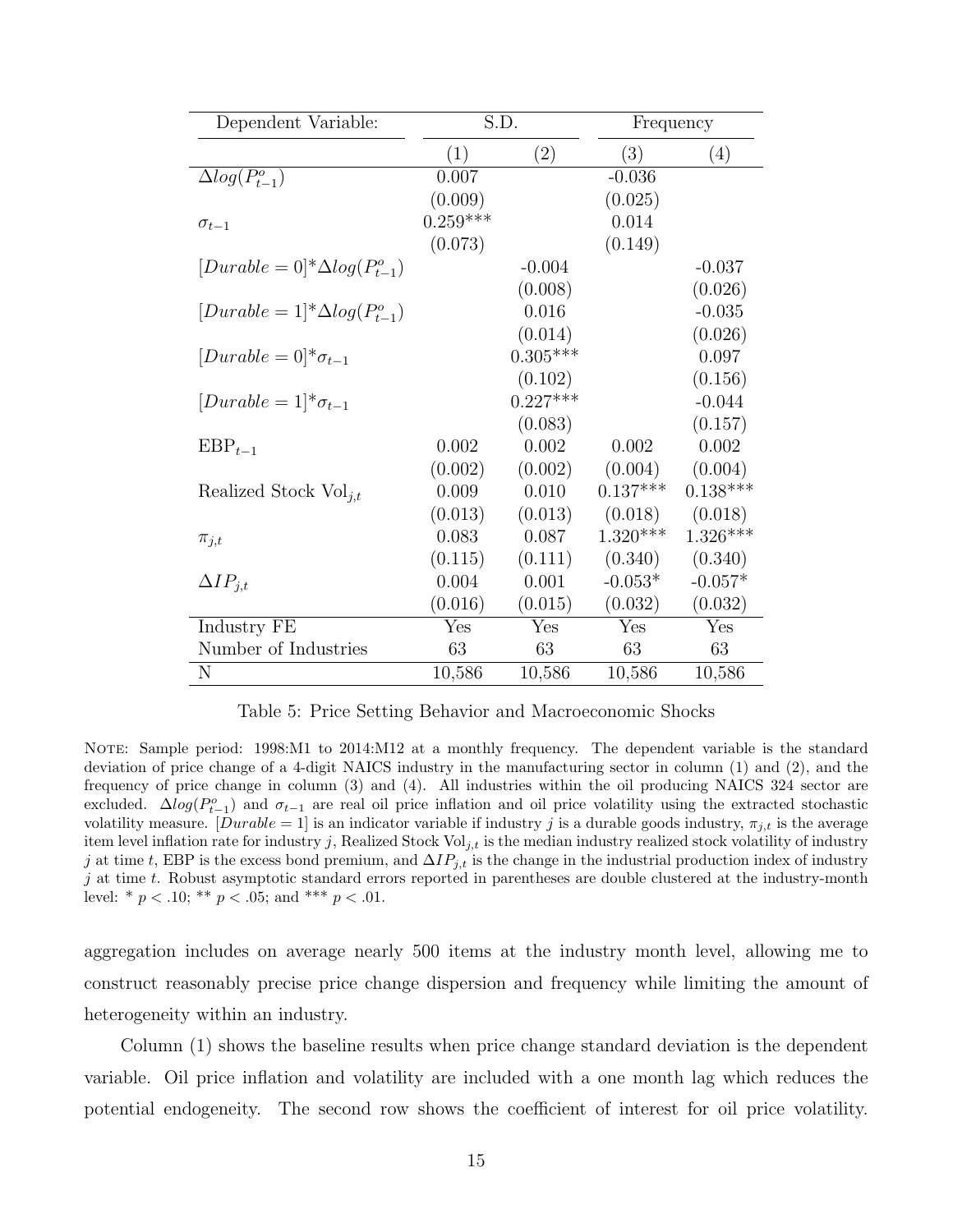| Dependent Variable: | S.D. | | Frequency | |
|---|---|---|---|---|
| | (1) | (2) | (3) | (4) |
| $\Delta log(P^o_{t-1})$ | 0.007 | | -0.036 | |
| | (0.009) | | (0.025) | |
| $\sigma_{t-1}$ | 0.259*** | | 0.014 | |
| | (0.073) | | (0.149) | |
| $[Durable=0]^*\Delta log(P^o_{t-1})$ | | -0.004 | | -0.037 |
| | | (0.008) | | (0.026) |
| $[Durable=1]^*\Delta log(P^o_{t-1})$ | | 0.016 | | -0.035 |
| | | (0.014) | | (0.026) |
| $[Durable=0]^*\sigma_{t-1}$ | | 0.305*** | | 0.097 |
| | | (0.102) | | (0.156) |
| $[Durable=1]^*\sigma_{t-1}$ | | 0.227*** | | -0.044 |
| | | (0.083) | | (0.157) |
| $\text{EBP}_{t-1}$ | 0.002 | 0.002 | 0.002 | 0.002 |
| | (0.002) | (0.002) | (0.004) | (0.004) |
| Realized Stock $\text{Vol}_{j,t}$ | 0.009 | 0.010 | 0.137*** | 0.138*** |
| | (0.013) | (0.013) | (0.018) | (0.018) |
| $\pi_{j,t}$ | 0.083 | 0.087 | 1.320*** | 1.326*** |
| | (0.115) | (0.111) | (0.340) | (0.340) |
| $\Delta IP_{j,t}$ | 0.004 | 0.001 | -0.053* | -0.057* |
| | (0.016) | (0.015) | (0.032) | (0.032) |
| Industry FE | Yes | Yes | Yes | Yes |
| Number of Industries | 63 | 63 | 63 | 63 |
| N | 10,586 | 10,586 | 10,586 | 10,586 |

Table 5: Price Setting Behavior and Macroeconomic Shocks

NOTE: Sample period: 1998:M1 to 2014:M12 at a monthly frequency. The dependent variable is the standard deviation of price change of a 4-digit NAICS industry in the manufacturing sector in column (1) and (2), and the frequency of price change in column (3) and (4). All industries within the oil producing NAICS 324 sector are excluded. $\Delta log(P^o_{t-1})$ and $\sigma_{t-1}$ are real oil price inflation and oil price volatility using the extracted stochastic volatility measure. $[Durable = 1]$ is an indicator variable if industry $j$ is a durable goods industry, $\pi_{j,t}$ is the average item level inflation rate for industry $j$, Realized Stock $\text{Vol}_{j,t}$ is the median industry realized stock volatility of industry $j$ at time $t$, EBP is the excess bond premium, and $\Delta IP_{j,t}$ is the change in the industrial production index of industry $j$ at time $t$. Robust asymptotic standard errors reported in parentheses are double clustered at the industry-month level: * $p < .10$; ** $p < .05$; and *** $p < .01$.

aggregation includes on average nearly 500 items at the industry month level, allowing me to construct reasonably precise price change dispersion and frequency while limiting the amount of heterogeneity within an industry.

Column (1) shows the baseline results when price change standard deviation is the dependent variable. Oil price inflation and volatility are included with a one month lag which reduces the potential endogeneity. The second row shows the coefficient of interest for oil price volatility.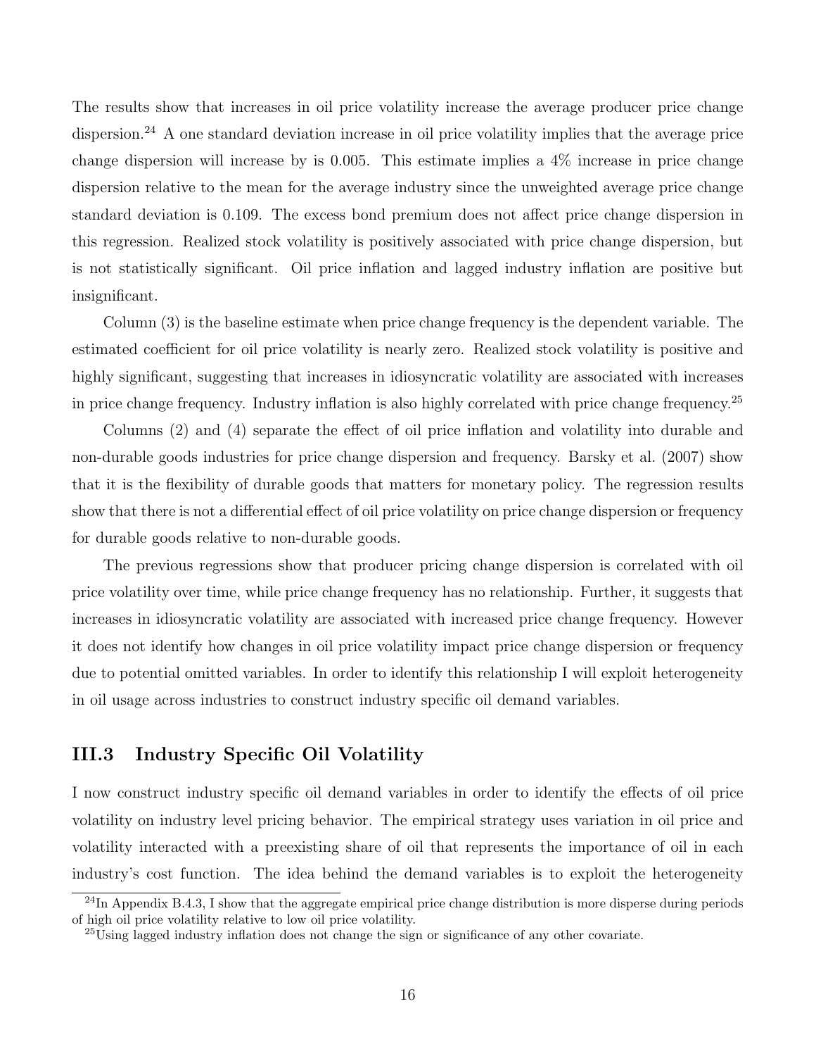The results show that increases in oil price volatility increase the average producer price change dispersion.[24] A one standard deviation increase in oil price volatility implies that the average price change dispersion will increase by is 0.005. This estimate implies a 4% increase in price change dispersion relative to the mean for the average industry since the unweighted average price change standard deviation is 0.109. The excess bond premium does not affect price change dispersion in this regression. Realized stock volatility is positively associated with price change dispersion, but is not statistically significant. Oil price inflation and lagged industry inflation are positive but insignificant.

Column (3) is the baseline estimate when price change frequency is the dependent variable. The estimated coefficient for oil price volatility is nearly zero. Realized stock volatility is positive and highly significant, suggesting that increases in idiosyncratic volatility are associated with increases in price change frequency. Industry inflation is also highly correlated with price change frequency.[25]

Columns (2) and (4) separate the effect of oil price inflation and volatility into durable and non-durable goods industries for price change dispersion and frequency. Barsky et al. (2007) show that it is the flexibility of durable goods that matters for monetary policy. The regression results show that there is not a differential effect of oil price volatility on price change dispersion or frequency for durable goods relative to non-durable goods.

The previous regressions show that producer pricing change dispersion is correlated with oil price volatility over time, while price change frequency has no relationship. Further, it suggests that increases in idiosyncratic volatility are associated with increased price change frequency. However it does not identify how changes in oil price volatility impact price change dispersion or frequency due to potential omitted variables. In order to identify this relationship I will exploit heterogeneity in oil usage across industries to construct industry specific oil demand variables.

## III.3 Industry Specific Oil Volatility

I now construct industry specific oil demand variables in order to identify the effects of oil price volatility on industry level pricing behavior. The empirical strategy uses variation in oil price and volatility interacted with a preexisting share of oil that represents the importance of oil in each industry's cost function. The idea behind the demand variables is to exploit the heterogeneity

[24]In Appendix B.4.3, I show that the aggregate empirical price change distribution is more disperse during periods of high oil price volatility relative to low oil price volatility.

[25]Using lagged industry inflation does not change the sign or significance of any other covariate.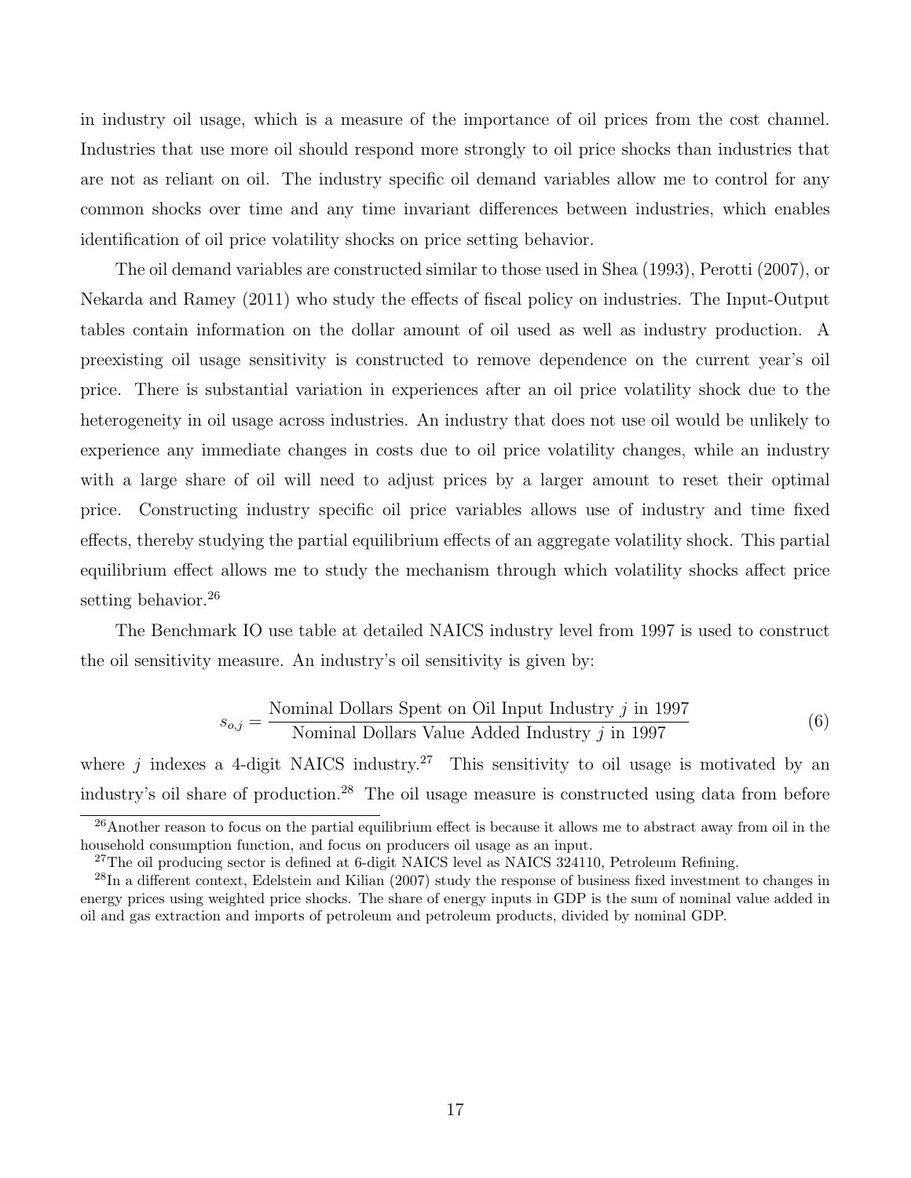in industry oil usage, which is a measure of the importance of oil prices from the cost channel. Industries that use more oil should respond more strongly to oil price shocks than industries that are not as reliant on oil. The industry specific oil demand variables allow me to control for any common shocks over time and any time invariant differences between industries, which enables identification of oil price volatility shocks on price setting behavior.

The oil demand variables are constructed similar to those used in Shea (1993), Perotti (2007), or Nekarda and Ramey (2011) who study the effects of fiscal policy on industries. The Input-Output tables contain information on the dollar amount of oil used as well as industry production. A preexisting oil usage sensitivity is constructed to remove dependence on the current year's oil price. There is substantial variation in experiences after an oil price volatility shock due to the heterogeneity in oil usage across industries. An industry that does not use oil would be unlikely to experience any immediate changes in costs due to oil price volatility changes, while an industry with a large share of oil will need to adjust prices by a larger amount to reset their optimal price. Constructing industry specific oil price variables allows use of industry and time fixed effects, thereby studying the partial equilibrium effects of an aggregate volatility shock. This partial equilibrium effect allows me to study the mechanism through which volatility shocks affect price setting behavior.[26]

The Benchmark IO use table at detailed NAICS industry level from 1997 is used to construct the oil sensitivity measure. An industry's oil sensitivity is given by:

$$s_{o,j} = \frac{\text{Nominal Dollars Spent on Oil Input Industry } j \text{ in 1997}}{\text{Nominal Dollars Value Added Industry } j \text{ in 1997}} \tag{6}$$

where $j$ indexes a 4-digit NAICS industry.[27] This sensitivity to oil usage is motivated by an industry's oil share of production.[28] The oil usage measure is constructed using data from before

---

[26] Another reason to focus on the partial equilibrium effect is because it allows me to abstract away from oil in the household consumption function, and focus on producers oil usage as an input.

[27] The oil producing sector is defined at 6-digit NAICS level as NAICS 324110, Petroleum Refining.

[28] In a different context, Edelstein and Kilian (2007) study the response of business fixed investment to changes in energy prices using weighted price shocks. The share of energy inputs in GDP is the sum of nominal value added in oil and gas extraction and imports of petroleum and petroleum products, divided by nominal GDP.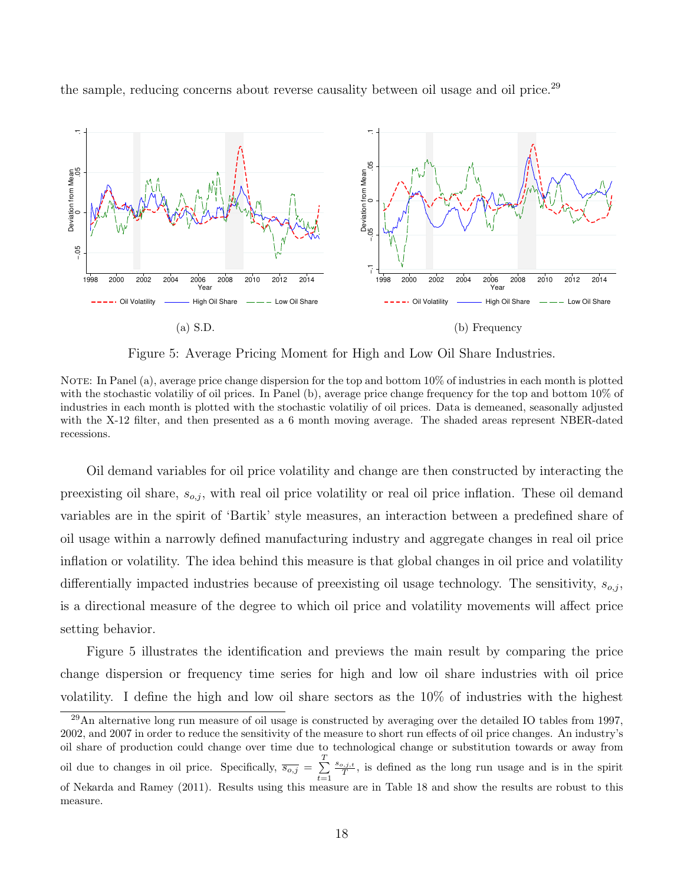the sample, reducing concerns about reverse causality between oil usage and oil price.[29]

(a) S.D.

(b) Frequency

Figure 5: Average Pricing Moment for High and Low Oil Share Industries.

NOTE: In Panel (a), average price change dispersion for the top and bottom 10% of industries in each month is plotted with the stochastic volatiliy of oil prices. In Panel (b), average price change frequency for the top and bottom 10% of industries in each month is plotted with the stochastic volatiliy of oil prices. Data is demeaned, seasonally adjusted with the X-12 filter, and then presented as a 6 month moving average. The shaded areas represent NBER-dated recessions.

Oil demand variables for oil price volatility and change are then constructed by interacting the preexisting oil share, $s_{o,j}$, with real oil price volatility or real oil price inflation. These oil demand variables are in the spirit of 'Bartik' style measures, an interaction between a predefined share of oil usage within a narrowly defined manufacturing industry and aggregate changes in real oil price inflation or volatility. The idea behind this measure is that global changes in oil price and volatility differentially impacted industries because of preexisting oil usage technology. The sensitivity, $s_{o,j}$, is a directional measure of the degree to which oil price and volatility movements will affect price setting behavior.

Figure 5 illustrates the identification and previews the main result by comparing the price change dispersion or frequency time series for high and low oil share industries with oil price volatility. I define the high and low oil share sectors as the 10% of industries with the highest

[29] An alternative long run measure of oil usage is constructed by averaging over the detailed IO tables from 1997, 2002, and 2007 in order to reduce the sensitivity of the measure to short run effects of oil price changes. An industry's oil share of production could change over time due to technological change or substitution towards or away from oil due to changes in oil price. Specifically, $\overline{s_{o,j}} = \sum_{t=1}^{T} \frac{s_{o,j,t}}{T}$, is defined as the long run usage and is in the spirit of Nekarda and Ramey (2011). Results using this measure are in Table 18 and show the results are robust to this measure.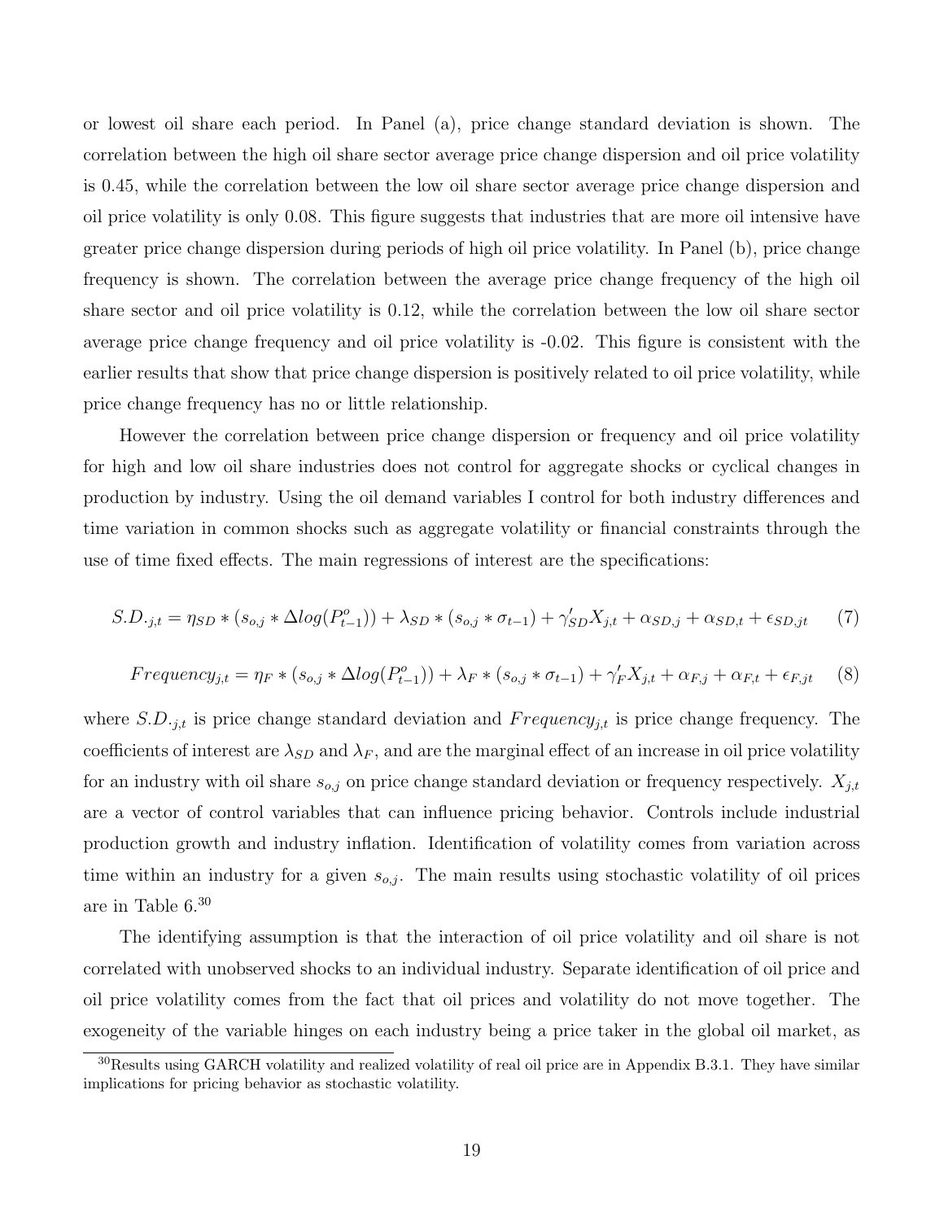or lowest oil share each period. In Panel (a), price change standard deviation is shown. The correlation between the high oil share sector average price change dispersion and oil price volatility is 0.45, while the correlation between the low oil share sector average price change dispersion and oil price volatility is only 0.08. This figure suggests that industries that are more oil intensive have greater price change dispersion during periods of high oil price volatility. In Panel (b), price change frequency is shown. The correlation between the average price change frequency of the high oil share sector and oil price volatility is 0.12, while the correlation between the low oil share sector average price change frequency and oil price volatility is -0.02. This figure is consistent with the earlier results that show that price change dispersion is positively related to oil price volatility, while price change frequency has no or little relationship.

However the correlation between price change dispersion or frequency and oil price volatility for high and low oil share industries does not control for aggregate shocks or cyclical changes in production by industry. Using the oil demand variables I control for both industry differences and time variation in common shocks such as aggregate volatility or financial constraints through the use of time fixed effects. The main regressions of interest are the specifications:

$$S.D._{\cdot j,t} = \eta_{SD} * (s_{o,j} * \Delta log(P^o_{t-1})) + \lambda_{SD} * (s_{o,j} * \sigma_{t-1}) + \gamma'_{SD} X_{j,t} + \alpha_{SD,j} + \alpha_{SD,t} + \epsilon_{SD,jt} \qquad (7)$$

$$Frequency_{j,t} = \eta_F * (s_{o,j} * \Delta log(P^o_{t-1})) + \lambda_F * (s_{o,j} * \sigma_{t-1}) + \gamma'_F X_{j,t} + \alpha_{F,j} + \alpha_{F,t} + \epsilon_{F,jt} \qquad (8)$$

where $S.D._{\cdot j,t}$ is price change standard deviation and $Frequency_{j,t}$ is price change frequency. The coefficients of interest are $\lambda_{SD}$ and $\lambda_F$, and are the marginal effect of an increase in oil price volatility for an industry with oil share $s_{o,j}$ on price change standard deviation or frequency respectively. $X_{j,t}$ are a vector of control variables that can influence pricing behavior. Controls include industrial production growth and industry inflation. Identification of volatility comes from variation across time within an industry for a given $s_{o,j}$. The main results using stochastic volatility of oil prices are in Table 6.[30]

The identifying assumption is that the interaction of oil price volatility and oil share is not correlated with unobserved shocks to an individual industry. Separate identification of oil price and oil price volatility comes from the fact that oil prices and volatility do not move together. The exogeneity of the variable hinges on each industry being a price taker in the global oil market, as

[30] Results using GARCH volatility and realized volatility of real oil price are in Appendix B.3.1. They have similar implications for pricing behavior as stochastic volatility.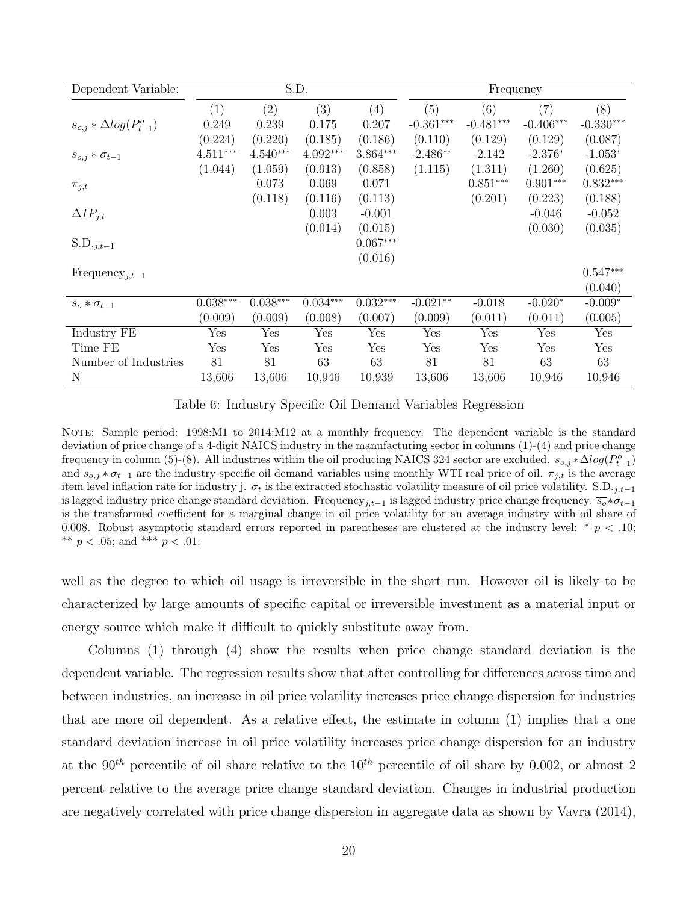| Dependent Variable: | S.D. | | | | Frequency | | | |
|---|---|---|---|---|---|---|---|---|
| | (1) | (2) | (3) | (4) | (5) | (6) | (7) | (8) |
| $s_{o,j} * \Delta log(P^o_{t-1})$ | 0.249 | 0.239 | 0.175 | 0.207 | -0.361*** | -0.481*** | -0.406*** | -0.330*** |
| | (0.224) | (0.220) | (0.185) | (0.186) | (0.110) | (0.129) | (0.129) | (0.087) |
| $s_{o,j} * \sigma_{t-1}$ | 4.511*** | 4.540*** | 4.092*** | 3.864*** | -2.486** | -2.142 | -2.376* | -1.053* |
| | (1.044) | (1.059) | (0.913) | (0.858) | (1.115) | (1.311) | (1.260) | (0.625) |
| $\pi_{j,t}$ | | 0.073 | 0.069 | 0.071 | | 0.851*** | 0.901*** | 0.832*** |
| | | (0.118) | (0.116) | (0.113) | | (0.201) | (0.223) | (0.188) |
| $\Delta IP_{j,t}$ | | | 0.003 | -0.001 | | | -0.046 | -0.052 |
| | | | (0.014) | (0.015) | | | (0.030) | (0.035) |
| $\text{S.D.}_{\cdot j,t-1}$ | | | | 0.067*** | | | | |
| | | | | (0.016) | | | | |
| $\text{Frequency}_{j,t-1}$ | | | | | | | | 0.547*** |
| | | | | | | | | (0.040) |
| $\overline{s_o} * \sigma_{t-1}$ | 0.038*** | 0.038*** | 0.034*** | 0.032*** | -0.021** | -0.018 | -0.020* | -0.009* |
| | (0.009) | (0.009) | (0.008) | (0.007) | (0.009) | (0.011) | (0.011) | (0.005) |
| Industry FE | Yes | Yes | Yes | Yes | Yes | Yes | Yes | Yes |
| Time FE | Yes | Yes | Yes | Yes | Yes | Yes | Yes | Yes |
| Number of Industries | 81 | 81 | 63 | 63 | 81 | 81 | 63 | 63 |
| N | 13,606 | 13,606 | 10,946 | 10,939 | 13,606 | 13,606 | 10,946 | 10,946 |

Table 6: Industry Specific Oil Demand Variables Regression

NOTE: Sample period: 1998:M1 to 2014:M12 at a monthly frequency. The dependent variable is the standard deviation of price change of a 4-digit NAICS industry in the manufacturing sector in columns (1)-(4) and price change frequency in column (5)-(8). All industries within the oil producing NAICS 324 sector are excluded. $s_{o,j} * \Delta log(P^o_{t-1})$ and $s_{o,j} * \sigma_{t-1}$ are the industry specific oil demand variables using monthly WTI real price of oil. $\pi_{j,t}$ is the average item level inflation rate for industry j. $\sigma_t$ is the extracted stochastic volatility measure of oil price volatility. $\text{S.D.}_{\cdot j,t-1}$ is lagged industry price change standard deviation. $\text{Frequency}_{j,t-1}$ is lagged industry price change frequency. $\overline{s_o} * \sigma_{t-1}$ is the transformed coefficient for a marginal change in oil price volatility for an average industry with oil share of 0.008. Robust asymptotic standard errors reported in parentheses are clustered at the industry level: * $p < .10$; ** $p < .05$; and *** $p < .01$.

well as the degree to which oil usage is irreversible in the short run. However oil is likely to be characterized by large amounts of specific capital or irreversible investment as a material input or energy source which make it difficult to quickly substitute away from.

Columns (1) through (4) show the results when price change standard deviation is the dependent variable. The regression results show that after controlling for differences across time and between industries, an increase in oil price volatility increases price change dispersion for industries that are more oil dependent. As a relative effect, the estimate in column (1) implies that a one standard deviation increase in oil price volatility increases price change dispersion for an industry at the $90^{th}$ percentile of oil share relative to the $10^{th}$ percentile of oil share by 0.002, or almost 2 percent relative to the average price change standard deviation. Changes in industrial production are negatively correlated with price change dispersion in aggregate data as shown by Vavra (2014),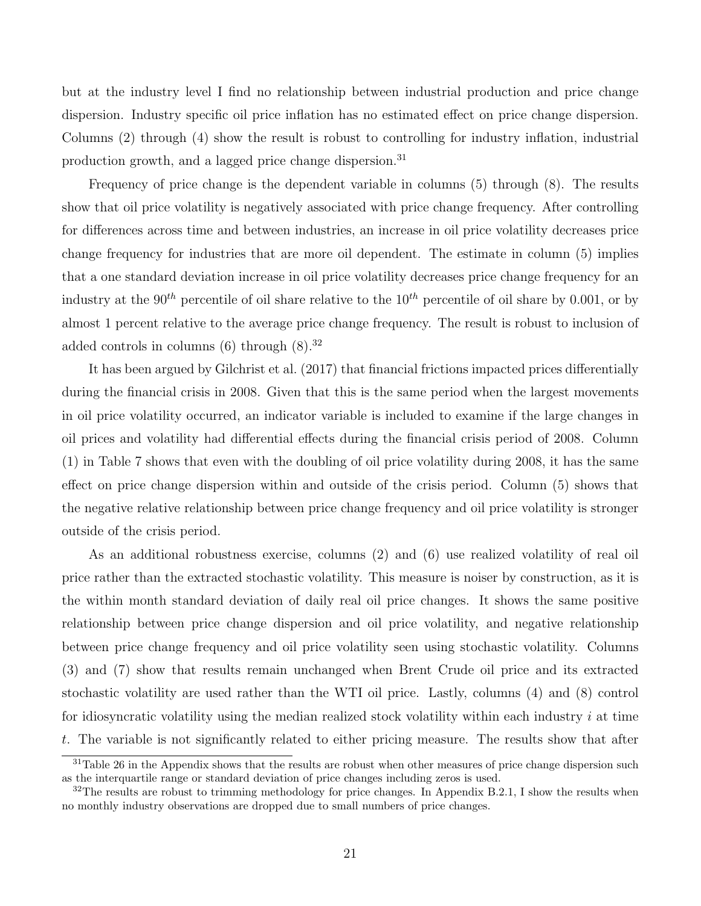but at the industry level I find no relationship between industrial production and price change dispersion. Industry specific oil price inflation has no estimated effect on price change dispersion. Columns (2) through (4) show the result is robust to controlling for industry inflation, industrial production growth, and a lagged price change dispersion.[31]

Frequency of price change is the dependent variable in columns (5) through (8). The results show that oil price volatility is negatively associated with price change frequency. After controlling for differences across time and between industries, an increase in oil price volatility decreases price change frequency for industries that are more oil dependent. The estimate in column (5) implies that a one standard deviation increase in oil price volatility decreases price change frequency for an industry at the $90^{th}$ percentile of oil share relative to the $10^{th}$ percentile of oil share by 0.001, or by almost 1 percent relative to the average price change frequency. The result is robust to inclusion of added controls in columns (6) through (8).[32]

It has been argued by Gilchrist et al. (2017) that financial frictions impacted prices differentially during the financial crisis in 2008. Given that this is the same period when the largest movements in oil price volatility occurred, an indicator variable is included to examine if the large changes in oil prices and volatility had differential effects during the financial crisis period of 2008. Column (1) in Table 7 shows that even with the doubling of oil price volatility during 2008, it has the same effect on price change dispersion within and outside of the crisis period. Column (5) shows that the negative relative relationship between price change frequency and oil price volatility is stronger outside of the crisis period.

As an additional robustness exercise, columns (2) and (6) use realized volatility of real oil price rather than the extracted stochastic volatility. This measure is noiser by construction, as it is the within month standard deviation of daily real oil price changes. It shows the same positive relationship between price change dispersion and oil price volatility, and negative relationship between price change frequency and oil price volatility seen using stochastic volatility. Columns (3) and (7) show that results remain unchanged when Brent Crude oil price and its extracted stochastic volatility are used rather than the WTI oil price. Lastly, columns (4) and (8) control for idiosyncratic volatility using the median realized stock volatility within each industry $i$ at time $t$. The variable is not significantly related to either pricing measure. The results show that after

[31] Table 26 in the Appendix shows that the results are robust when other measures of price change dispersion such as the interquartile range or standard deviation of price changes including zeros is used.

[32] The results are robust to trimming methodology for price changes. In Appendix B.2.1, I show the results when no monthly industry observations are dropped due to small numbers of price changes.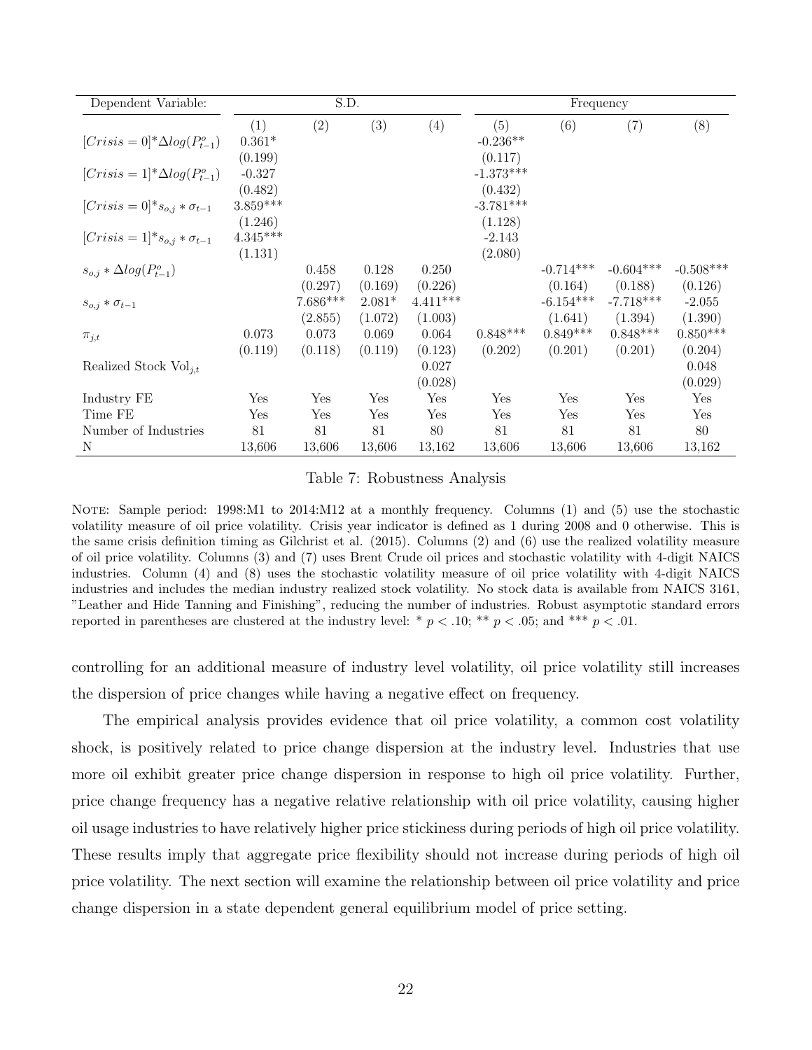| Dependent Variable: | S.D. | | | | Frequency | | | |
|---|---|---|---|---|---|---|---|---|
| | (1) | (2) | (3) | (4) | (5) | (6) | (7) | (8) |
| $[Crisis=0]*\Delta log(P^o_{t-1})$ | 0.361* | | | | -0.236** | | | |
| | (0.199) | | | | (0.117) | | | |
| $[Crisis=1]*\Delta log(P^o_{t-1})$ | -0.327 | | | | -1.373*** | | | |
| | (0.482) | | | | (0.432) | | | |
| $[Crisis=0]*s_{o,j}*\sigma_{t-1}$ | 3.859*** | | | | -3.781*** | | | |
| | (1.246) | | | | (1.128) | | | |
| $[Crisis=1]*s_{o,j}*\sigma_{t-1}$ | 4.345*** | | | | -2.143 | | | |
| | (1.131) | | | | (2.080) | | | |
| $s_{o,j}*\Delta log(P^o_{t-1})$ | | 0.458 | 0.128 | 0.250 | | -0.714*** | -0.604*** | -0.508*** |
| | | (0.297) | (0.169) | (0.226) | | (0.164) | (0.188) | (0.126) |
| $s_{o,j}*\sigma_{t-1}$ | | 7.686*** | 2.081* | 4.411*** | | -6.154*** | -7.718*** | -2.055 |
| | | (2.855) | (1.072) | (1.003) | | (1.641) | (1.394) | (1.390) |
| $\pi_{j,t}$ | 0.073 | 0.073 | 0.069 | 0.064 | 0.848*** | 0.849*** | 0.848*** | 0.850*** |
| | (0.119) | (0.118) | (0.119) | (0.123) | (0.202) | (0.201) | (0.201) | (0.204) |
| Realized Stock Vol$_{j,t}$ | | | | 0.027 | | | | 0.048 |
| | | | | (0.028) | | | | (0.029) |
| Industry FE | Yes | Yes | Yes | Yes | Yes | Yes | Yes | Yes |
| Time FE | Yes | Yes | Yes | Yes | Yes | Yes | Yes | Yes |
| Number of Industries | 81 | 81 | 81 | 80 | 81 | 81 | 81 | 80 |
| N | 13,606 | 13,606 | 13,606 | 13,162 | 13,606 | 13,606 | 13,606 | 13,162 |

Table 7: Robustness Analysis

NOTE: Sample period: 1998:M1 to 2014:M12 at a monthly frequency. Columns (1) and (5) use the stochastic volatility measure of oil price volatility. Crisis year indicator is defined as 1 during 2008 and 0 otherwise. This is the same crisis definition timing as Gilchrist et al. (2015). Columns (2) and (6) use the realized volatility measure of oil price volatility. Columns (3) and (7) uses Brent Crude oil prices and stochastic volatility with 4-digit NAICS industries. Column (4) and (8) uses the stochastic volatility measure of oil price volatility with 4-digit NAICS industries and includes the median industry realized stock volatility. No stock data is available from NAICS 3161, "Leather and Hide Tanning and Finishing", reducing the number of industries. Robust asymptotic standard errors reported in parentheses are clustered at the industry level: * $p < .10$; ** $p < .05$; and *** $p < .01$.

controlling for an additional measure of industry level volatility, oil price volatility still increases the dispersion of price changes while having a negative effect on frequency.

The empirical analysis provides evidence that oil price volatility, a common cost volatility shock, is positively related to price change dispersion at the industry level. Industries that use more oil exhibit greater price change dispersion in response to high oil price volatility. Further, price change frequency has a negative relative relationship with oil price volatility, causing higher oil usage industries to have relatively higher price stickiness during periods of high oil price volatility. These results imply that aggregate price flexibility should not increase during periods of high oil price volatility. The next section will examine the relationship between oil price volatility and price change dispersion in a state dependent general equilibrium model of price setting.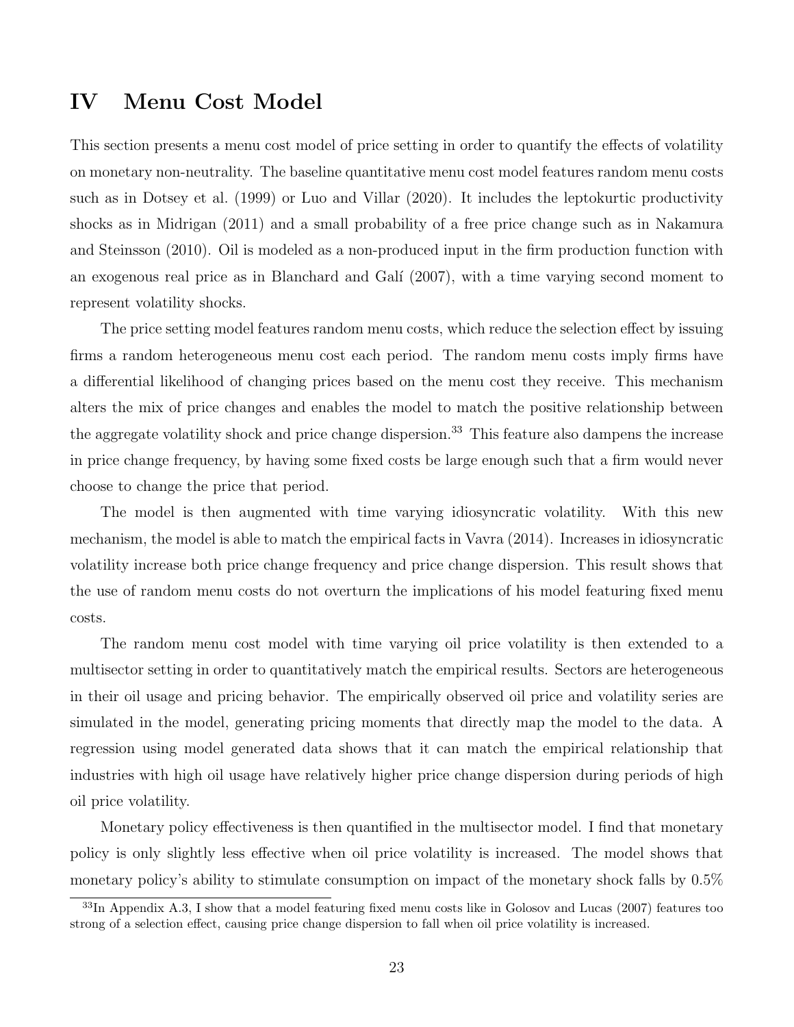# IV Menu Cost Model

This section presents a menu cost model of price setting in order to quantify the effects of volatility on monetary non-neutrality. The baseline quantitative menu cost model features random menu costs such as in Dotsey et al. (1999) or Luo and Villar (2020). It includes the leptokurtic productivity shocks as in Midrigan (2011) and a small probability of a free price change such as in Nakamura and Steinsson (2010). Oil is modeled as a non-produced input in the firm production function with an exogenous real price as in Blanchard and Galí (2007), with a time varying second moment to represent volatility shocks.

The price setting model features random menu costs, which reduce the selection effect by issuing firms a random heterogeneous menu cost each period. The random menu costs imply firms have a differential likelihood of changing prices based on the menu cost they receive. This mechanism alters the mix of price changes and enables the model to match the positive relationship between the aggregate volatility shock and price change dispersion.[33] This feature also dampens the increase in price change frequency, by having some fixed costs be large enough such that a firm would never choose to change the price that period.

The model is then augmented with time varying idiosyncratic volatility. With this new mechanism, the model is able to match the empirical facts in Vavra (2014). Increases in idiosyncratic volatility increase both price change frequency and price change dispersion. This result shows that the use of random menu costs do not overturn the implications of his model featuring fixed menu costs.

The random menu cost model with time varying oil price volatility is then extended to a multisector setting in order to quantitatively match the empirical results. Sectors are heterogeneous in their oil usage and pricing behavior. The empirically observed oil price and volatility series are simulated in the model, generating pricing moments that directly map the model to the data. A regression using model generated data shows that it can match the empirical relationship that industries with high oil usage have relatively higher price change dispersion during periods of high oil price volatility.

Monetary policy effectiveness is then quantified in the multisector model. I find that monetary policy is only slightly less effective when oil price volatility is increased. The model shows that monetary policy's ability to stimulate consumption on impact of the monetary shock falls by 0.5%

[33] In Appendix A.3, I show that a model featuring fixed menu costs like in Golosov and Lucas (2007) features too strong of a selection effect, causing price change dispersion to fall when oil price volatility is increased.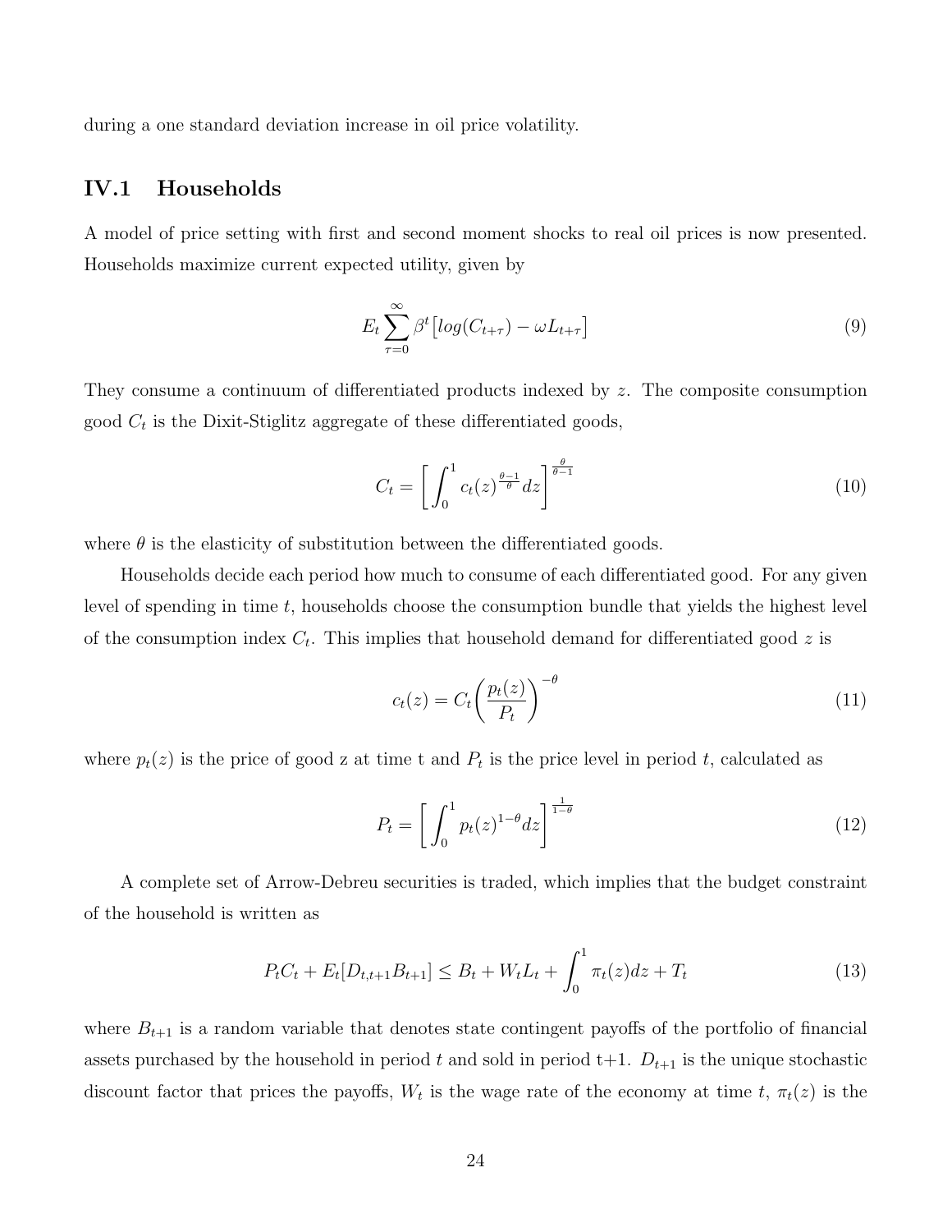during a one standard deviation increase in oil price volatility.

## IV.1 Households

A model of price setting with first and second moment shocks to real oil prices is now presented. Households maximize current expected utility, given by

$$E_t \sum_{\tau=0}^{\infty} \beta^t \big[ log(C_{t+\tau}) - \omega L_{t+\tau} \big] \tag{9}$$

They consume a continuum of differentiated products indexed by $z$. The composite consumption good $C_t$ is the Dixit-Stiglitz aggregate of these differentiated goods,

$$C_t = \left[ \int_0^1 c_t(z)^{\frac{\theta-1}{\theta}} dz \right]^{\frac{\theta}{\theta-1}} \tag{10}$$

where $\theta$ is the elasticity of substitution between the differentiated goods.

Households decide each period how much to consume of each differentiated good. For any given level of spending in time $t$, households choose the consumption bundle that yields the highest level of the consumption index $C_t$. This implies that household demand for differentiated good $z$ is

$$c_t(z) = C_t \bigg( \frac{p_t(z)}{P_t} \bigg)^{-\theta} \tag{11}$$

where $p_t(z)$ is the price of good z at time t and $P_t$ is the price level in period $t$, calculated as

$$P_t = \left[ \int_0^1 p_t(z)^{1-\theta} dz \right]^{\frac{1}{1-\theta}} \tag{12}$$

A complete set of Arrow-Debreu securities is traded, which implies that the budget constraint of the household is written as

$$P_t C_t + E_t [D_{t,t+1} B_{t+1}] \leq B_t + W_t L_t + \int_0^1 \pi_t(z) dz + T_t \tag{13}$$

where $B_{t+1}$ is a random variable that denotes state contingent payoffs of the portfolio of financial assets purchased by the household in period $t$ and sold in period t+1. $D_{t+1}$ is the unique stochastic discount factor that prices the payoffs, $W_t$ is the wage rate of the economy at time $t$, $\pi_t(z)$ is the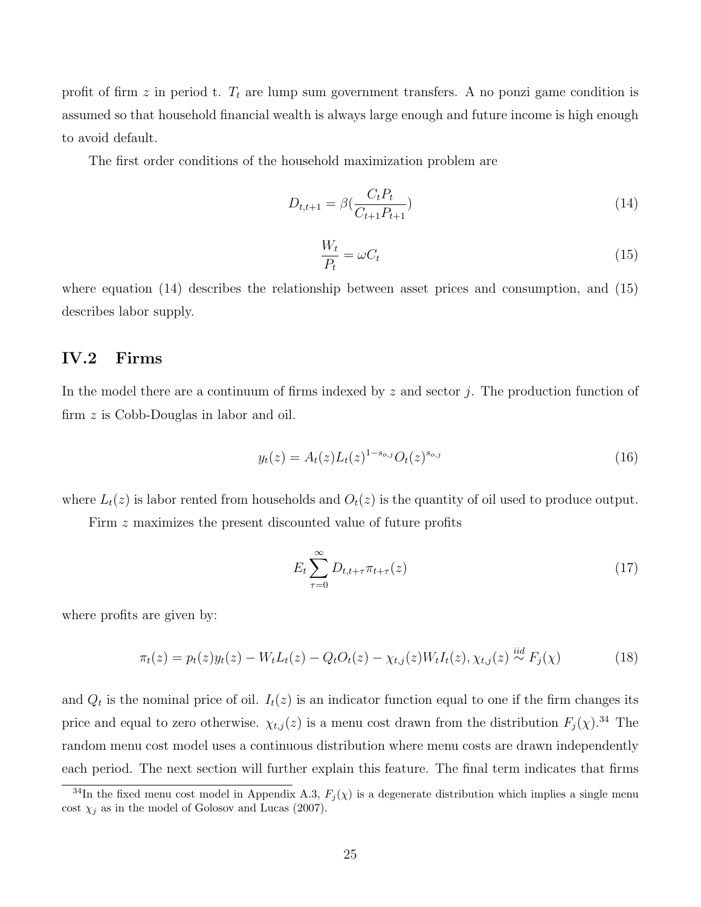profit of firm $z$ in period t. $T_t$ are lump sum government transfers. A no ponzi game condition is assumed so that household financial wealth is always large enough and future income is high enough to avoid default.

The first order conditions of the household maximization problem are

$$D_{t,t+1} = \beta(\frac{C_t P_t}{C_{t+1} P_{t+1}}) \tag{14}$$

$$\frac{W_t}{P_t} = \omega C_t \tag{15}$$

where equation (14) describes the relationship between asset prices and consumption, and (15) describes labor supply.

## IV.2 Firms

In the model there are a continuum of firms indexed by $z$ and sector $j$. The production function of firm $z$ is Cobb-Douglas in labor and oil.

$$y_t(z) = A_t(z) L_t(z)^{1-s_{o,j}} O_t(z)^{s_{o,j}} \tag{16}$$

where $L_t(z)$ is labor rented from households and $O_t(z)$ is the quantity of oil used to produce output.

Firm $z$ maximizes the present discounted value of future profits

$$E_t \sum_{\tau=0}^{\infty} D_{t,t+\tau} \pi_{t+\tau}(z) \tag{17}$$

where profits are given by:

$$\pi_t(z) = p_t(z) y_t(z) - W_t L_t(z) - Q_t O_t(z) - \chi_{t,j}(z) W_t I_t(z), \chi_{t,j}(z) \overset{iid}{\sim} F_j(\chi) \tag{18}$$

and $Q_t$ is the nominal price of oil. $I_t(z)$ is an indicator function equal to one if the firm changes its price and equal to zero otherwise. $\chi_{t,j}(z)$ is a menu cost drawn from the distribution $F_j(\chi)$.[34] The random menu cost model uses a continuous distribution where menu costs are drawn independently each period. The next section will further explain this feature. The final term indicates that firms

[34] In the fixed menu cost model in Appendix A.3, $F_j(\chi)$ is a degenerate distribution which implies a single menu cost $\chi_j$ as in the model of Golosov and Lucas (2007).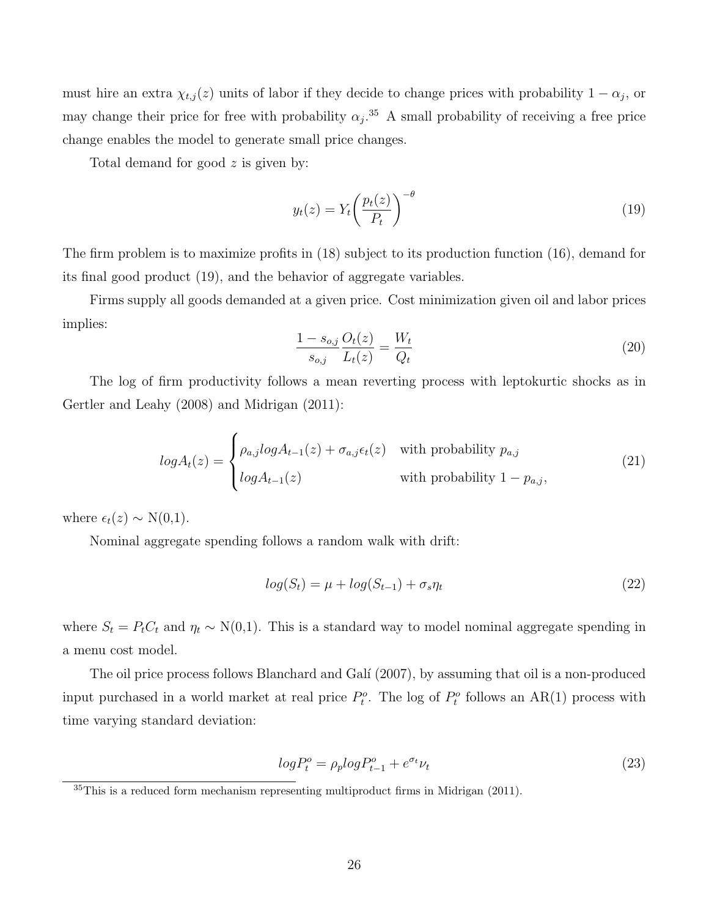must hire an extra $\chi_{t,j}(z)$ units of labor if they decide to change prices with probability $1 - \alpha_j$, or may change their price for free with probability $\alpha_j$.[35] A small probability of receiving a free price change enables the model to generate small price changes.

Total demand for good $z$ is given by:

$$y_t(z) = Y_t\left(\frac{p_t(z)}{P_t}\right)^{-\theta} \tag{19}$$

The firm problem is to maximize profits in (18) subject to its production function (16), demand for its final good product (19), and the behavior of aggregate variables.

Firms supply all goods demanded at a given price. Cost minimization given oil and labor prices implies:

$$\frac{1 - s_{o,j}}{s_{o,j}} \frac{O_t(z)}{L_t(z)} = \frac{W_t}{Q_t} \tag{20}$$

The log of firm productivity follows a mean reverting process with leptokurtic shocks as in Gertler and Leahy (2008) and Midrigan (2011):

$$logA_t(z) = \begin{cases} \rho_{a,j} logA_{t-1}(z) + \sigma_{a,j}\epsilon_t(z) & \text{with probability } p_{a,j} \\ logA_{t-1}(z) & \text{with probability } 1 - p_{a,j}, \end{cases} \tag{21}$$

where $\epsilon_t(z) \sim$ N(0,1).

Nominal aggregate spending follows a random walk with drift:

$$log(S_t) = \mu + log(S_{t-1}) + \sigma_s \eta_t \tag{22}$$

where $S_t = P_t C_t$ and $\eta_t \sim$ N(0,1). This is a standard way to model nominal aggregate spending in a menu cost model.

The oil price process follows Blanchard and Galí (2007), by assuming that oil is a non-produced input purchased in a world market at real price $P_t^o$. The log of $P_t^o$ follows an AR(1) process with time varying standard deviation:

$$logP_t^o = \rho_p logP_{t-1}^o + e^{\sigma_t}\nu_t \tag{23}$$

[35] This is a reduced form mechanism representing multiproduct firms in Midrigan (2011).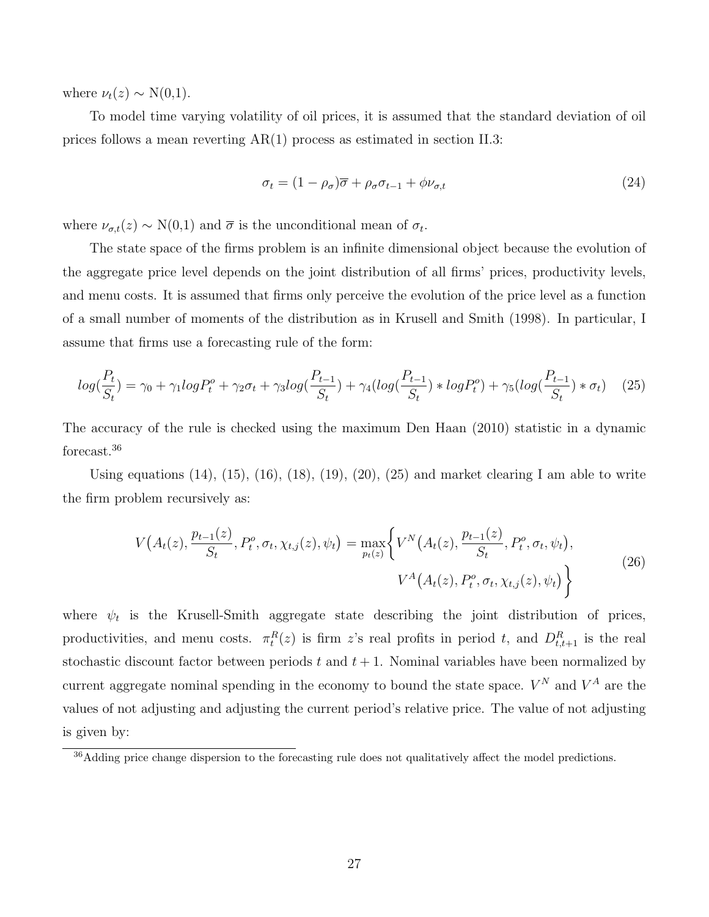where $\nu_t(z) \sim$ N(0,1).

To model time varying volatility of oil prices, it is assumed that the standard deviation of oil prices follows a mean reverting AR(1) process as estimated in section II.3:

$$\sigma_t = (1 - \rho_\sigma)\overline{\sigma} + \rho_\sigma \sigma_{t-1} + \phi \nu_{\sigma,t} \tag{24}$$

where $\nu_{\sigma,t}(z) \sim$ N(0,1) and $\overline{\sigma}$ is the unconditional mean of $\sigma_t$.

The state space of the firms problem is an infinite dimensional object because the evolution of the aggregate price level depends on the joint distribution of all firms' prices, productivity levels, and menu costs. It is assumed that firms only perceive the evolution of the price level as a function of a small number of moments of the distribution as in Krusell and Smith (1998). In particular, I assume that firms use a forecasting rule of the form:

$$log(\frac{P_t}{S_t}) = \gamma_0 + \gamma_1 log P_t^o + \gamma_2 \sigma_t + \gamma_3 log(\frac{P_{t-1}}{S_t}) + \gamma_4 (log(\frac{P_{t-1}}{S_t}) * log P_t^o) + \gamma_5 (log(\frac{P_{t-1}}{S_t}) * \sigma_t) \tag{25}$$

The accuracy of the rule is checked using the maximum Den Haan (2010) statistic in a dynamic forecast.[36]

Using equations (14), (15), (16), (18), (19), (20), (25) and market clearing I am able to write the firm problem recursively as:

$$\begin{aligned} V\big(A_t(z), \frac{p_{t-1}(z)}{S_t}, P_t^o, \sigma_t, \chi_{t,j}(z), \psi_t\big) = \max_{p_t(z)} \Big\{ & V^N\big(A_t(z), \frac{p_{t-1}(z)}{S_t}, P_t^o, \sigma_t, \psi_t\big), \\ & V^A\big(A_t(z), P_t^o, \sigma_t, \chi_{t,j}(z), \psi_t\big) \Big\} \end{aligned} \tag{26}$$

where $\psi_t$ is the Krusell-Smith aggregate state describing the joint distribution of prices, productivities, and menu costs. $\pi_t^R(z)$ is firm $z$'s real profits in period $t$, and $D_{t,t+1}^R$ is the real stochastic discount factor between periods $t$ and $t+1$. Nominal variables have been normalized by current aggregate nominal spending in the economy to bound the state space. $V^N$ and $V^A$ are the values of not adjusting and adjusting the current period's relative price. The value of not adjusting is given by:

[36] Adding price change dispersion to the forecasting rule does not qualitatively affect the model predictions.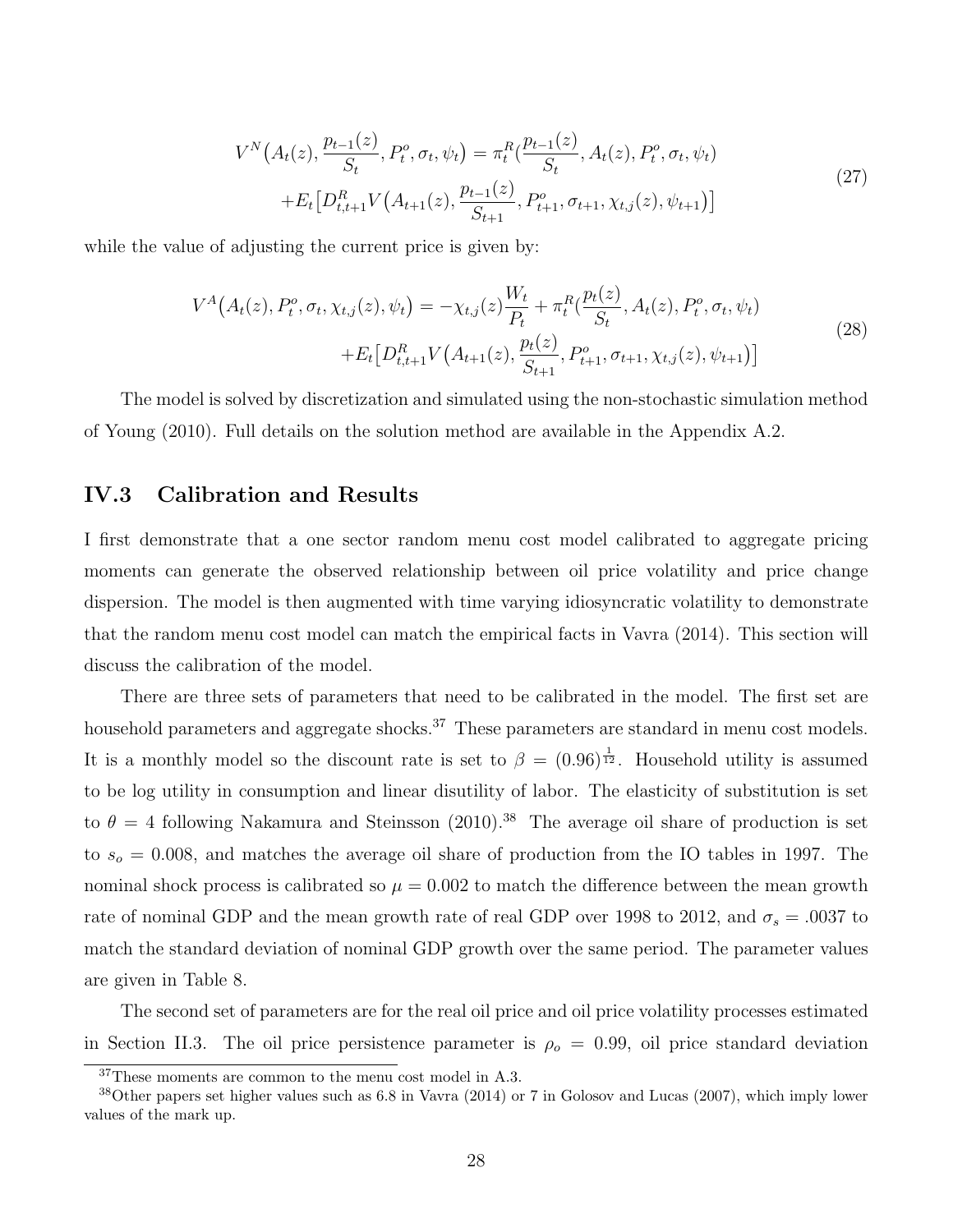$$
\begin{aligned}
V^N\big(A_t(z), \frac{p_{t-1}(z)}{S_t}, P_t^o, \sigma_t, \psi_t\big) &= \pi_t^R\big(\frac{p_{t-1}(z)}{S_t}, A_t(z), P_t^o, \sigma_t, \psi_t\big) \\
&+ E_t\big[D_{t,t+1}^R V\big(A_{t+1}(z), \frac{p_{t-1}(z)}{S_{t+1}}, P_{t+1}^o, \sigma_{t+1}, \chi_{t,j}(z), \psi_{t+1}\big)\big]
\end{aligned}
\tag{27}
$$

while the value of adjusting the current price is given by:

$$
\begin{aligned}
V^A\big(A_t(z), P_t^o, \sigma_t, \chi_{t,j}(z), \psi_t\big) &= -\chi_{t,j}(z)\frac{W_t}{P_t} + \pi_t^R\big(\frac{p_t(z)}{S_t}, A_t(z), P_t^o, \sigma_t, \psi_t\big) \\
&+ E_t\big[D_{t,t+1}^R V\big(A_{t+1}(z), \frac{p_t(z)}{S_{t+1}}, P_{t+1}^o, \sigma_{t+1}, \chi_{t,j}(z), \psi_{t+1}\big)\big]
\end{aligned}
\tag{28}
$$

The model is solved by discretization and simulated using the non-stochastic simulation method of Young (2010). Full details on the solution method are available in the Appendix A.2.

## IV.3 Calibration and Results

I first demonstrate that a one sector random menu cost model calibrated to aggregate pricing moments can generate the observed relationship between oil price volatility and price change dispersion. The model is then augmented with time varying idiosyncratic volatility to demonstrate that the random menu cost model can match the empirical facts in Vavra (2014). This section will discuss the calibration of the model.

There are three sets of parameters that need to be calibrated in the model. The first set are household parameters and aggregate shocks.[37] These parameters are standard in menu cost models. It is a monthly model so the discount rate is set to $\beta = (0.96)^{\frac{1}{12}}$. Household utility is assumed to be log utility in consumption and linear disutility of labor. The elasticity of substitution is set to $\theta = 4$ following Nakamura and Steinsson (2010).[38] The average oil share of production is set to $s_o = 0.008$, and matches the average oil share of production from the IO tables in 1997. The nominal shock process is calibrated so $\mu = 0.002$ to match the difference between the mean growth rate of nominal GDP and the mean growth rate of real GDP over 1998 to 2012, and $\sigma_s = .0037$ to match the standard deviation of nominal GDP growth over the same period. The parameter values are given in Table 8.

The second set of parameters are for the real oil price and oil price volatility processes estimated in Section II.3. The oil price persistence parameter is $\rho_o = 0.99$, oil price standard deviation

[37] These moments are common to the menu cost model in A.3.

[38] Other papers set higher values such as 6.8 in Vavra (2014) or 7 in Golosov and Lucas (2007), which imply lower values of the mark up.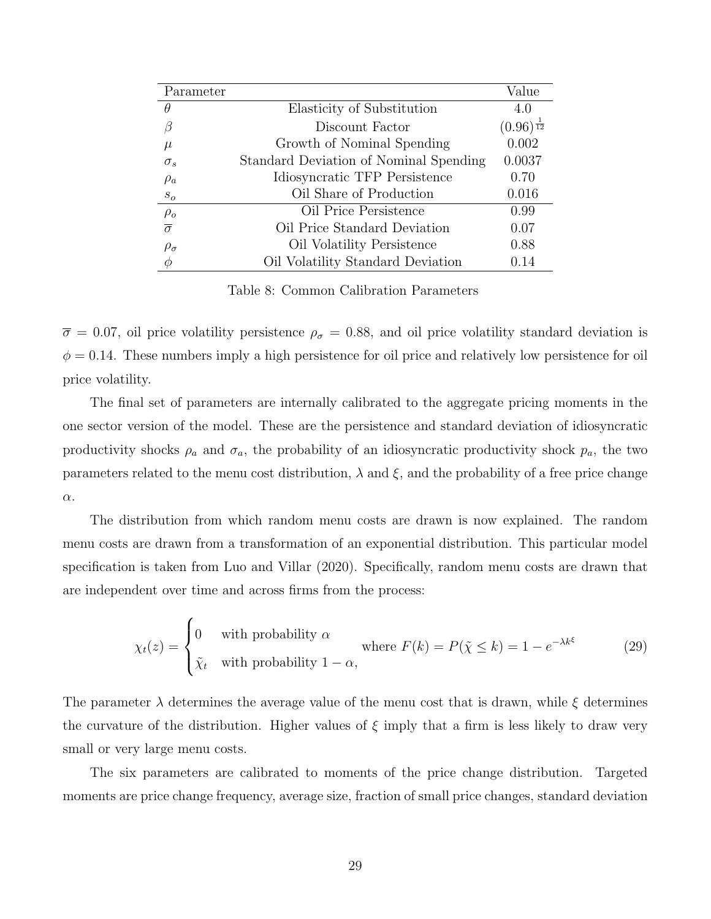| Parameter | | Value |
|---|---|---|
| $\theta$ | Elasticity of Substitution | 4.0 |
| $\beta$ | Discount Factor | $(0.96)^{\frac{1}{12}}$ |
| $\mu$ | Growth of Nominal Spending | 0.002 |
| $\sigma_s$ | Standard Deviation of Nominal Spending | 0.0037 |
| $\rho_a$ | Idiosyncratic TFP Persistence | 0.70 |
| $s_o$ | Oil Share of Production | 0.016 |
| $\rho_o$ | Oil Price Persistence | 0.99 |
| $\overline{\sigma}$ | Oil Price Standard Deviation | 0.07 |
| $\rho_\sigma$ | Oil Volatility Persistence | 0.88 |
| $\phi$ | Oil Volatility Standard Deviation | 0.14 |

Table 8: Common Calibration Parameters

$\overline{\sigma} = 0.07$, oil price volatility persistence $\rho_\sigma = 0.88$, and oil price volatility standard deviation is $\phi = 0.14$. These numbers imply a high persistence for oil price and relatively low persistence for oil price volatility.

The final set of parameters are internally calibrated to the aggregate pricing moments in the one sector version of the model. These are the persistence and standard deviation of idiosyncratic productivity shocks $\rho_a$ and $\sigma_a$, the probability of an idiosyncratic productivity shock $p_a$, the two parameters related to the menu cost distribution, $\lambda$ and $\xi$, and the probability of a free price change $\alpha$.

The distribution from which random menu costs are drawn is now explained. The random menu costs are drawn from a transformation of an exponential distribution. This particular model specification is taken from Luo and Villar (2020). Specifically, random menu costs are drawn that are independent over time and across firms from the process:

$$\chi_t(z) = \begin{cases} 0 & \text{with probability } \alpha \\ \tilde{\chi}_t & \text{with probability } 1-\alpha, \end{cases} \quad \text{where } F(k) = P(\tilde{\chi} \leq k) = 1 - e^{-\lambda k^{\xi}} \tag{29}$$

The parameter $\lambda$ determines the average value of the menu cost that is drawn, while $\xi$ determines the curvature of the distribution. Higher values of $\xi$ imply that a firm is less likely to draw very small or very large menu costs.

The six parameters are calibrated to moments of the price change distribution. Targeted moments are price change frequency, average size, fraction of small price changes, standard deviation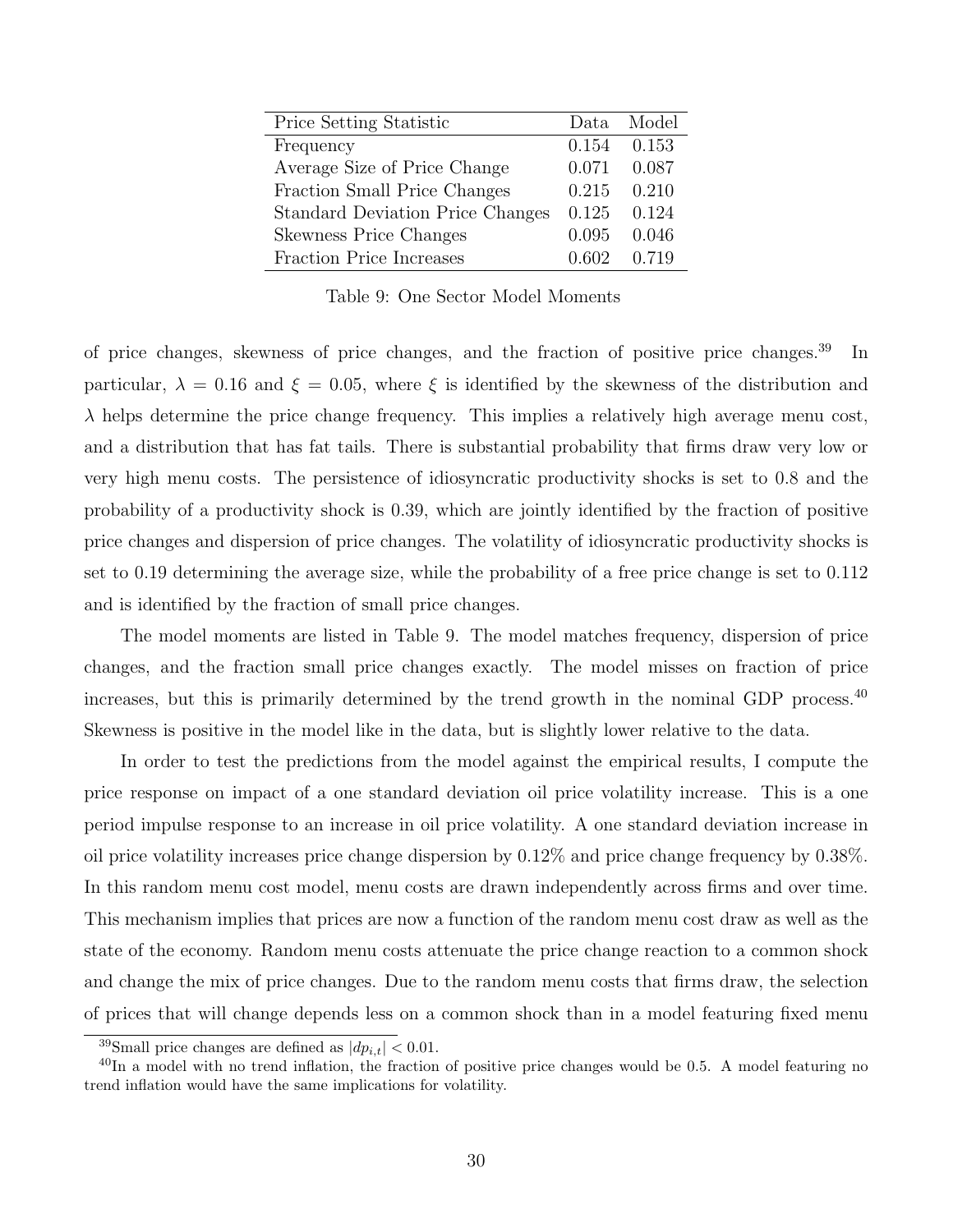| Price Setting Statistic | Data | Model |
| --- | --- | --- |
| Frequency | 0.154 | 0.153 |
| Average Size of Price Change | 0.071 | 0.087 |
| Fraction Small Price Changes | 0.215 | 0.210 |
| Standard Deviation Price Changes | 0.125 | 0.124 |
| Skewness Price Changes | 0.095 | 0.046 |
| Fraction Price Increases | 0.602 | 0.719 |

Table 9: One Sector Model Moments

of price changes, skewness of price changes, and the fraction of positive price changes.[39] In particular, $\lambda = 0.16$ and $\xi = 0.05$, where $\xi$ is identified by the skewness of the distribution and $\lambda$ helps determine the price change frequency. This implies a relatively high average menu cost, and a distribution that has fat tails. There is substantial probability that firms draw very low or very high menu costs. The persistence of idiosyncratic productivity shocks is set to 0.8 and the probability of a productivity shock is 0.39, which are jointly identified by the fraction of positive price changes and dispersion of price changes. The volatility of idiosyncratic productivity shocks is set to 0.19 determining the average size, while the probability of a free price change is set to 0.112 and is identified by the fraction of small price changes.

The model moments are listed in Table 9. The model matches frequency, dispersion of price changes, and the fraction small price changes exactly. The model misses on fraction of price increases, but this is primarily determined by the trend growth in the nominal GDP process.[40] Skewness is positive in the model like in the data, but is slightly lower relative to the data.

In order to test the predictions from the model against the empirical results, I compute the price response on impact of a one standard deviation oil price volatility increase. This is a one period impulse response to an increase in oil price volatility. A one standard deviation increase in oil price volatility increases price change dispersion by 0.12% and price change frequency by 0.38%. In this random menu cost model, menu costs are drawn independently across firms and over time. This mechanism implies that prices are now a function of the random menu cost draw as well as the state of the economy. Random menu costs attenuate the price change reaction to a common shock and change the mix of price changes. Due to the random menu costs that firms draw, the selection of prices that will change depends less on a common shock than in a model featuring fixed menu

[39] Small price changes are defined as $|dp_{i,t}| < 0.01$.

[40] In a model with no trend inflation, the fraction of positive price changes would be 0.5. A model featuring no trend inflation would have the same implications for volatility.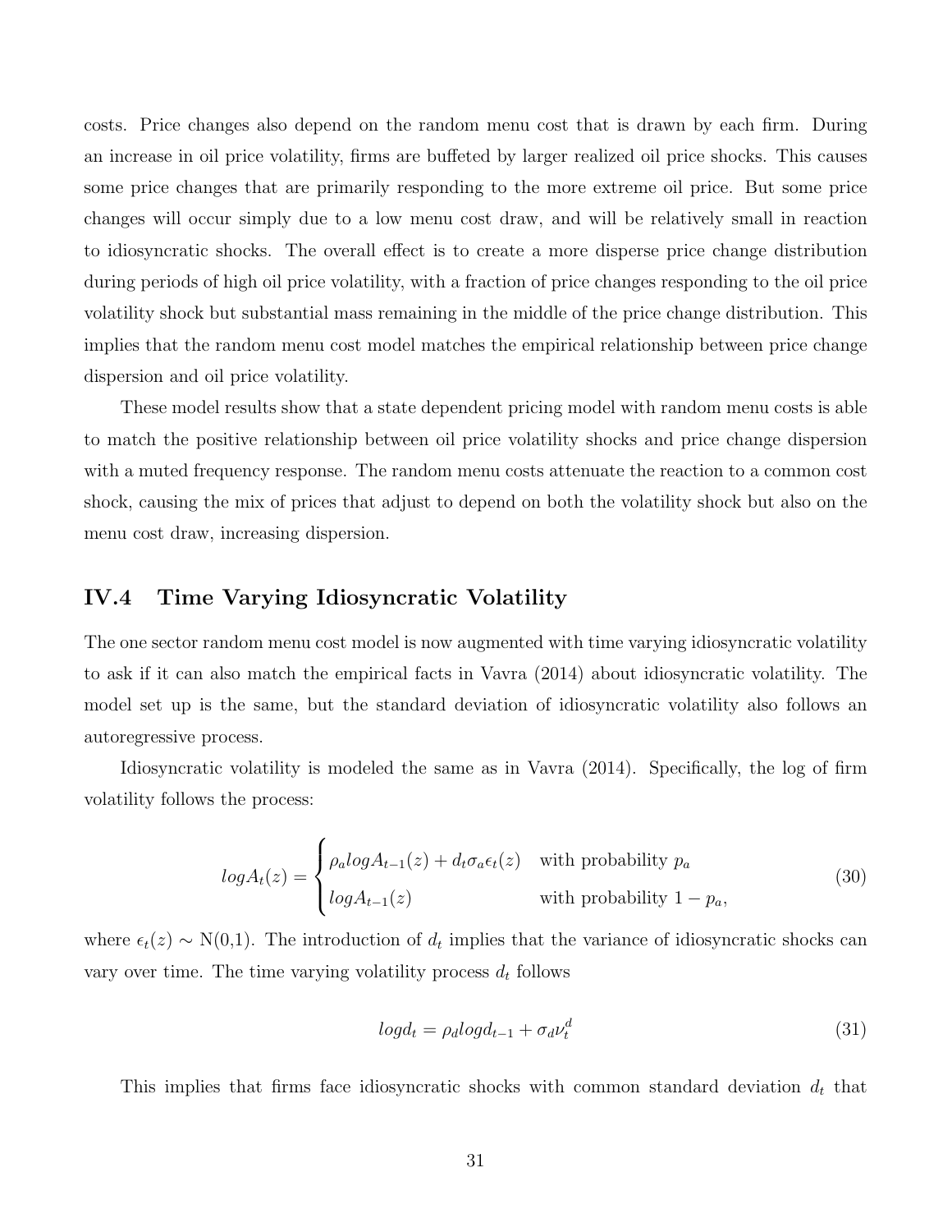costs. Price changes also depend on the random menu cost that is drawn by each firm. During an increase in oil price volatility, firms are buffeted by larger realized oil price shocks. This causes some price changes that are primarily responding to the more extreme oil price. But some price changes will occur simply due to a low menu cost draw, and will be relatively small in reaction to idiosyncratic shocks. The overall effect is to create a more disperse price change distribution during periods of high oil price volatility, with a fraction of price changes responding to the oil price volatility shock but substantial mass remaining in the middle of the price change distribution. This implies that the random menu cost model matches the empirical relationship between price change dispersion and oil price volatility.

These model results show that a state dependent pricing model with random menu costs is able to match the positive relationship between oil price volatility shocks and price change dispersion with a muted frequency response. The random menu costs attenuate the reaction to a common cost shock, causing the mix of prices that adjust to depend on both the volatility shock but also on the menu cost draw, increasing dispersion.

## IV.4 Time Varying Idiosyncratic Volatility

The one sector random menu cost model is now augmented with time varying idiosyncratic volatility to ask if it can also match the empirical facts in Vavra (2014) about idiosyncratic volatility. The model set up is the same, but the standard deviation of idiosyncratic volatility also follows an autoregressive process.

Idiosyncratic volatility is modeled the same as in Vavra (2014). Specifically, the log of firm volatility follows the process:

$$logA_t(z) = \begin{cases} \rho_a logA_{t-1}(z) + d_t \sigma_a \epsilon_t(z) & \text{with probability } p_a \\ logA_{t-1}(z) & \text{with probability } 1-p_a, \end{cases} \tag{30}$$

where $\epsilon_t(z) \sim$ N(0,1). The introduction of $d_t$ implies that the variance of idiosyncratic shocks can vary over time. The time varying volatility process $d_t$ follows

$$logd_t = \rho_d logd_{t-1} + \sigma_d \nu_t^d \tag{31}$$

This implies that firms face idiosyncratic shocks with common standard deviation $d_t$ that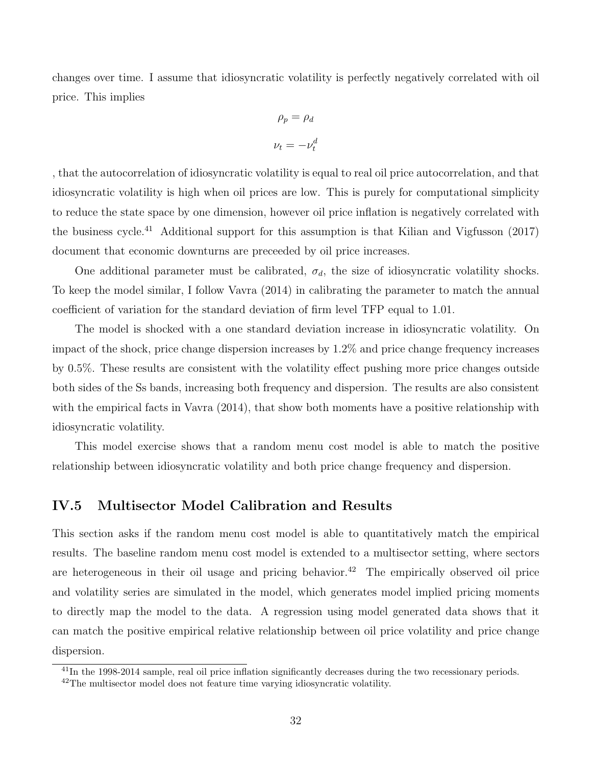changes over time. I assume that idiosyncratic volatility is perfectly negatively correlated with oil price. This implies

$$\rho_p = \rho_d$$

$$\nu_t = -\nu_t^d$$

, that the autocorrelation of idiosyncratic volatility is equal to real oil price autocorrelation, and that idiosyncratic volatility is high when oil prices are low. This is purely for computational simplicity to reduce the state space by one dimension, however oil price inflation is negatively correlated with the business cycle.[41] Additional support for this assumption is that Kilian and Vigfusson (2017) document that economic downturns are preceeded by oil price increases.

One additional parameter must be calibrated, $\sigma_d$, the size of idiosyncratic volatility shocks. To keep the model similar, I follow Vavra (2014) in calibrating the parameter to match the annual coefficient of variation for the standard deviation of firm level TFP equal to 1.01.

The model is shocked with a one standard deviation increase in idiosyncratic volatility. On impact of the shock, price change dispersion increases by 1.2% and price change frequency increases by 0.5%. These results are consistent with the volatility effect pushing more price changes outside both sides of the Ss bands, increasing both frequency and dispersion. The results are also consistent with the empirical facts in Vavra (2014), that show both moments have a positive relationship with idiosyncratic volatility.

This model exercise shows that a random menu cost model is able to match the positive relationship between idiosyncratic volatility and both price change frequency and dispersion.

## IV.5 Multisector Model Calibration and Results

This section asks if the random menu cost model is able to quantitatively match the empirical results. The baseline random menu cost model is extended to a multisector setting, where sectors are heterogeneous in their oil usage and pricing behavior.[42] The empirically observed oil price and volatility series are simulated in the model, which generates model implied pricing moments to directly map the model to the data. A regression using model generated data shows that it can match the positive empirical relative relationship between oil price volatility and price change dispersion.

[41] In the 1998-2014 sample, real oil price inflation significantly decreases during the two recessionary periods.

[42] The multisector model does not feature time varying idiosyncratic volatility.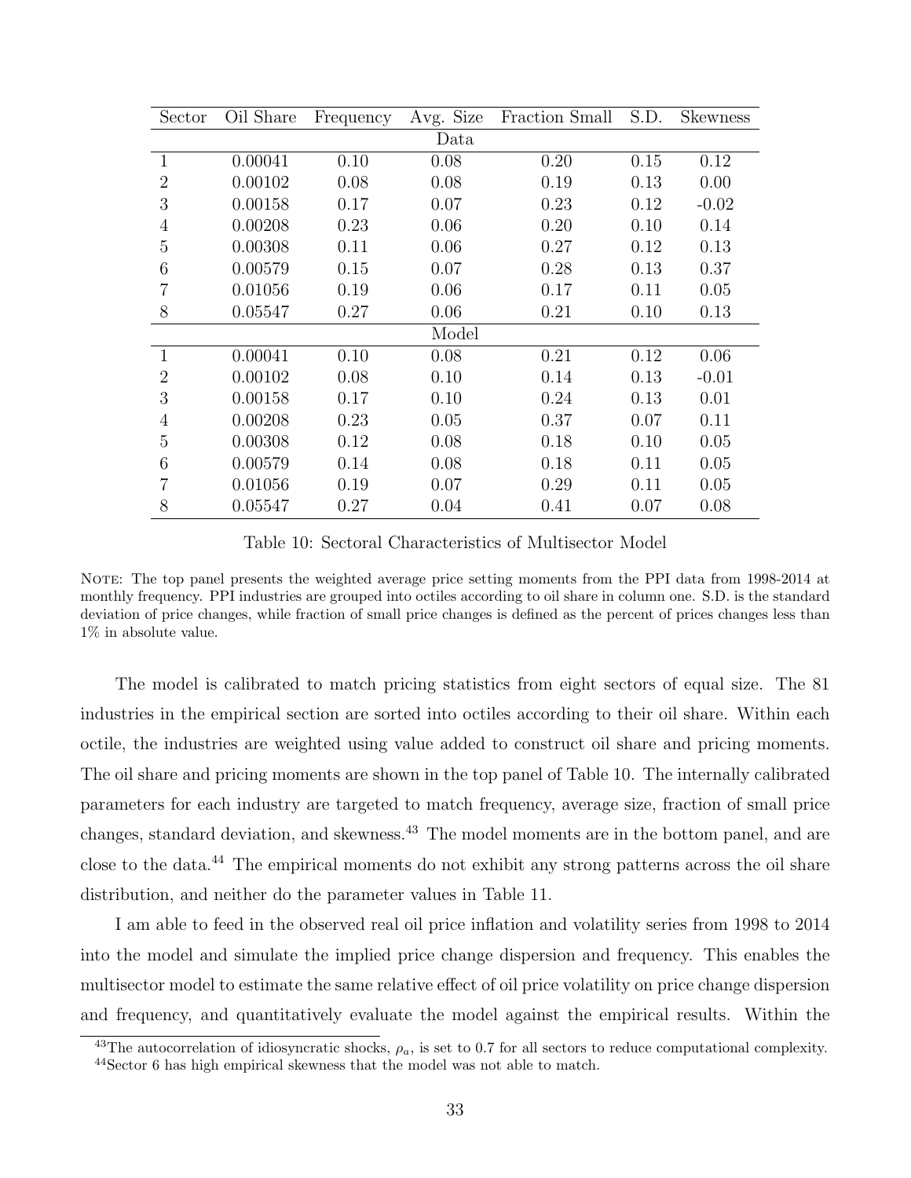| Sector | Oil Share | Frequency | Avg. Size | Fraction Small | S.D. | Skewness |
|---|---|---|---|---|---|---|
| | | | Data | | | |
| 1 | 0.00041 | 0.10 | 0.08 | 0.20 | 0.15 | 0.12 |
| 2 | 0.00102 | 0.08 | 0.08 | 0.19 | 0.13 | 0.00 |
| 3 | 0.00158 | 0.17 | 0.07 | 0.23 | 0.12 | -0.02 |
| 4 | 0.00208 | 0.23 | 0.06 | 0.20 | 0.10 | 0.14 |
| 5 | 0.00308 | 0.11 | 0.06 | 0.27 | 0.12 | 0.13 |
| 6 | 0.00579 | 0.15 | 0.07 | 0.28 | 0.13 | 0.37 |
| 7 | 0.01056 | 0.19 | 0.06 | 0.17 | 0.11 | 0.05 |
| 8 | 0.05547 | 0.27 | 0.06 | 0.21 | 0.10 | 0.13 |
| | | | Model | | | |
| 1 | 0.00041 | 0.10 | 0.08 | 0.21 | 0.12 | 0.06 |
| 2 | 0.00102 | 0.08 | 0.10 | 0.14 | 0.13 | -0.01 |
| 3 | 0.00158 | 0.17 | 0.10 | 0.24 | 0.13 | 0.01 |
| 4 | 0.00208 | 0.23 | 0.05 | 0.37 | 0.07 | 0.11 |
| 5 | 0.00308 | 0.12 | 0.08 | 0.18 | 0.10 | 0.05 |
| 6 | 0.00579 | 0.14 | 0.08 | 0.18 | 0.11 | 0.05 |
| 7 | 0.01056 | 0.19 | 0.07 | 0.29 | 0.11 | 0.05 |
| 8 | 0.05547 | 0.27 | 0.04 | 0.41 | 0.07 | 0.08 |

Table 10: Sectoral Characteristics of Multisector Model

NOTE: The top panel presents the weighted average price setting moments from the PPI data from 1998-2014 at monthly frequency. PPI industries are grouped into octiles according to oil share in column one. S.D. is the standard deviation of price changes, while fraction of small price changes is defined as the percent of prices changes less than 1% in absolute value.

The model is calibrated to match pricing statistics from eight sectors of equal size. The 81 industries in the empirical section are sorted into octiles according to their oil share. Within each octile, the industries are weighted using value added to construct oil share and pricing moments. The oil share and pricing moments are shown in the top panel of Table 10. The internally calibrated parameters for each industry are targeted to match frequency, average size, fraction of small price changes, standard deviation, and skewness.[43] The model moments are in the bottom panel, and are close to the data.[44] The empirical moments do not exhibit any strong patterns across the oil share distribution, and neither do the parameter values in Table 11.

I am able to feed in the observed real oil price inflation and volatility series from 1998 to 2014 into the model and simulate the implied price change dispersion and frequency. This enables the multisector model to estimate the same relative effect of oil price volatility on price change dispersion and frequency, and quantitatively evaluate the model against the empirical results. Within the

[43]The autocorrelation of idiosyncratic shocks, $\rho_a$, is set to 0.7 for all sectors to reduce computational complexity.

[44]Sector 6 has high empirical skewness that the model was not able to match.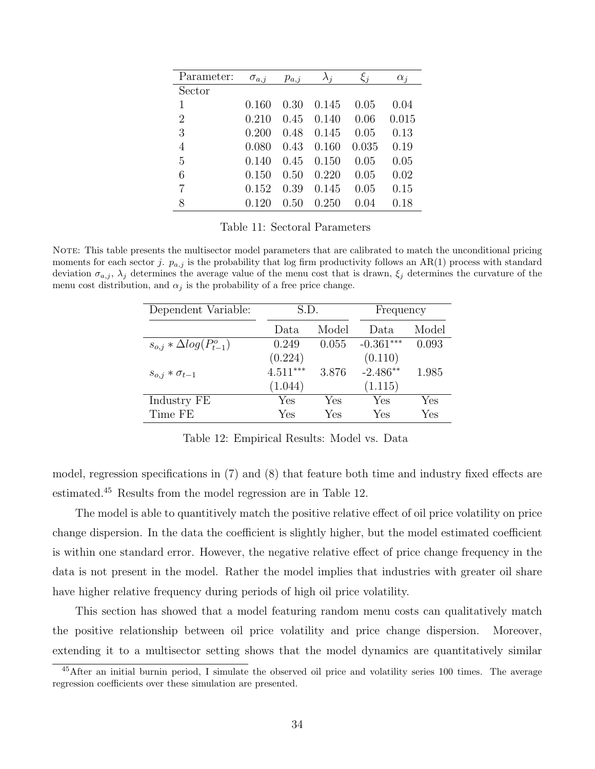| Parameter: | $\sigma_{a,j}$ | $p_{a,j}$ | $\lambda_j$ | $\xi_j$ | $\alpha_j$ |
|---|---|---|---|---|---|
| Sector | | | | | |
| 1 | 0.160 | 0.30 | 0.145 | 0.05 | 0.04 |
| 2 | 0.210 | 0.45 | 0.140 | 0.06 | 0.015 |
| 3 | 0.200 | 0.48 | 0.145 | 0.05 | 0.13 |
| 4 | 0.080 | 0.43 | 0.160 | 0.035 | 0.19 |
| 5 | 0.140 | 0.45 | 0.150 | 0.05 | 0.05 |
| 6 | 0.150 | 0.50 | 0.220 | 0.05 | 0.02 |
| 7 | 0.152 | 0.39 | 0.145 | 0.05 | 0.15 |
| 8 | 0.120 | 0.50 | 0.250 | 0.04 | 0.18 |

Table 11: Sectoral Parameters

NOTE: This table presents the multisector model parameters that are calibrated to match the unconditional pricing moments for each sector $j$. $p_{a,j}$ is the probability that log firm productivity follows an AR(1) process with standard deviation $\sigma_{a,j}$, $\lambda_j$ determines the average value of the menu cost that is drawn, $\xi_j$ determines the curvature of the menu cost distribution, and $\alpha_j$ is the probability of a free price change.

| Dependent Variable: | S.D. | | Frequency | |
|---|---|---|---|---|
| | Data | Model | Data | Model |
| $s_{o,j} * \Delta log(P^o_{t-1})$ | 0.249 | 0.055 | -0.361*** | 0.093 |
| | (0.224) | | (0.110) | |
| $s_{o,j} * \sigma_{t-1}$ | 4.511*** | 3.876 | -2.486** | 1.985 |
| | (1.044) | | (1.115) | |
| Industry FE | Yes | Yes | Yes | Yes |
| Time FE | Yes | Yes | Yes | Yes |

Table 12: Empirical Results: Model vs. Data

model, regression specifications in (7) and (8) that feature both time and industry fixed effects are estimated.[45] Results from the model regression are in Table 12.

The model is able to quantitively match the positive relative effect of oil price volatility on price change dispersion. In the data the coefficient is slightly higher, but the model estimated coefficient is within one standard error. However, the negative relative effect of price change frequency in the data is not present in the model. Rather the model implies that industries with greater oil share have higher relative frequency during periods of high oil price volatility.

This section has showed that a model featuring random menu costs can qualitatively match the positive relationship between oil price volatility and price change dispersion. Moreover, extending it to a multisector setting shows that the model dynamics are quantitatively similar

[45] After an initial burnin period, I simulate the observed oil price and volatility series 100 times. The average regression coefficients over these simulation are presented.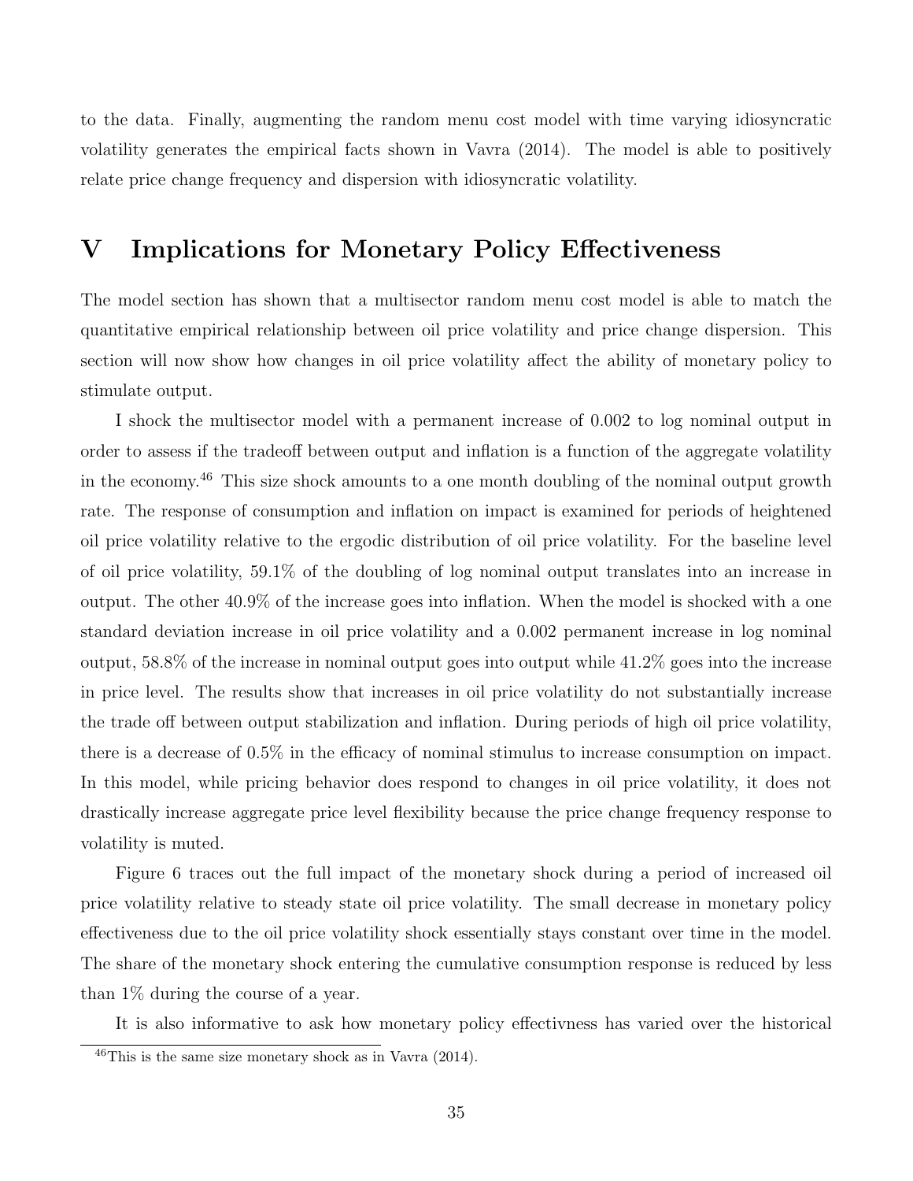to the data. Finally, augmenting the random menu cost model with time varying idiosyncratic volatility generates the empirical facts shown in Vavra (2014). The model is able to positively relate price change frequency and dispersion with idiosyncratic volatility.

# V Implications for Monetary Policy Effectiveness

The model section has shown that a multisector random menu cost model is able to match the quantitative empirical relationship between oil price volatility and price change dispersion. This section will now show how changes in oil price volatility affect the ability of monetary policy to stimulate output.

I shock the multisector model with a permanent increase of 0.002 to log nominal output in order to assess if the tradeoff between output and inflation is a function of the aggregate volatility in the economy.[46] This size shock amounts to a one month doubling of the nominal output growth rate. The response of consumption and inflation on impact is examined for periods of heightened oil price volatility relative to the ergodic distribution of oil price volatility. For the baseline level of oil price volatility, 59.1% of the doubling of log nominal output translates into an increase in output. The other 40.9% of the increase goes into inflation. When the model is shocked with a one standard deviation increase in oil price volatility and a 0.002 permanent increase in log nominal output, 58.8% of the increase in nominal output goes into output while 41.2% goes into the increase in price level. The results show that increases in oil price volatility do not substantially increase the trade off between output stabilization and inflation. During periods of high oil price volatility, there is a decrease of 0.5% in the efficacy of nominal stimulus to increase consumption on impact. In this model, while pricing behavior does respond to changes in oil price volatility, it does not drastically increase aggregate price level flexibility because the price change frequency response to volatility is muted.

Figure 6 traces out the full impact of the monetary shock during a period of increased oil price volatility relative to steady state oil price volatility. The small decrease in monetary policy effectiveness due to the oil price volatility shock essentially stays constant over time in the model. The share of the monetary shock entering the cumulative consumption response is reduced by less than 1% during the course of a year.

It is also informative to ask how monetary policy effectivness has varied over the historical

[46] This is the same size monetary shock as in Vavra (2014).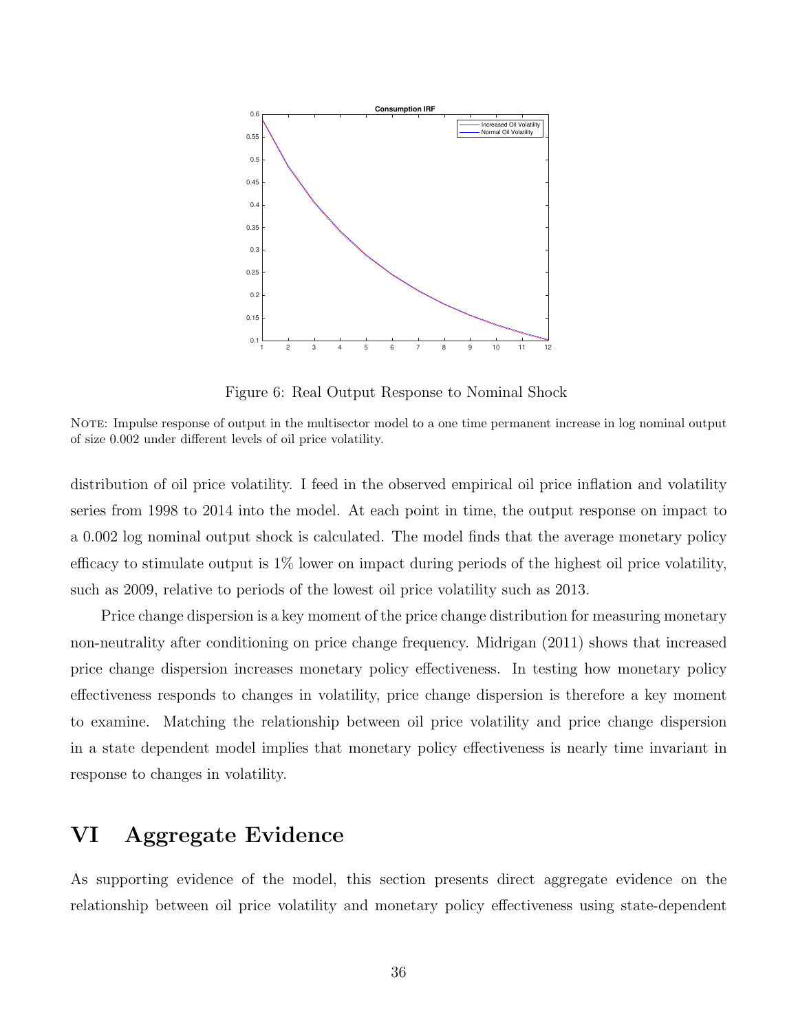Figure 6: Real Output Response to Nominal Shock

NOTE: Impulse response of output in the multisector model to a one time permanent increase in log nominal output of size 0.002 under different levels of oil price volatility.

distribution of oil price volatility. I feed in the observed empirical oil price inflation and volatility series from 1998 to 2014 into the model. At each point in time, the output response on impact to a 0.002 log nominal output shock is calculated. The model finds that the average monetary policy efficacy to stimulate output is 1% lower on impact during periods of the highest oil price volatility, such as 2009, relative to periods of the lowest oil price volatility such as 2013.

Price change dispersion is a key moment of the price change distribution for measuring monetary non-neutrality after conditioning on price change frequency. Midrigan (2011) shows that increased price change dispersion increases monetary policy effectiveness. In testing how monetary policy effectiveness responds to changes in volatility, price change dispersion is therefore a key moment to examine. Matching the relationship between oil price volatility and price change dispersion in a state dependent model implies that monetary policy effectiveness is nearly time invariant in response to changes in volatility.

# VI Aggregate Evidence

As supporting evidence of the model, this section presents direct aggregate evidence on the relationship between oil price volatility and monetary policy effectiveness using state-dependent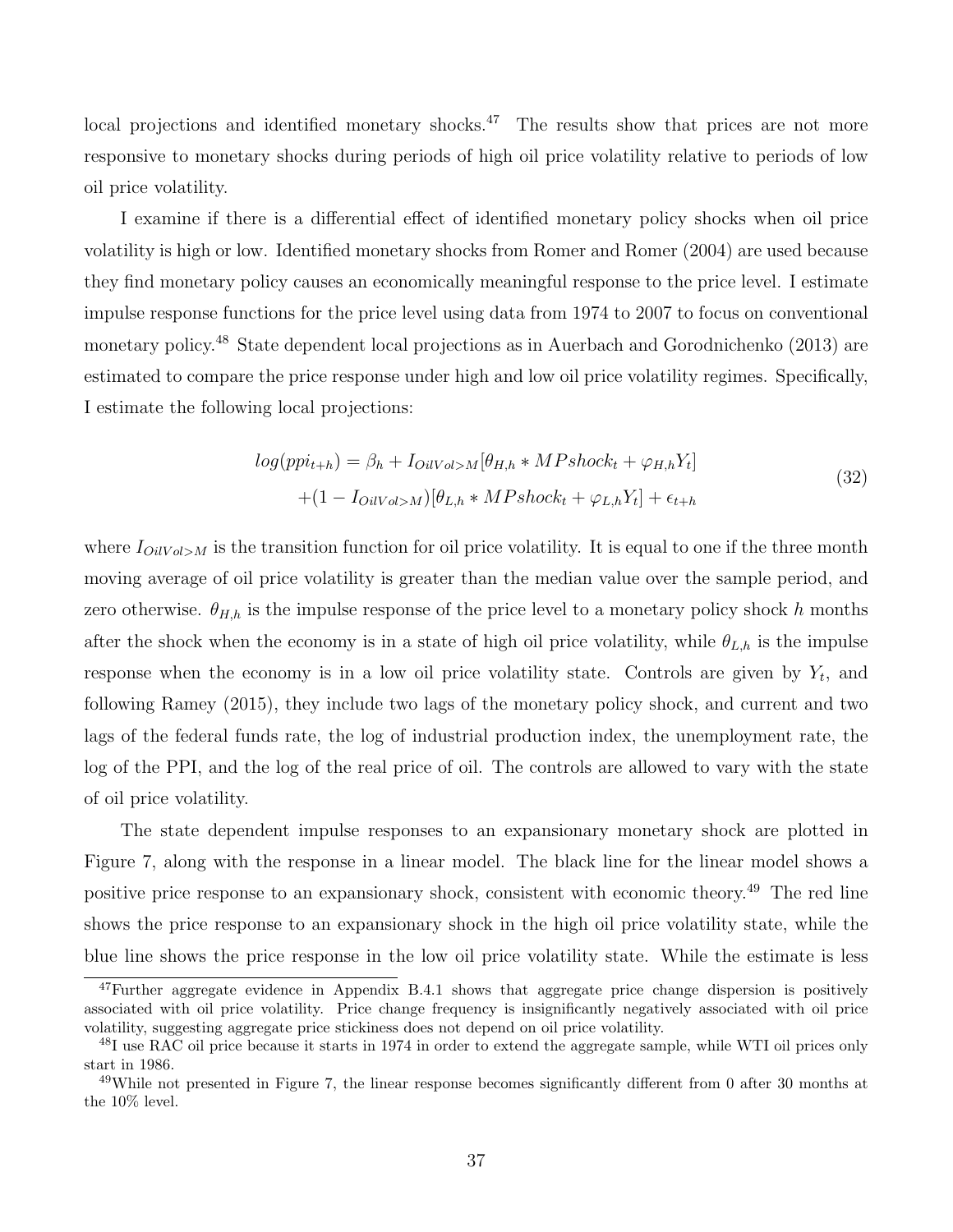local projections and identified monetary shocks.[47] The results show that prices are not more responsive to monetary shocks during periods of high oil price volatility relative to periods of low oil price volatility.

I examine if there is a differential effect of identified monetary policy shocks when oil price volatility is high or low. Identified monetary shocks from Romer and Romer (2004) are used because they find monetary policy causes an economically meaningful response to the price level. I estimate impulse response functions for the price level using data from 1974 to 2007 to focus on conventional monetary policy.[48] State dependent local projections as in Auerbach and Gorodnichenko (2013) are estimated to compare the price response under high and low oil price volatility regimes. Specifically, I estimate the following local projections:

$$
\begin{aligned}
log(ppi_{t+h}) = \beta_h + I_{OilVol>M}[\theta_{H,h} * MPshock_t + \varphi_{H,h} Y_t] \\
+(1 - I_{OilVol>M})[\theta_{L,h} * MPshock_t + \varphi_{L,h} Y_t] + \epsilon_{t+h}
\end{aligned} \tag{32}
$$

where $I_{OilVol>M}$ is the transition function for oil price volatility. It is equal to one if the three month moving average of oil price volatility is greater than the median value over the sample period, and zero otherwise. $\theta_{H,h}$ is the impulse response of the price level to a monetary policy shock $h$ months after the shock when the economy is in a state of high oil price volatility, while $\theta_{L,h}$ is the impulse response when the economy is in a low oil price volatility state. Controls are given by $Y_t$, and following Ramey (2015), they include two lags of the monetary policy shock, and current and two lags of the federal funds rate, the log of industrial production index, the unemployment rate, the log of the PPI, and the log of the real price of oil. The controls are allowed to vary with the state of oil price volatility.

The state dependent impulse responses to an expansionary monetary shock are plotted in Figure 7, along with the response in a linear model. The black line for the linear model shows a positive price response to an expansionary shock, consistent with economic theory.[49] The red line shows the price response to an expansionary shock in the high oil price volatility state, while the blue line shows the price response in the low oil price volatility state. While the estimate is less

[47] Further aggregate evidence in Appendix B.4.1 shows that aggregate price change dispersion is positively associated with oil price volatility. Price change frequency is insignificantly negatively associated with oil price volatility, suggesting aggregate price stickiness does not depend on oil price volatility.

[48] I use RAC oil price because it starts in 1974 in order to extend the aggregate sample, while WTI oil prices only start in 1986.

[49] While not presented in Figure 7, the linear response becomes significantly different from 0 after 30 months at the 10% level.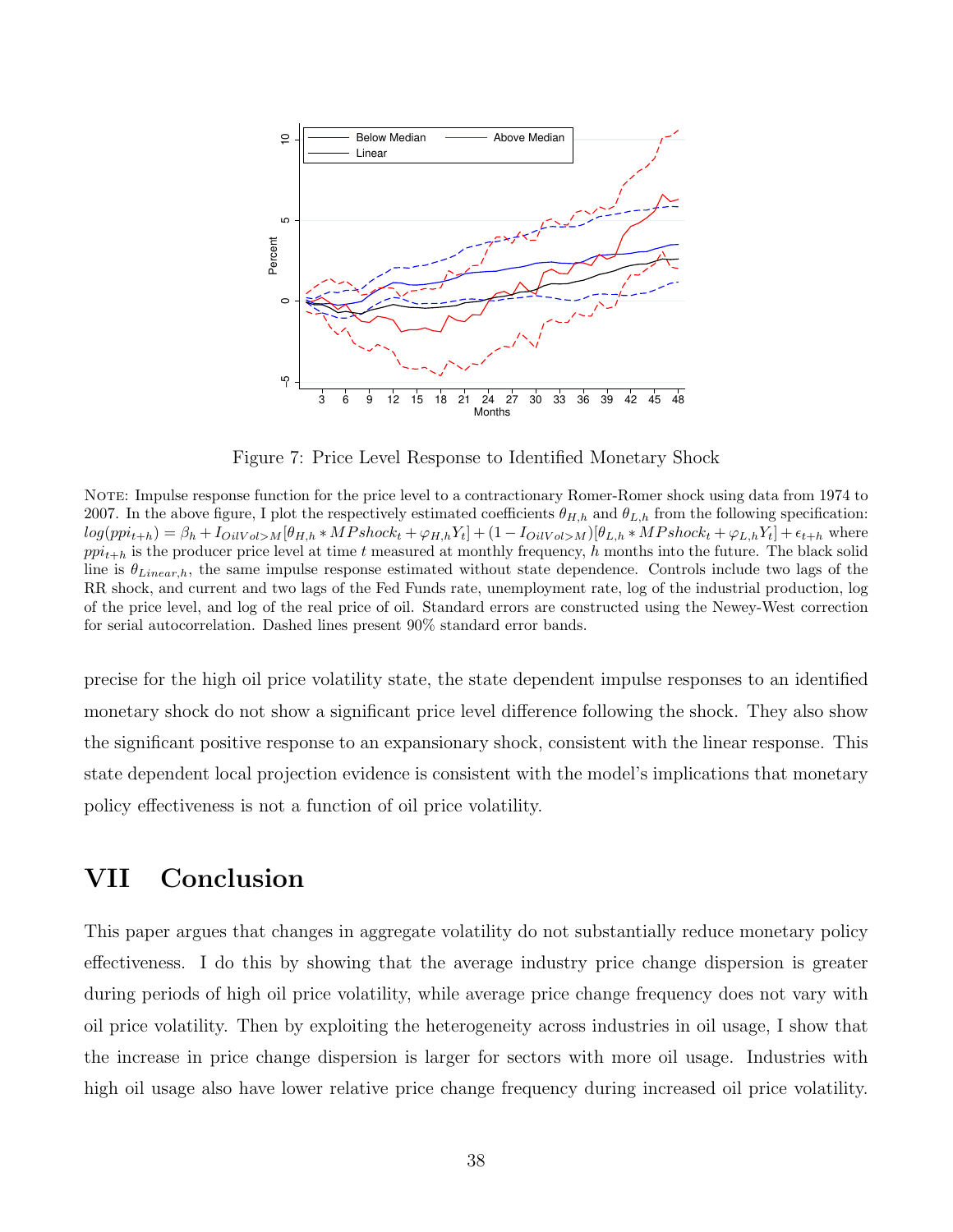Figure 7: Price Level Response to Identified Monetary Shock

NOTE: Impulse response function for the price level to a contractionary Romer-Romer shock using data from 1974 to 2007. In the above figure, I plot the respectively estimated coefficients $\theta_{H,h}$ and $\theta_{L,h}$ from the following specification: $log(ppi_{t+h}) = \beta_h + I_{OilVol>M}[\theta_{H,h} * MPshock_t + \varphi_{H,h}Y_t] + (1 - I_{OilVol>M})[\theta_{L,h} * MPshock_t + \varphi_{L,h}Y_t] + \epsilon_{t+h}$ where $ppi_{t+h}$ is the producer price level at time $t$ measured at monthly frequency, $h$ months into the future. The black solid line is $\theta_{Linear,h}$, the same impulse response estimated without state dependence. Controls include two lags of the RR shock, and current and two lags of the Fed Funds rate, unemployment rate, log of the industrial production, log of the price level, and log of the real price of oil. Standard errors are constructed using the Newey-West correction for serial autocorrelation. Dashed lines present 90% standard error bands.

precise for the high oil price volatility state, the state dependent impulse responses to an identified monetary shock do not show a significant price level difference following the shock. They also show the significant positive response to an expansionary shock, consistent with the linear response. This state dependent local projection evidence is consistent with the model's implications that monetary policy effectiveness is not a function of oil price volatility.

# VII Conclusion

This paper argues that changes in aggregate volatility do not substantially reduce monetary policy effectiveness. I do this by showing that the average industry price change dispersion is greater during periods of high oil price volatility, while average price change frequency does not vary with oil price volatility. Then by exploiting the heterogeneity across industries in oil usage, I show that the increase in price change dispersion is larger for sectors with more oil usage. Industries with high oil usage also have lower relative price change frequency during increased oil price volatility.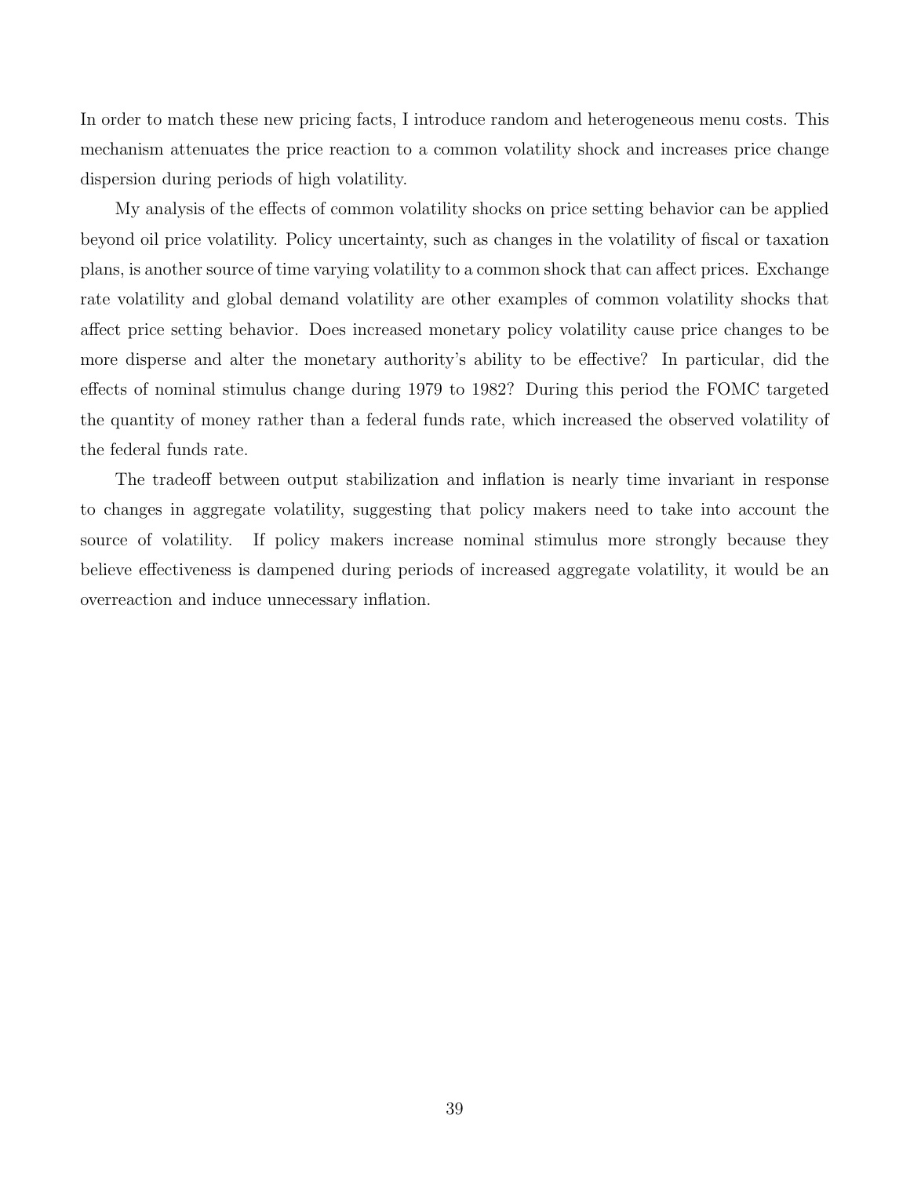In order to match these new pricing facts, I introduce random and heterogeneous menu costs. This mechanism attenuates the price reaction to a common volatility shock and increases price change dispersion during periods of high volatility.

My analysis of the effects of common volatility shocks on price setting behavior can be applied beyond oil price volatility. Policy uncertainty, such as changes in the volatility of fiscal or taxation plans, is another source of time varying volatility to a common shock that can affect prices. Exchange rate volatility and global demand volatility are other examples of common volatility shocks that affect price setting behavior. Does increased monetary policy volatility cause price changes to be more disperse and alter the monetary authority's ability to be effective? In particular, did the effects of nominal stimulus change during 1979 to 1982? During this period the FOMC targeted the quantity of money rather than a federal funds rate, which increased the observed volatility of the federal funds rate.

The tradeoff between output stabilization and inflation is nearly time invariant in response to changes in aggregate volatility, suggesting that policy makers need to take into account the source of volatility. If policy makers increase nominal stimulus more strongly because they believe effectiveness is dampened during periods of increased aggregate volatility, it would be an overreaction and induce unnecessary inflation.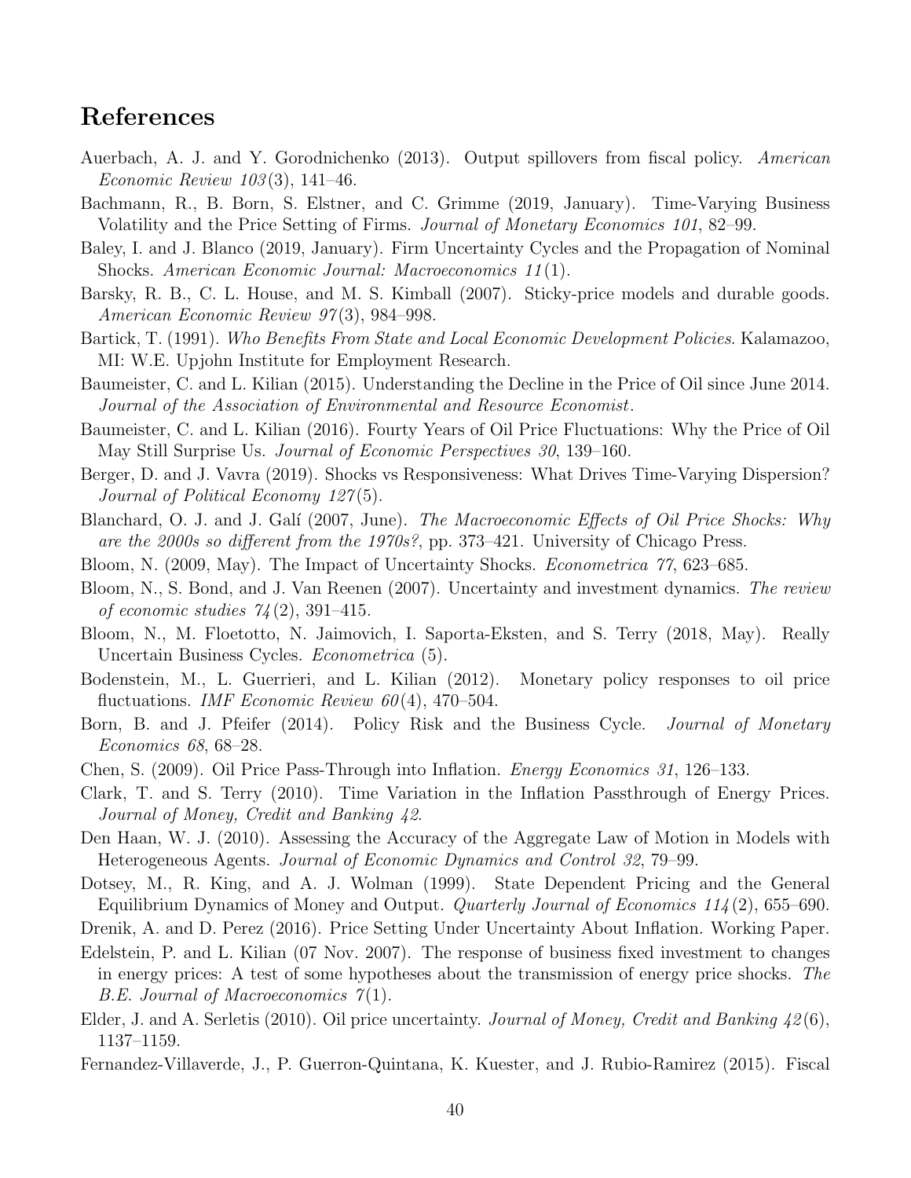## References

Auerbach, A. J. and Y. Gorodnichenko (2013). Output spillovers from fiscal policy. *American Economic Review 103*(3), 141–46.

Bachmann, R., B. Born, S. Elstner, and C. Grimme (2019, January). Time-Varying Business Volatility and the Price Setting of Firms. *Journal of Monetary Economics 101*, 82–99.

Baley, I. and J. Blanco (2019, January). Firm Uncertainty Cycles and the Propagation of Nominal Shocks. *American Economic Journal: Macroeconomics 11*(1).

Barsky, R. B., C. L. House, and M. S. Kimball (2007). Sticky-price models and durable goods. *American Economic Review 97*(3), 984–998.

Bartick, T. (1991). *Who Benefits From State and Local Economic Development Policies*. Kalamazoo, MI: W.E. Upjohn Institute for Employment Research.

Baumeister, C. and L. Kilian (2015). Understanding the Decline in the Price of Oil since June 2014. *Journal of the Association of Environmental and Resource Economist*.

Baumeister, C. and L. Kilian (2016). Fourty Years of Oil Price Fluctuations: Why the Price of Oil May Still Surprise Us. *Journal of Economic Perspectives 30*, 139–160.

Berger, D. and J. Vavra (2019). Shocks vs Responsiveness: What Drives Time-Varying Dispersion? *Journal of Political Economy 127*(5).

Blanchard, O. J. and J. Galí (2007, June). *The Macroeconomic Effects of Oil Price Shocks: Why are the 2000s so different from the 1970s?*, pp. 373–421. University of Chicago Press.

Bloom, N. (2009, May). The Impact of Uncertainty Shocks. *Econometrica 77*, 623–685.

Bloom, N., S. Bond, and J. Van Reenen (2007). Uncertainty and investment dynamics. *The review of economic studies 74*(2), 391–415.

Bloom, N., M. Floetotto, N. Jaimovich, I. Saporta-Eksten, and S. Terry (2018, May). Really Uncertain Business Cycles. *Econometrica* (5).

Bodenstein, M., L. Guerrieri, and L. Kilian (2012). Monetary policy responses to oil price fluctuations. *IMF Economic Review 60*(4), 470–504.

Born, B. and J. Pfeifer (2014). Policy Risk and the Business Cycle. *Journal of Monetary Economics 68*, 68–28.

Chen, S. (2009). Oil Price Pass-Through into Inflation. *Energy Economics 31*, 126–133.

Clark, T. and S. Terry (2010). Time Variation in the Inflation Passthrough of Energy Prices. *Journal of Money, Credit and Banking 42*.

Den Haan, W. J. (2010). Assessing the Accuracy of the Aggregate Law of Motion in Models with Heterogeneous Agents. *Journal of Economic Dynamics and Control 32*, 79–99.

Dotsey, M., R. King, and A. J. Wolman (1999). State Dependent Pricing and the General Equilibrium Dynamics of Money and Output. *Quarterly Journal of Economics 114*(2), 655–690.

Drenik, A. and D. Perez (2016). Price Setting Under Uncertainty About Inflation. Working Paper.

Edelstein, P. and L. Kilian (07 Nov. 2007). The response of business fixed investment to changes in energy prices: A test of some hypotheses about the transmission of energy price shocks. *The B.E. Journal of Macroeconomics 7*(1).

Elder, J. and A. Serletis (2010). Oil price uncertainty. *Journal of Money, Credit and Banking 42*(6), 1137–1159.

Fernandez-Villaverde, J., P. Guerron-Quintana, K. Kuester, and J. Rubio-Ramirez (2015). Fiscal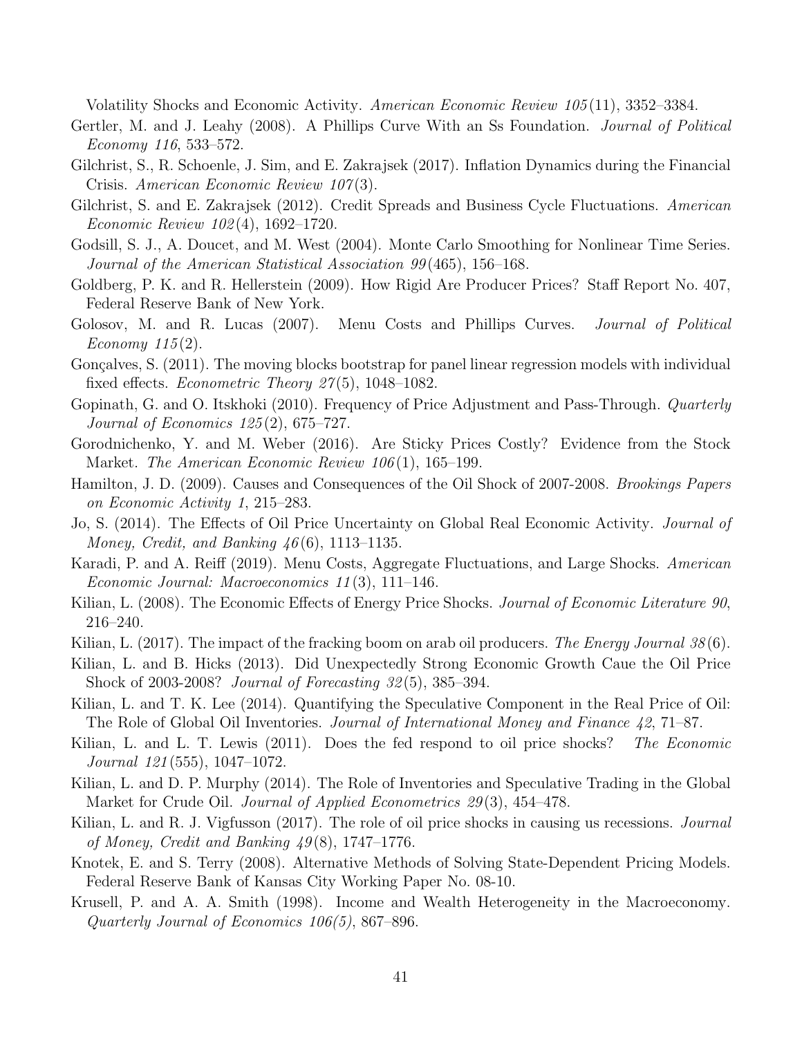Volatility Shocks and Economic Activity. *American Economic Review 105*(11), 3352–3384.

Gertler, M. and J. Leahy (2008). A Phillips Curve With an Ss Foundation. *Journal of Political Economy 116*, 533–572.

Gilchrist, S., R. Schoenle, J. Sim, and E. Zakrajsek (2017). Inflation Dynamics during the Financial Crisis. *American Economic Review 107*(3).

Gilchrist, S. and E. Zakrajsek (2012). Credit Spreads and Business Cycle Fluctuations. *American Economic Review 102*(4), 1692–1720.

Godsill, S. J., A. Doucet, and M. West (2004). Monte Carlo Smoothing for Nonlinear Time Series. *Journal of the American Statistical Association 99*(465), 156–168.

Goldberg, P. K. and R. Hellerstein (2009). How Rigid Are Producer Prices? Staff Report No. 407, Federal Reserve Bank of New York.

Golosov, M. and R. Lucas (2007). Menu Costs and Phillips Curves. *Journal of Political Economy 115*(2).

Gonçalves, S. (2011). The moving blocks bootstrap for panel linear regression models with individual fixed effects. *Econometric Theory 27*(5), 1048–1082.

Gopinath, G. and O. Itskhoki (2010). Frequency of Price Adjustment and Pass-Through. *Quarterly Journal of Economics 125*(2), 675–727.

Gorodnichenko, Y. and M. Weber (2016). Are Sticky Prices Costly? Evidence from the Stock Market. *The American Economic Review 106*(1), 165–199.

Hamilton, J. D. (2009). Causes and Consequences of the Oil Shock of 2007-2008. *Brookings Papers on Economic Activity 1*, 215–283.

Jo, S. (2014). The Effects of Oil Price Uncertainty on Global Real Economic Activity. *Journal of Money, Credit, and Banking 46*(6), 1113–1135.

Karadi, P. and A. Reiff (2019). Menu Costs, Aggregate Fluctuations, and Large Shocks. *American Economic Journal: Macroeconomics 11*(3), 111–146.

Kilian, L. (2008). The Economic Effects of Energy Price Shocks. *Journal of Economic Literature 90*, 216–240.

Kilian, L. (2017). The impact of the fracking boom on arab oil producers. *The Energy Journal 38*(6).

Kilian, L. and B. Hicks (2013). Did Unexpectedly Strong Economic Growth Caue the Oil Price Shock of 2003-2008? *Journal of Forecasting 32*(5), 385–394.

Kilian, L. and T. K. Lee (2014). Quantifying the Speculative Component in the Real Price of Oil: The Role of Global Oil Inventories. *Journal of International Money and Finance 42*, 71–87.

Kilian, L. and L. T. Lewis (2011). Does the fed respond to oil price shocks? *The Economic Journal 121*(555), 1047–1072.

Kilian, L. and D. P. Murphy (2014). The Role of Inventories and Speculative Trading in the Global Market for Crude Oil. *Journal of Applied Econometrics 29*(3), 454–478.

Kilian, L. and R. J. Vigfusson (2017). The role of oil price shocks in causing us recessions. *Journal of Money, Credit and Banking 49*(8), 1747–1776.

Knotek, E. and S. Terry (2008). Alternative Methods of Solving State-Dependent Pricing Models. Federal Reserve Bank of Kansas City Working Paper No. 08-10.

Krusell, P. and A. A. Smith (1998). Income and Wealth Heterogeneity in the Macroeconomy. *Quarterly Journal of Economics 106(5)*, 867–896.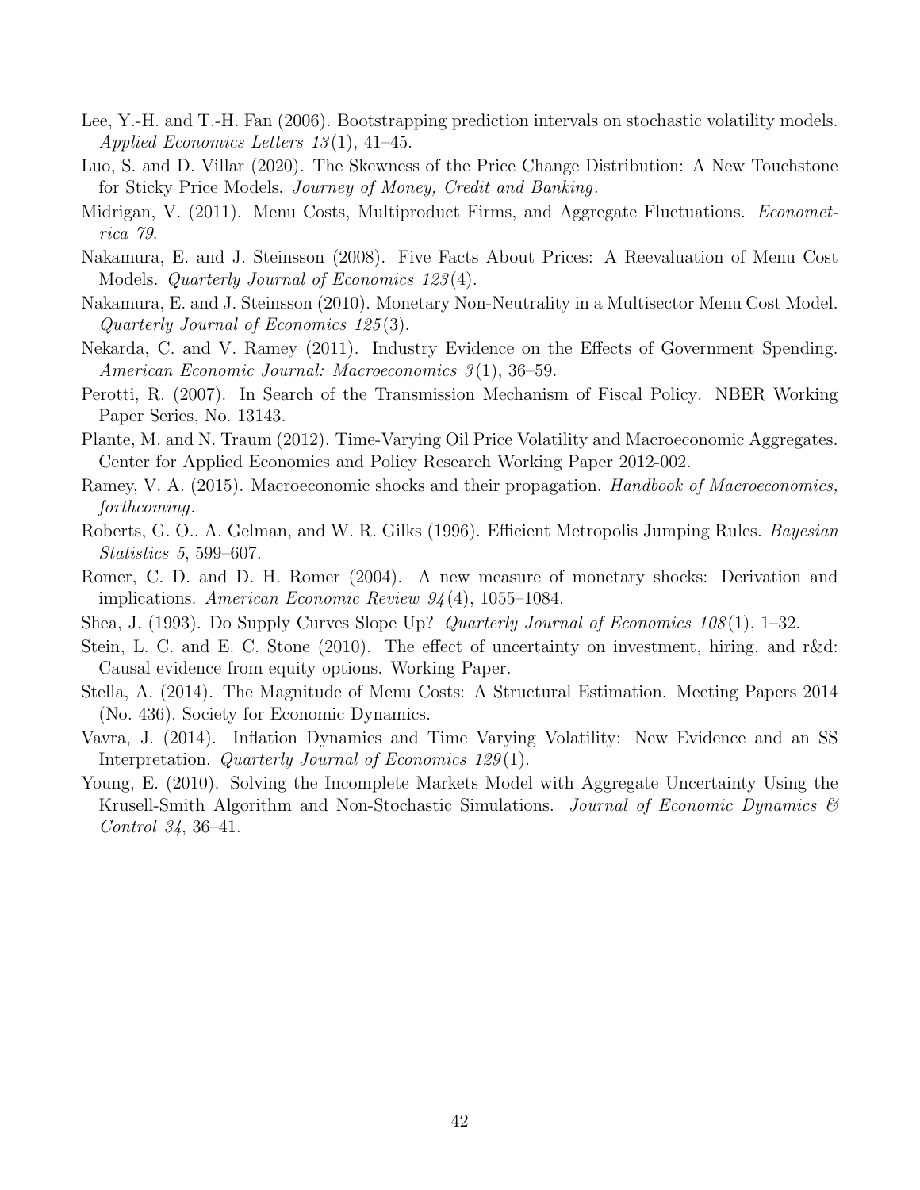Lee, Y.-H. and T.-H. Fan (2006). Bootstrapping prediction intervals on stochastic volatility models. *Applied Economics Letters 13*(1), 41–45.

Luo, S. and D. Villar (2020). The Skewness of the Price Change Distribution: A New Touchstone for Sticky Price Models. *Journey of Money, Credit and Banking*.

Midrigan, V. (2011). Menu Costs, Multiproduct Firms, and Aggregate Fluctuations. *Econometrica 79*.

Nakamura, E. and J. Steinsson (2008). Five Facts About Prices: A Reevaluation of Menu Cost Models. *Quarterly Journal of Economics 123*(4).

Nakamura, E. and J. Steinsson (2010). Monetary Non-Neutrality in a Multisector Menu Cost Model. *Quarterly Journal of Economics 125*(3).

Nekarda, C. and V. Ramey (2011). Industry Evidence on the Effects of Government Spending. *American Economic Journal: Macroeconomics 3*(1), 36–59.

Perotti, R. (2007). In Search of the Transmission Mechanism of Fiscal Policy. NBER Working Paper Series, No. 13143.

Plante, M. and N. Traum (2012). Time-Varying Oil Price Volatility and Macroeconomic Aggregates. Center for Applied Economics and Policy Research Working Paper 2012-002.

Ramey, V. A. (2015). Macroeconomic shocks and their propagation. *Handbook of Macroeconomics, forthcoming*.

Roberts, G. O., A. Gelman, and W. R. Gilks (1996). Efficient Metropolis Jumping Rules. *Bayesian Statistics 5*, 599–607.

Romer, C. D. and D. H. Romer (2004). A new measure of monetary shocks: Derivation and implications. *American Economic Review 94*(4), 1055–1084.

Shea, J. (1993). Do Supply Curves Slope Up? *Quarterly Journal of Economics 108*(1), 1–32.

Stein, L. C. and E. C. Stone (2010). The effect of uncertainty on investment, hiring, and r&d: Causal evidence from equity options. Working Paper.

Stella, A. (2014). The Magnitude of Menu Costs: A Structural Estimation. Meeting Papers 2014 (No. 436). Society for Economic Dynamics.

Vavra, J. (2014). Inflation Dynamics and Time Varying Volatility: New Evidence and an SS Interpretation. *Quarterly Journal of Economics 129*(1).

Young, E. (2010). Solving the Incomplete Markets Model with Aggregate Uncertainty Using the Krusell-Smith Algorithm and Non-Stochastic Simulations. *Journal of Economic Dynamics & Control 34*, 36–41.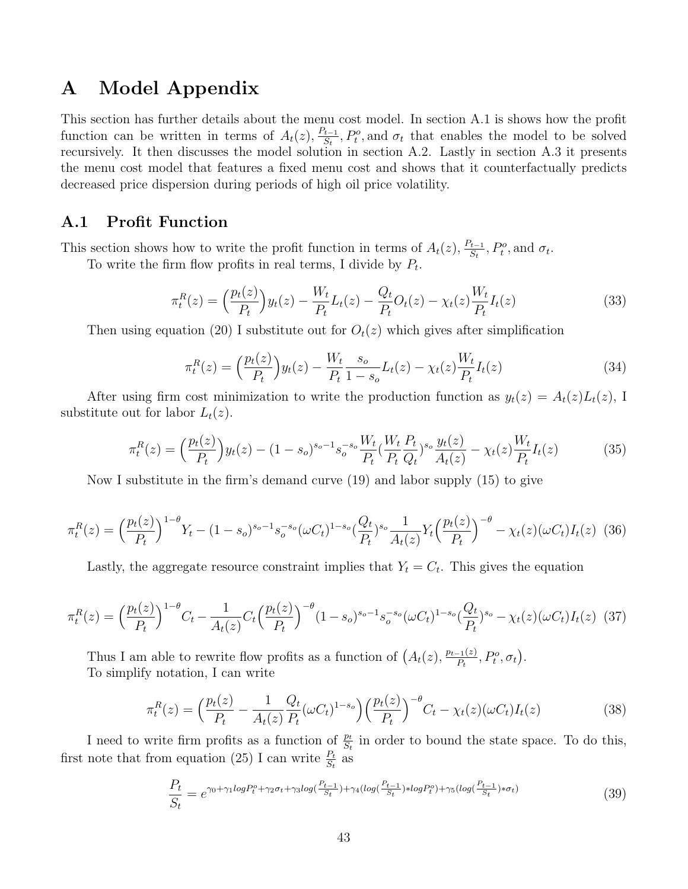# A Model Appendix

This section has further details about the menu cost model. In section A.1 is shows how the profit function can be written in terms of $A_t(z), \frac{P_{t-1}}{S_t}, P_t^o,$ and $\sigma_t$ that enables the model to be solved recursively. It then discusses the model solution in section A.2. Lastly in section A.3 it presents the menu cost model that features a fixed menu cost and shows that it counterfactually predicts decreased price dispersion during periods of high oil price volatility.

## A.1 Profit Function

This section shows how to write the profit function in terms of $A_t(z), \frac{P_{t-1}}{S_t}, P_t^o,$ and $\sigma_t$.

To write the firm flow profits in real terms, I divide by $P_t$.

$$\pi_t^R(z) = \Big(\frac{p_t(z)}{P_t}\Big)y_t(z) - \frac{W_t}{P_t}L_t(z) - \frac{Q_t}{P_t}O_t(z) - \chi_t(z)\frac{W_t}{P_t}I_t(z) \tag{33}$$

Then using equation (20) I substitute out for $O_t(z)$ which gives after simplification

$$\pi_t^R(z) = \Big(\frac{p_t(z)}{P_t}\Big)y_t(z) - \frac{W_t}{P_t}\frac{s_o}{1-s_o}L_t(z) - \chi_t(z)\frac{W_t}{P_t}I_t(z) \tag{34}$$

After using firm cost minimization to write the production function as $y_t(z) = A_t(z)L_t(z)$, I substitute out for labor $L_t(z)$.

$$\pi_t^R(z) = \Big(\frac{p_t(z)}{P_t}\Big)y_t(z) - (1-s_o)^{s_o-1}s_o^{-s_o}\frac{W_t}{P_t}(\frac{W_t}{P_t}\frac{P_t}{Q_t})^{s_o}\frac{y_t(z)}{A_t(z)} - \chi_t(z)\frac{W_t}{P_t}I_t(z) \tag{35}$$

Now I substitute in the firm's demand curve (19) and labor supply (15) to give

$$\pi_t^R(z) = \Big(\frac{p_t(z)}{P_t}\Big)^{1-\theta}Y_t - (1-s_o)^{s_o-1}s_o^{-s_o}(\omega C_t)^{1-s_o}(\frac{Q_t}{P_t})^{s_o}\frac{1}{A_t(z)}Y_t\Big(\frac{p_t(z)}{P_t}\Big)^{-\theta} - \chi_t(z)(\omega C_t)I_t(z) \tag{36}$$

Lastly, the aggregate resource constraint implies that $Y_t = C_t$. This gives the equation

$$\pi_t^R(z) = \Big(\frac{p_t(z)}{P_t}\Big)^{1-\theta}C_t - \frac{1}{A_t(z)}C_t\Big(\frac{p_t(z)}{P_t}\Big)^{-\theta}(1-s_o)^{s_o-1}s_o^{-s_o}(\omega C_t)^{1-s_o}(\frac{Q_t}{P_t})^{s_o} - \chi_t(z)(\omega C_t)I_t(z) \tag{37}$$

Thus I am able to rewrite flow profits as a function of $\big(A_t(z), \frac{p_{t-1}(z)}{P_t}, P_t^o, \sigma_t\big)$.

To simplify notation, I can write

$$\pi_t^R(z) = \Big(\frac{p_t(z)}{P_t} - \frac{1}{A_t(z)}\frac{Q_t}{P_t}(\omega C_t)^{1-s_o}\Big)\Big(\frac{p_t(z)}{P_t}\Big)^{-\theta}C_t - \chi_t(z)(\omega C_t)I_t(z) \tag{38}$$

I need to write firm profits as a function of $\frac{p_t}{S_t}$ in order to bound the state space. To do this, first note that from equation (25) I can write $\frac{P_t}{S_t}$ as

$$\frac{P_t}{S_t} = e^{\gamma_0 + \gamma_1 log P_t^o + \gamma_2\sigma_t + \gamma_3 log(\frac{P_{t-1}}{S_t}) + \gamma_4(log(\frac{P_{t-1}}{S_t})*log P_t^o) + \gamma_5(log(\frac{P_{t-1}}{S_t})*\sigma_t)} \tag{39}$$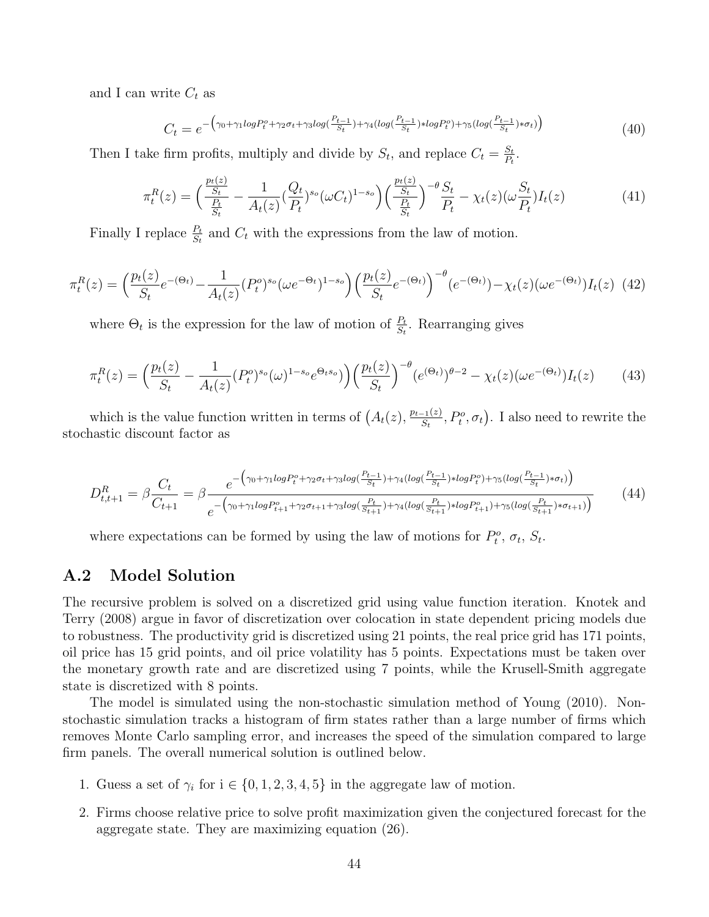and I can write $C_t$ as

$$C_t = e^{-\left(\gamma_0+\gamma_1 logP_t^o+\gamma_2\sigma_t+\gamma_3 log(\frac{P_{t-1}}{S_t})+\gamma_4(log(\frac{P_{t-1}}{S_t})*logP_t^o)+\gamma_5(log(\frac{P_{t-1}}{S_t})*\sigma_t)\right)} \tag{40}$$

Then I take firm profits, multiply and divide by $S_t$, and replace $C_t = \frac{S_t}{P_t}$.

$$\pi_t^R(z) = \Big(\frac{\frac{p_t(z)}{S_t}}{\frac{P_t}{S_t}} - \frac{1}{A_t(z)}(\frac{Q_t}{P_t})^{s_o}(\omega C_t)^{1-s_o}\Big)\Big(\frac{\frac{p_t(z)}{S_t}}{\frac{P_t}{S_t}}\Big)^{-\theta}\frac{S_t}{P_t} - \chi_t(z)(\omega\frac{S_t}{P_t})I_t(z) \tag{41}$$

Finally I replace $\frac{P_t}{S_t}$ and $C_t$ with the expressions from the law of motion.

$$\pi_t^R(z) = \Big(\frac{p_t(z)}{S_t}e^{-(\Theta_t)} - \frac{1}{A_t(z)}(P_t^o)^{s_o}(\omega e^{-\Theta_t})^{1-s_o}\Big)\Big(\frac{p_t(z)}{S_t}e^{-(\Theta_t)}\Big)^{-\theta}(e^{-(\Theta_t)}) - \chi_t(z)(\omega e^{-(\Theta_t)})I_t(z) \tag{42}$$

where $\Theta_t$ is the expression for the law of motion of $\frac{P_t}{S_t}$. Rearranging gives

$$\pi_t^R(z) = \Big(\frac{p_t(z)}{S_t} - \frac{1}{A_t(z)}(P_t^o)^{s_o}(\omega)^{1-s_o}e^{\Theta_t s_o}\Big)\Big(\frac{p_t(z)}{S_t}\Big)^{-\theta}(e^{(\Theta_t)})^{\theta-2} - \chi_t(z)(\omega e^{-(\Theta_t)})I_t(z) \tag{43}$$

which is the value function written in terms of $\big(A_t(z), \frac{p_{t-1}(z)}{S_t}, P_t^o, \sigma_t\big)$. I also need to rewrite the stochastic discount factor as

$$D_{t,t+1}^R = \beta\frac{C_t}{C_{t+1}} = \beta\frac{e^{-\left(\gamma_0+\gamma_1 logP_t^o+\gamma_2\sigma_t+\gamma_3 log(\frac{P_{t-1}}{S_t})+\gamma_4(log(\frac{P_{t-1}}{S_t})*logP_t^o)+\gamma_5(log(\frac{P_{t-1}}{S_t})*\sigma_t)\right)}}{e^{-\left(\gamma_0+\gamma_1 logP_{t+1}^o+\gamma_2\sigma_{t+1}+\gamma_3 log(\frac{P_t}{S_{t+1}})+\gamma_4(log(\frac{P_t}{S_{t+1}})*logP_{t+1}^o)+\gamma_5(log(\frac{P_t}{S_{t+1}})*\sigma_{t+1})\right)}} \tag{44}$$

where expectations can be formed by using the law of motions for $P_t^o$, $\sigma_t$, $S_t$.

## A.2 Model Solution

The recursive problem is solved on a discretized grid using value function iteration. Knotek and Terry (2008) argue in favor of discretization over colocation in state dependent pricing models due to robustness. The productivity grid is discretized using 21 points, the real price grid has 171 points, oil price has 15 grid points, and oil price volatility has 5 points. Expectations must be taken over the monetary growth rate and are discretized using 7 points, while the Krusell-Smith aggregate state is discretized with 8 points.

The model is simulated using the non-stochastic simulation method of Young (2010). Non-stochastic simulation tracks a histogram of firm states rather than a large number of firms which removes Monte Carlo sampling error, and increases the speed of the simulation compared to large firm panels. The overall numerical solution is outlined below.

1. Guess a set of $\gamma_i$ for i $\in \{0, 1, 2, 3, 4, 5\}$ in the aggregate law of motion.
2. Firms choose relative price to solve profit maximization given the conjectured forecast for the aggregate state. They are maximizing equation (26).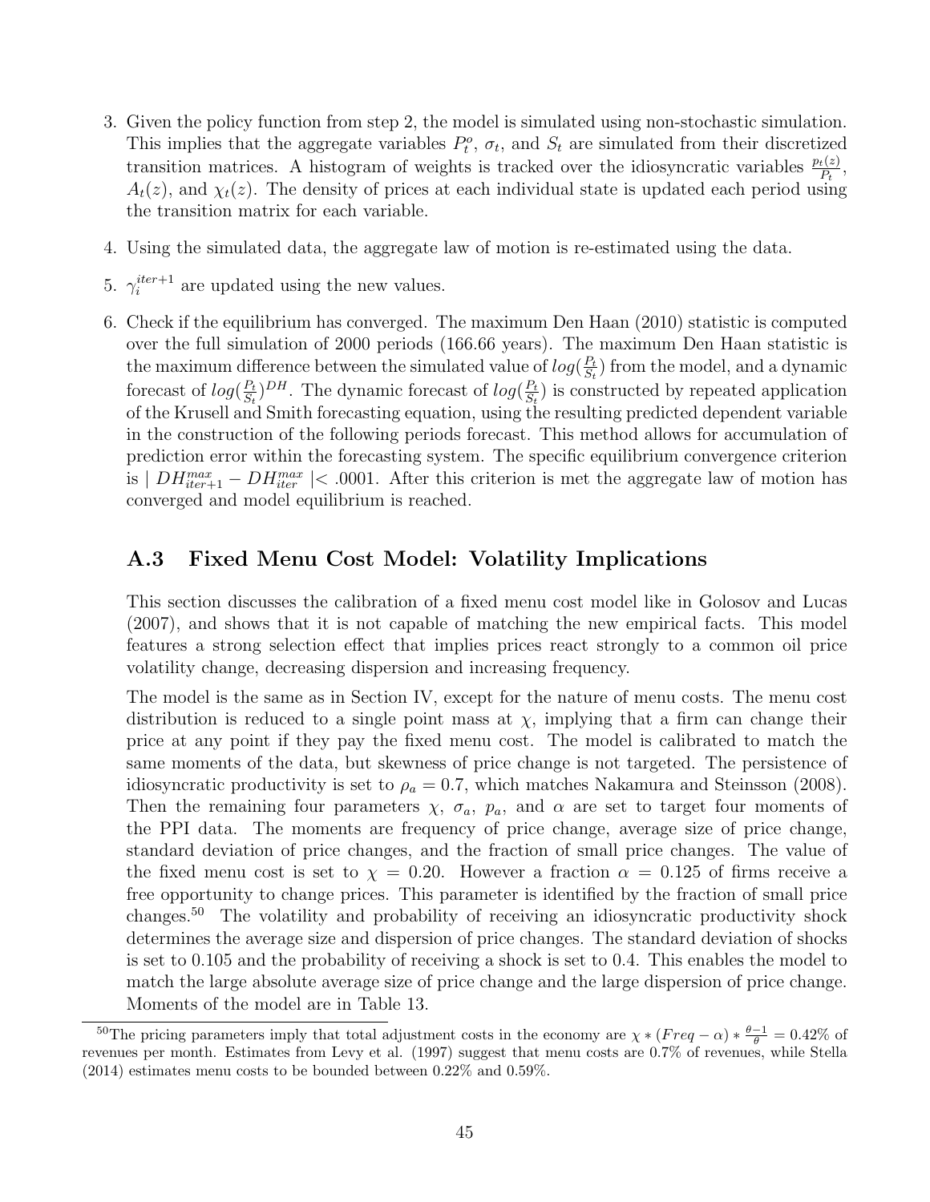3. Given the policy function from step 2, the model is simulated using non-stochastic simulation. This implies that the aggregate variables $P_t^o$, $\sigma_t$, and $S_t$ are simulated from their discretized transition matrices. A histogram of weights is tracked over the idiosyncratic variables $\frac{p_t(z)}{P_t}$, $A_t(z)$, and $\chi_t(z)$. The density of prices at each individual state is updated each period using the transition matrix for each variable.

4. Using the simulated data, the aggregate law of motion is re-estimated using the data.

5. $\gamma_i^{iter+1}$ are updated using the new values.

6. Check if the equilibrium has converged. The maximum Den Haan (2010) statistic is computed over the full simulation of 2000 periods (166.66 years). The maximum Den Haan statistic is the maximum difference between the simulated value of $log(\frac{P_t}{S_t})$ from the model, and a dynamic forecast of $log(\frac{P_t}{S_t})^{DH}$. The dynamic forecast of $log(\frac{P_t}{S_t})$ is constructed by repeated application of the Krusell and Smith forecasting equation, using the resulting predicted dependent variable in the construction of the following periods forecast. This method allows for accumulation of prediction error within the forecasting system. The specific equilibrium convergence criterion is $\mid DH_{iter+1}^{max} - DH_{iter}^{max} \mid < .0001$. After this criterion is met the aggregate law of motion has converged and model equilibrium is reached.

## A.3 Fixed Menu Cost Model: Volatility Implications

This section discusses the calibration of a fixed menu cost model like in Golosov and Lucas (2007), and shows that it is not capable of matching the new empirical facts. This model features a strong selection effect that implies prices react strongly to a common oil price volatility change, decreasing dispersion and increasing frequency.

The model is the same as in Section IV, except for the nature of menu costs. The menu cost distribution is reduced to a single point mass at $\chi$, implying that a firm can change their price at any point if they pay the fixed menu cost. The model is calibrated to match the same moments of the data, but skewness of price change is not targeted. The persistence of idiosyncratic productivity is set to $\rho_a = 0.7$, which matches Nakamura and Steinsson (2008). Then the remaining four parameters $\chi$, $\sigma_a$, $p_a$, and $\alpha$ are set to target four moments of the PPI data. The moments are frequency of price change, average size of price change, standard deviation of price changes, and the fraction of small price changes. The value of the fixed menu cost is set to $\chi = 0.20$. However a fraction $\alpha = 0.125$ of firms receive a free opportunity to change prices. This parameter is identified by the fraction of small price changes.[50] The volatility and probability of receiving an idiosyncratic productivity shock determines the average size and dispersion of price changes. The standard deviation of shocks is set to 0.105 and the probability of receiving a shock is set to 0.4. This enables the model to match the large absolute average size of price change and the large dispersion of price change. Moments of the model are in Table 13.

[50] The pricing parameters imply that total adjustment costs in the economy are $\chi * (Freq - \alpha) * \frac{\theta - 1}{\theta} = 0.42\%$ of revenues per month. Estimates from Levy et al. (1997) suggest that menu costs are 0.7% of revenues, while Stella (2014) estimates menu costs to be bounded between 0.22% and 0.59%.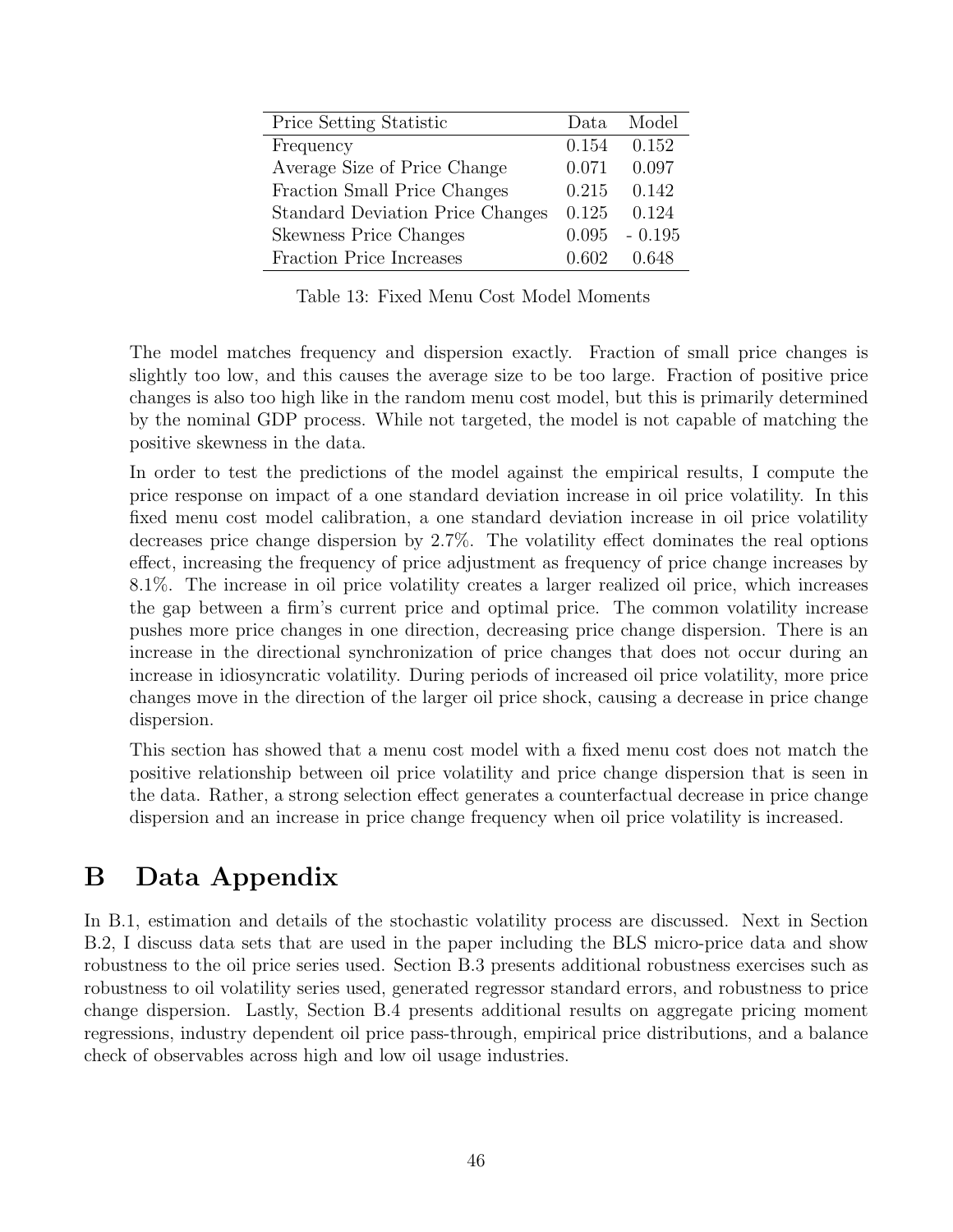| Price Setting Statistic | Data | Model |
|---|---|---|
| Frequency | 0.154 | 0.152 |
| Average Size of Price Change | 0.071 | 0.097 |
| Fraction Small Price Changes | 0.215 | 0.142 |
| Standard Deviation Price Changes | 0.125 | 0.124 |
| Skewness Price Changes | 0.095 | - 0.195 |
| Fraction Price Increases | 0.602 | 0.648 |

Table 13: Fixed Menu Cost Model Moments

The model matches frequency and dispersion exactly. Fraction of small price changes is slightly too low, and this causes the average size to be too large. Fraction of positive price changes is also too high like in the random menu cost model, but this is primarily determined by the nominal GDP process. While not targeted, the model is not capable of matching the positive skewness in the data.

In order to test the predictions of the model against the empirical results, I compute the price response on impact of a one standard deviation increase in oil price volatility. In this fixed menu cost model calibration, a one standard deviation increase in oil price volatility decreases price change dispersion by 2.7%. The volatility effect dominates the real options effect, increasing the frequency of price adjustment as frequency of price change increases by 8.1%. The increase in oil price volatility creates a larger realized oil price, which increases the gap between a firm's current price and optimal price. The common volatility increase pushes more price changes in one direction, decreasing price change dispersion. There is an increase in the directional synchronization of price changes that does not occur during an increase in idiosyncratic volatility. During periods of increased oil price volatility, more price changes move in the direction of the larger oil price shock, causing a decrease in price change dispersion.

This section has showed that a menu cost model with a fixed menu cost does not match the positive relationship between oil price volatility and price change dispersion that is seen in the data. Rather, a strong selection effect generates a counterfactual decrease in price change dispersion and an increase in price change frequency when oil price volatility is increased.

# B Data Appendix

In B.1, estimation and details of the stochastic volatility process are discussed. Next in Section B.2, I discuss data sets that are used in the paper including the BLS micro-price data and show robustness to the oil price series used. Section B.3 presents additional robustness exercises such as robustness to oil volatility series used, generated regressor standard errors, and robustness to price change dispersion. Lastly, Section B.4 presents additional results on aggregate pricing moment regressions, industry dependent oil price pass-through, empirical price distributions, and a balance check of observables across high and low oil usage industries.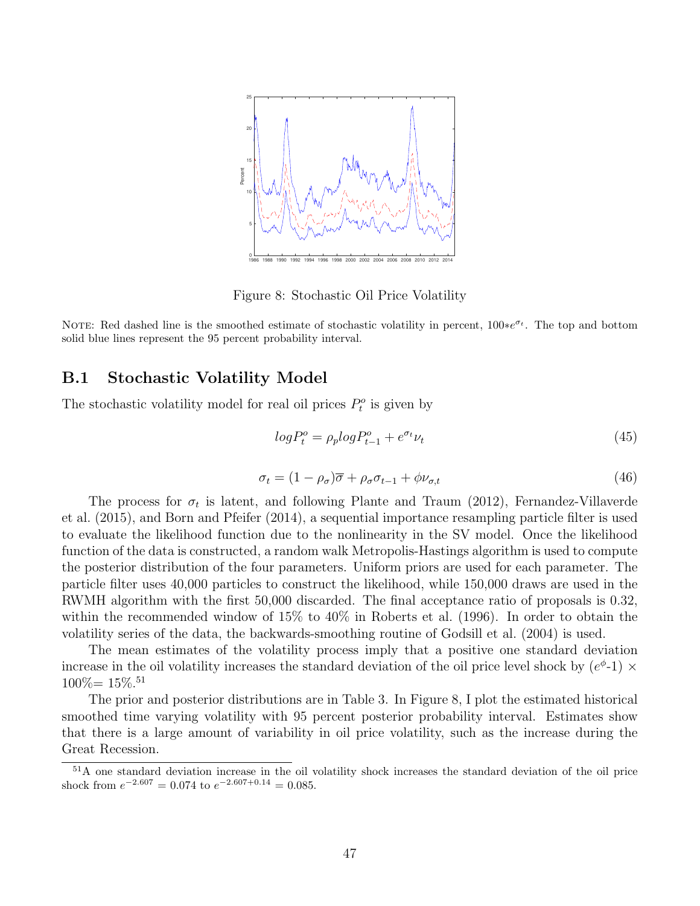Figure 8: Stochastic Oil Price Volatility

NOTE: Red dashed line is the smoothed estimate of stochastic volatility in percent, $100*e^{\sigma_t}$. The top and bottom solid blue lines represent the 95 percent probability interval.

## B.1 Stochastic Volatility Model

The stochastic volatility model for real oil prices $P_t^o$ is given by

$$logP_t^o = \rho_p logP_{t-1}^o + e^{\sigma_t}\nu_t \tag{45}$$

$$\sigma_t = (1-\rho_\sigma)\overline{\sigma} + \rho_\sigma \sigma_{t-1} + \phi \nu_{\sigma,t} \tag{46}$$

The process for $\sigma_t$ is latent, and following Plante and Traum (2012), Fernandez-Villaverde et al. (2015), and Born and Pfeifer (2014), a sequential importance resampling particle filter is used to evaluate the likelihood function due to the nonlinearity in the SV model. Once the likelihood function of the data is constructed, a random walk Metropolis-Hastings algorithm is used to compute the posterior distribution of the four parameters. Uniform priors are used for each parameter. The particle filter uses 40,000 particles to construct the likelihood, while 150,000 draws are used in the RWMH algorithm with the first 50,000 discarded. The final acceptance ratio of proposals is 0.32, within the recommended window of 15% to 40% in Roberts et al. (1996). In order to obtain the volatility series of the data, the backwards-smoothing routine of Godsill et al. (2004) is used.

The mean estimates of the volatility process imply that a positive one standard deviation increase in the oil volatility increases the standard deviation of the oil price level shock by ($e^{\phi}$-1) $\times$ 100%= 15%.[51]

The prior and posterior distributions are in Table 3. In Figure 8, I plot the estimated historical smoothed time varying volatility with 95 percent posterior probability interval. Estimates show that there is a large amount of variability in oil price volatility, such as the increase during the Great Recession.

[51] A one standard deviation increase in the oil volatility shock increases the standard deviation of the oil price shock from $e^{-2.607} = 0.074$ to $e^{-2.607+0.14} = 0.085$.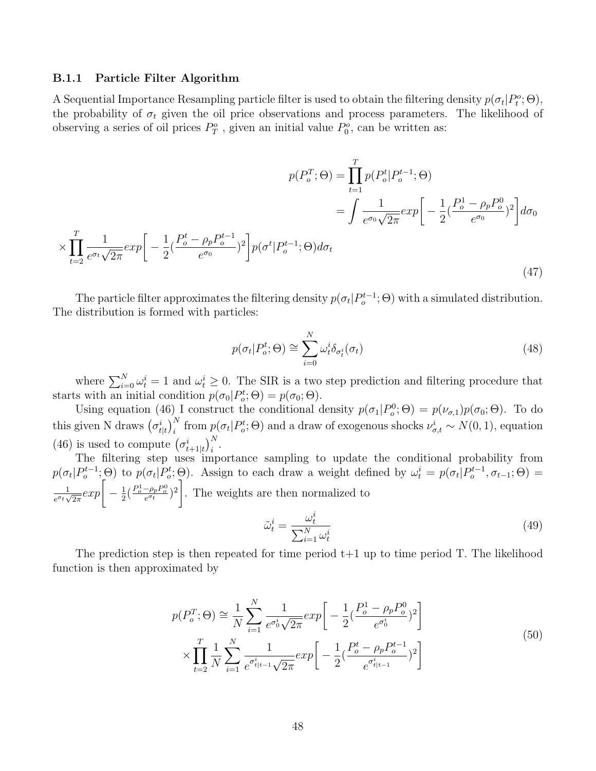### B.1.1 Particle Filter Algorithm

A Sequential Importance Resampling particle filter is used to obtain the filtering density $p(\sigma_t|P^o_t;\Theta)$, the probability of $\sigma_t$ given the oil price observations and process parameters. The likelihood of observing a series of oil prices $P^o_T$ , given an initial value $P^o_0$, can be written as:

$$
\begin{aligned}
p(P^T_o;\Theta) &= \prod_{t=1}^{T} p(P^t_o|P^{t-1}_o;\Theta) \\
&= \int \frac{1}{e^{\sigma_0}\sqrt{2\pi}} exp\bigg[-\frac{1}{2}(\frac{P^1_o-\rho_p P^0_o}{e^{\sigma_0}})^2\bigg] d\sigma_0 \\
&\times \prod_{t=2}^{T} \frac{1}{e^{\sigma_t}\sqrt{2\pi}} exp\bigg[-\frac{1}{2}(\frac{P^t_o-\rho_p P^{t-1}_o}{e^{\sigma_0}})^2\bigg] p(\sigma^t|P^{t-1}_o;\Theta) d\sigma_t
\end{aligned}
\tag{47}
$$

The particle filter approximates the filtering density $p(\sigma_t|P^{t-1}_o;\Theta)$ with a simulated distribution. The distribution is formed with particles:

$$
p(\sigma_t|P^t_o;\Theta) \cong \sum_{i=0}^{N} \omega^i_t \delta_{\sigma^i_t}(\sigma_t) \tag{48}
$$

where $\sum_{i=0}^{N}\omega^i_t = 1$ and $\omega^i_t \geq 0$. The SIR is a two step prediction and filtering procedure that starts with an initial condition $p(\sigma_0|P^t_o;\Theta) = p(\sigma_0;\Theta)$.

Using equation (46) I construct the conditional density $p(\sigma_1|P^0_o;\Theta) = p(\nu_{\sigma,1})p(\sigma_0;\Theta)$. To do this given N draws $\left(\sigma^i_{t|t}\right)^N_i$ from $p(\sigma_t|P^t_o;\Theta)$ and a draw of exogenous shocks $\nu^i_{\sigma,t} \sim N(0,1)$, equation (46) is used to compute $\left(\sigma^i_{t+1|t}\right)^N_i$.

The filtering step uses importance sampling to update the conditional probability from $p(\sigma_t|P^{t-1}_o;\Theta)$ to $p(\sigma_t|P^t_o;\Theta)$. Assign to each draw a weight defined by $\omega^i_t = p(\sigma_t|P^{t-1}_o,\sigma_{t-1};\Theta) = \frac{1}{e^{\sigma_t}\sqrt{2\pi}}exp\bigg[-\frac{1}{2}(\frac{P^1_o-\rho_p P^0_o}{e^{\sigma_t}})^2\bigg]$. The weights are then normalized to

$$
\tilde{\omega}^i_t = \frac{\omega^i_t}{\sum_{i=1}^{N}\omega^i_t} \tag{49}
$$

The prediction step is then repeated for time period t+1 up to time period T. The likelihood function is then approximated by

$$
\begin{aligned}
p(P^T_o;\Theta) \cong & \frac{1}{N}\sum_{i=1}^{N} \frac{1}{e^{\sigma^i_0}\sqrt{2\pi}} exp\bigg[-\frac{1}{2}(\frac{P^1_o-\rho_p P^0_o}{e^{\sigma^i_0}})^2\bigg] \\
& \times \prod_{t=2}^{T} \frac{1}{N}\sum_{i=1}^{N} \frac{1}{e^{\sigma^i_{t|t-1}}\sqrt{2\pi}} exp\bigg[-\frac{1}{2}(\frac{P^t_o-\rho_p P^{t-1}_o}{e^{\sigma^i_{t|t-1}}})^2\bigg]
\end{aligned}
\tag{50}
$$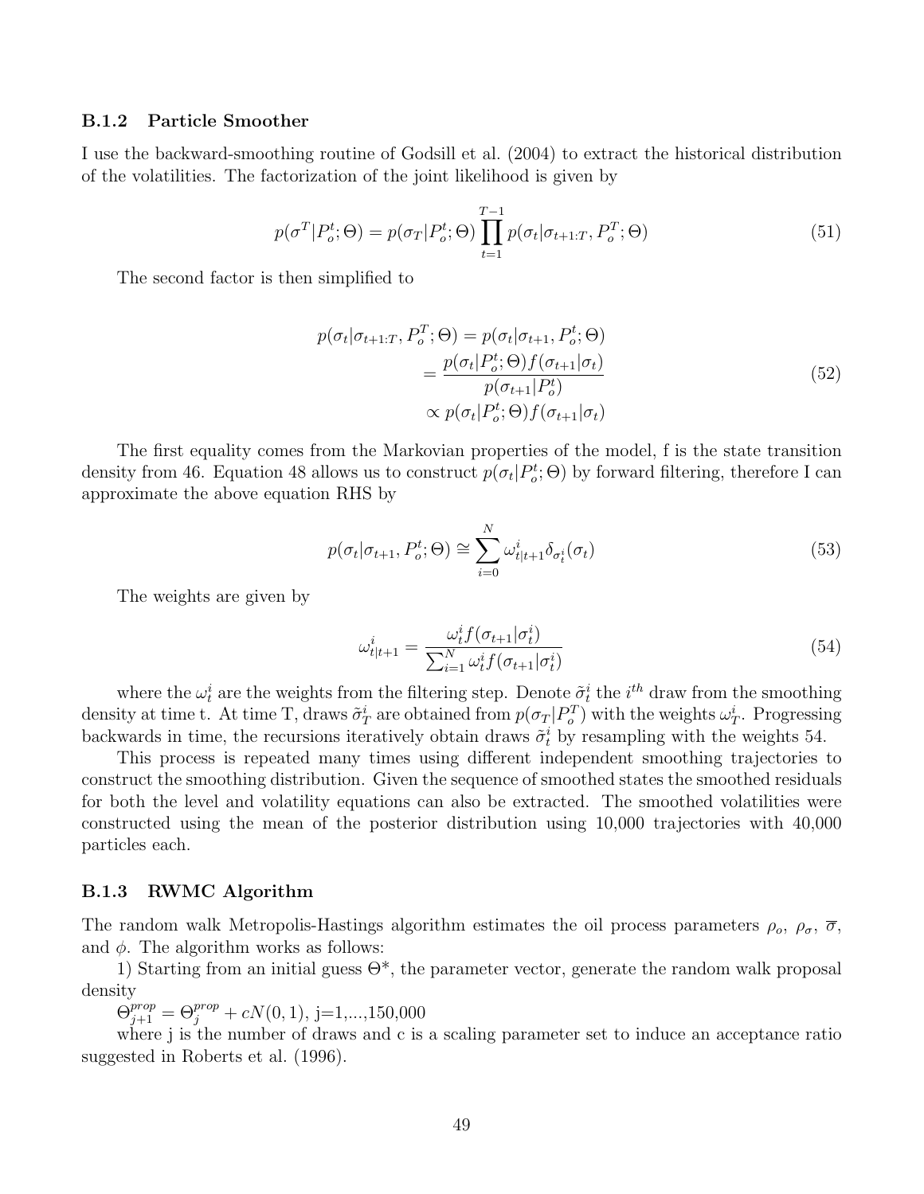### B.1.2 Particle Smoother

I use the backward-smoothing routine of Godsill et al. (2004) to extract the historical distribution of the volatilities. The factorization of the joint likelihood is given by

$$p(\sigma^T | P_o^t; \Theta) = p(\sigma_T | P_o^t; \Theta) \prod_{t=1}^{T-1} p(\sigma_t | \sigma_{t+1:T}, P_o^T; \Theta) \tag{51}$$

The second factor is then simplified to

$$\begin{aligned} p(\sigma_t | \sigma_{t+1:T}, P_o^T; \Theta) &= p(\sigma_t | \sigma_{t+1}, P_o^t; \Theta) \\ &= \frac{p(\sigma_t | P_o^t; \Theta) f(\sigma_{t+1} | \sigma_t)}{p(\sigma_{t+1} | P_o^t)} \\ &\propto p(\sigma_t | P_o^t; \Theta) f(\sigma_{t+1} | \sigma_t) \end{aligned} \tag{52}$$

The first equality comes from the Markovian properties of the model, f is the state transition density from 46. Equation 48 allows us to construct $p(\sigma_t | P_o^t; \Theta)$ by forward filtering, therefore I can approximate the above equation RHS by

$$p(\sigma_t | \sigma_{t+1}, P_o^t; \Theta) \cong \sum_{i=0}^{N} \omega_{t|t+1}^i \delta_{\sigma_t^i}(\sigma_t) \tag{53}$$

The weights are given by

$$\omega_{t|t+1}^i = \frac{\omega_t^i f(\sigma_{t+1} | \sigma_t^i)}{\sum_{i=1}^{N} \omega_t^i f(\sigma_{t+1} | \sigma_t^i)} \tag{54}$$

where the $\omega_t^i$ are the weights from the filtering step. Denote $\tilde{\sigma}_t^i$ the $i^{th}$ draw from the smoothing density at time t. At time T, draws $\tilde{\sigma}_T^i$ are obtained from $p(\sigma_T | P_o^T)$ with the weights $\omega_T^i$. Progressing backwards in time, the recursions iteratively obtain draws $\tilde{\sigma}_t^i$ by resampling with the weights 54.

This process is repeated many times using different independent smoothing trajectories to construct the smoothing distribution. Given the sequence of smoothed states the smoothed residuals for both the level and volatility equations can also be extracted. The smoothed volatilities were constructed using the mean of the posterior distribution using 10,000 trajectories with 40,000 particles each.

### B.1.3 RWMC Algorithm

The random walk Metropolis-Hastings algorithm estimates the oil process parameters $\rho_o$, $\rho_\sigma$, $\overline{\sigma}$, and $\phi$. The algorithm works as follows:

1) Starting from an initial guess $\Theta^*$, the parameter vector, generate the random walk proposal density

$\Theta_{j+1}^{prop} = \Theta_j^{prop} + cN(0, 1)$, j=1,...,150,000

where j is the number of draws and c is a scaling parameter set to induce an acceptance ratio suggested in Roberts et al. (1996).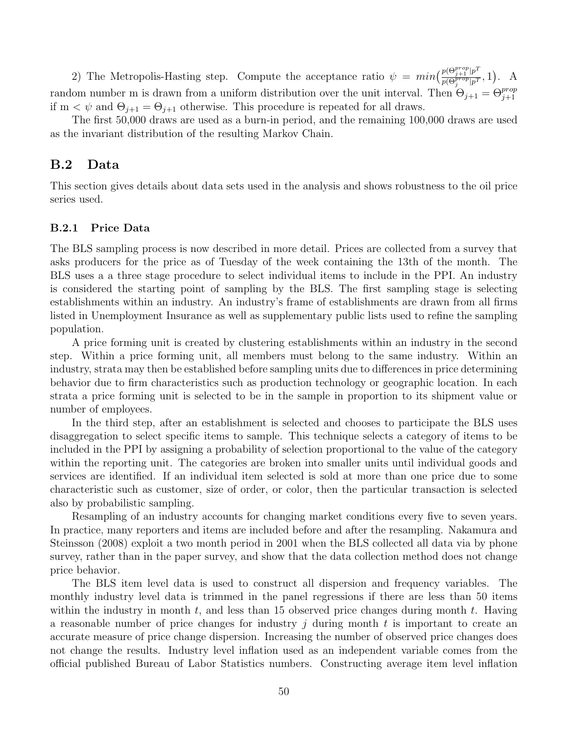2) The Metropolis-Hasting step. Compute the acceptance ratio $\psi = min\big(\frac{p(\Theta_{j+1}^{prop}|p^T}{p(\Theta_j^{prop}|p^T}, 1\big)$. A random number m is drawn from a uniform distribution over the unit interval. Then $\Theta_{j+1} = \Theta_{j+1}^{prop}$ if m $< \psi$ and $\Theta_{j+1} = \Theta_{j+1}$ otherwise. This procedure is repeated for all draws.

The first 50,000 draws are used as a burn-in period, and the remaining 100,000 draws are used as the invariant distribution of the resulting Markov Chain.

## B.2 Data

This section gives details about data sets used in the analysis and shows robustness to the oil price series used.

### B.2.1 Price Data

The BLS sampling process is now described in more detail. Prices are collected from a survey that asks producers for the price as of Tuesday of the week containing the 13th of the month. The BLS uses a a three stage procedure to select individual items to include in the PPI. An industry is considered the starting point of sampling by the BLS. The first sampling stage is selecting establishments within an industry. An industry's frame of establishments are drawn from all firms listed in Unemployment Insurance as well as supplementary public lists used to refine the sampling population.

A price forming unit is created by clustering establishments within an industry in the second step. Within a price forming unit, all members must belong to the same industry. Within an industry, strata may then be established before sampling units due to differences in price determining behavior due to firm characteristics such as production technology or geographic location. In each strata a price forming unit is selected to be in the sample in proportion to its shipment value or number of employees.

In the third step, after an establishment is selected and chooses to participate the BLS uses disaggregation to select specific items to sample. This technique selects a category of items to be included in the PPI by assigning a probability of selection proportional to the value of the category within the reporting unit. The categories are broken into smaller units until individual goods and services are identified. If an individual item selected is sold at more than one price due to some characteristic such as customer, size of order, or color, then the particular transaction is selected also by probabilistic sampling.

Resampling of an industry accounts for changing market conditions every five to seven years. In practice, many reporters and items are included before and after the resampling. Nakamura and Steinsson (2008) exploit a two month period in 2001 when the BLS collected all data via by phone survey, rather than in the paper survey, and show that the data collection method does not change price behavior.

The BLS item level data is used to construct all dispersion and frequency variables. The monthly industry level data is trimmed in the panel regressions if there are less than 50 items within the industry in month $t$, and less than 15 observed price changes during month $t$. Having a reasonable number of price changes for industry $j$ during month $t$ is important to create an accurate measure of price change dispersion. Increasing the number of observed price changes does not change the results. Industry level inflation used as an independent variable comes from the official published Bureau of Labor Statistics numbers. Constructing average item level inflation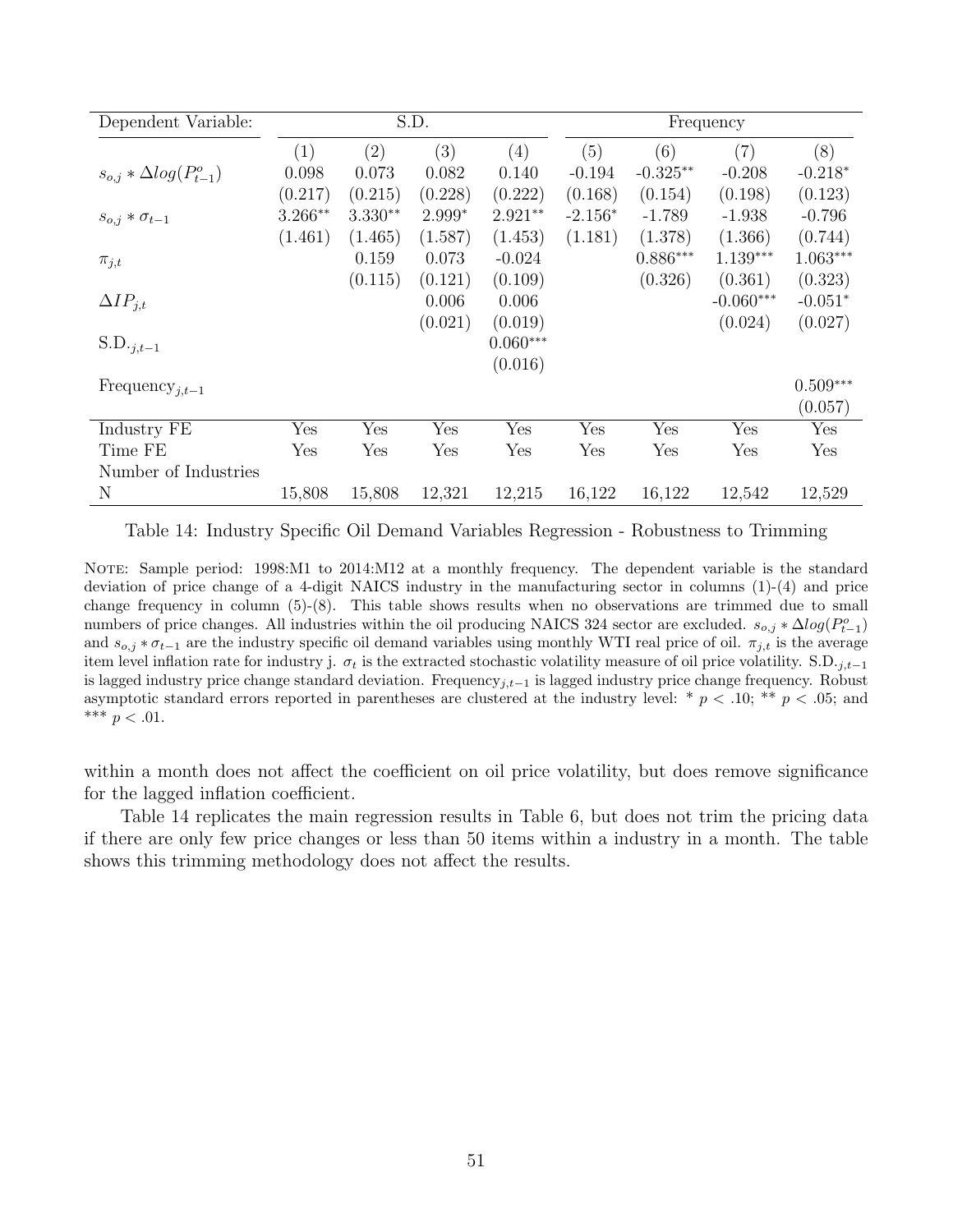| Dependent Variable: | S.D. | | | | Frequency | | | |
|---|---|---|---|---|---|---|---|---|
| | (1) | (2) | (3) | (4) | (5) | (6) | (7) | (8) |
| $s_{o,j} * \Delta log(P^o_{t-1})$ | 0.098 | 0.073 | 0.082 | 0.140 | -0.194 | -0.325** | -0.208 | -0.218* |
| | (0.217) | (0.215) | (0.228) | (0.222) | (0.168) | (0.154) | (0.198) | (0.123) |
| $s_{o,j} * \sigma_{t-1}$ | 3.266** | 3.330** | 2.999* | 2.921** | -2.156* | -1.789 | -1.938 | -0.796 |
| | (1.461) | (1.465) | (1.587) | (1.453) | (1.181) | (1.378) | (1.366) | (0.744) |
| $\pi_{j,t}$ | | 0.159 | 0.073 | -0.024 | | 0.886*** | 1.139*** | 1.063*** |
| | | (0.115) | (0.121) | (0.109) | | (0.326) | (0.361) | (0.323) |
| $\Delta IP_{j,t}$ | | | 0.006 | 0.006 | | | -0.060*** | -0.051* |
| | | | (0.021) | (0.019) | | | (0.024) | (0.027) |
| S.D.$_{\cdot j,t-1}$ | | | | 0.060*** | | | | |
| | | | | (0.016) | | | | |
| Frequency$_{j,t-1}$ | | | | | | | | 0.509*** |
| | | | | | | | | (0.057) |
| Industry FE | Yes | Yes | Yes | Yes | Yes | Yes | Yes | Yes |
| Time FE | Yes | Yes | Yes | Yes | Yes | Yes | Yes | Yes |
| Number of Industries | | | | | | | | |
| N | 15,808 | 15,808 | 12,321 | 12,215 | 16,122 | 16,122 | 12,542 | 12,529 |

Table 14: Industry Specific Oil Demand Variables Regression - Robustness to Trimming

NOTE: Sample period: 1998:M1 to 2014:M12 at a monthly frequency. The dependent variable is the standard deviation of price change of a 4-digit NAICS industry in the manufacturing sector in columns (1)-(4) and price change frequency in column (5)-(8). This table shows results when no observations are trimmed due to small numbers of price changes. All industries within the oil producing NAICS 324 sector are excluded. $s_{o,j} * \Delta log(P^o_{t-1})$ and $s_{o,j} * \sigma_{t-1}$ are the industry specific oil demand variables using monthly WTI real price of oil. $\pi_{j,t}$ is the average item level inflation rate for industry j. $\sigma_t$ is the extracted stochastic volatility measure of oil price volatility. S.D.$_{\cdot j,t-1}$ is lagged industry price change standard deviation. Frequency$_{j,t-1}$ is lagged industry price change frequency. Robust asymptotic standard errors reported in parentheses are clustered at the industry level: * $p < .10$; ** $p < .05$; and *** $p < .01$.

within a month does not affect the coefficient on oil price volatility, but does remove significance for the lagged inflation coefficient.

Table 14 replicates the main regression results in Table 6, but does not trim the pricing data if there are only few price changes or less than 50 items within a industry in a month. The table shows this trimming methodology does not affect the results.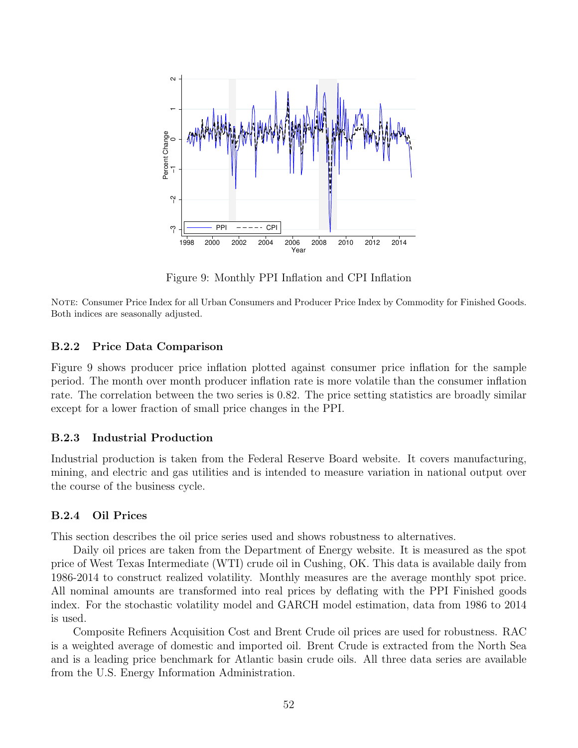Figure 9: Monthly PPI Inflation and CPI Inflation

NOTE: Consumer Price Index for all Urban Consumers and Producer Price Index by Commodity for Finished Goods. Both indices are seasonally adjusted.

### B.2.2 Price Data Comparison

Figure 9 shows producer price inflation plotted against consumer price inflation for the sample period. The month over month producer inflation rate is more volatile than the consumer inflation rate. The correlation between the two series is 0.82. The price setting statistics are broadly similar except for a lower fraction of small price changes in the PPI.

### B.2.3 Industrial Production

Industrial production is taken from the Federal Reserve Board website. It covers manufacturing, mining, and electric and gas utilities and is intended to measure variation in national output over the course of the business cycle.

### B.2.4 Oil Prices

This section describes the oil price series used and shows robustness to alternatives.

Daily oil prices are taken from the Department of Energy website. It is measured as the spot price of West Texas Intermediate (WTI) crude oil in Cushing, OK. This data is available daily from 1986-2014 to construct realized volatility. Monthly measures are the average monthly spot price. All nominal amounts are transformed into real prices by deflating with the PPI Finished goods index. For the stochastic volatility model and GARCH model estimation, data from 1986 to 2014 is used.

Composite Refiners Acquisition Cost and Brent Crude oil prices are used for robustness. RAC is a weighted average of domestic and imported oil. Brent Crude is extracted from the North Sea and is a leading price benchmark for Atlantic basin crude oils. All three data series are available from the U.S. Energy Information Administration.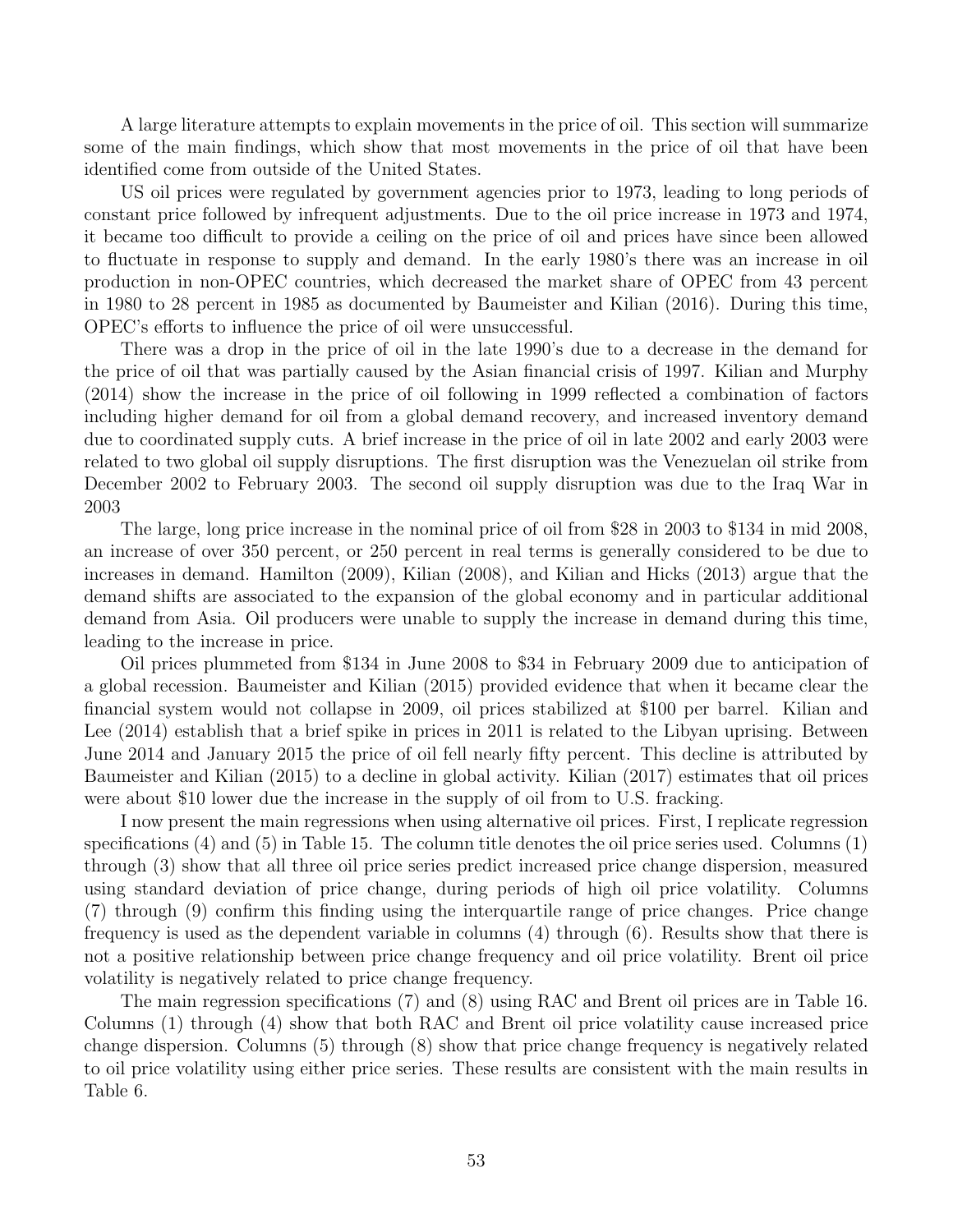A large literature attempts to explain movements in the price of oil. This section will summarize some of the main findings, which show that most movements in the price of oil that have been identified come from outside of the United States.

US oil prices were regulated by government agencies prior to 1973, leading to long periods of constant price followed by infrequent adjustments. Due to the oil price increase in 1973 and 1974, it became too difficult to provide a ceiling on the price of oil and prices have since been allowed to fluctuate in response to supply and demand. In the early 1980's there was an increase in oil production in non-OPEC countries, which decreased the market share of OPEC from 43 percent in 1980 to 28 percent in 1985 as documented by Baumeister and Kilian (2016). During this time, OPEC's efforts to influence the price of oil were unsuccessful.

There was a drop in the price of oil in the late 1990's due to a decrease in the demand for the price of oil that was partially caused by the Asian financial crisis of 1997. Kilian and Murphy (2014) show the increase in the price of oil following in 1999 reflected a combination of factors including higher demand for oil from a global demand recovery, and increased inventory demand due to coordinated supply cuts. A brief increase in the price of oil in late 2002 and early 2003 were related to two global oil supply disruptions. The first disruption was the Venezuelan oil strike from December 2002 to February 2003. The second oil supply disruption was due to the Iraq War in 2003

The large, long price increase in the nominal price of oil from $28 in 2003 to $134 in mid 2008, an increase of over 350 percent, or 250 percent in real terms is generally considered to be due to increases in demand. Hamilton (2009), Kilian (2008), and Kilian and Hicks (2013) argue that the demand shifts are associated to the expansion of the global economy and in particular additional demand from Asia. Oil producers were unable to supply the increase in demand during this time, leading to the increase in price.

Oil prices plummeted from $134 in June 2008 to $34 in February 2009 due to anticipation of a global recession. Baumeister and Kilian (2015) provided evidence that when it became clear the financial system would not collapse in 2009, oil prices stabilized at $100 per barrel. Kilian and Lee (2014) establish that a brief spike in prices in 2011 is related to the Libyan uprising. Between June 2014 and January 2015 the price of oil fell nearly fifty percent. This decline is attributed by Baumeister and Kilian (2015) to a decline in global activity. Kilian (2017) estimates that oil prices were about $10 lower due the increase in the supply of oil from to U.S. fracking.

I now present the main regressions when using alternative oil prices. First, I replicate regression specifications (4) and (5) in Table 15. The column title denotes the oil price series used. Columns (1) through (3) show that all three oil price series predict increased price change dispersion, measured using standard deviation of price change, during periods of high oil price volatility. Columns (7) through (9) confirm this finding using the interquartile range of price changes. Price change frequency is used as the dependent variable in columns (4) through (6). Results show that there is not a positive relationship between price change frequency and oil price volatility. Brent oil price volatility is negatively related to price change frequency.

The main regression specifications (7) and (8) using RAC and Brent oil prices are in Table 16. Columns (1) through (4) show that both RAC and Brent oil price volatility cause increased price change dispersion. Columns (5) through (8) show that price change frequency is negatively related to oil price volatility using either price series. These results are consistent with the main results in Table 6.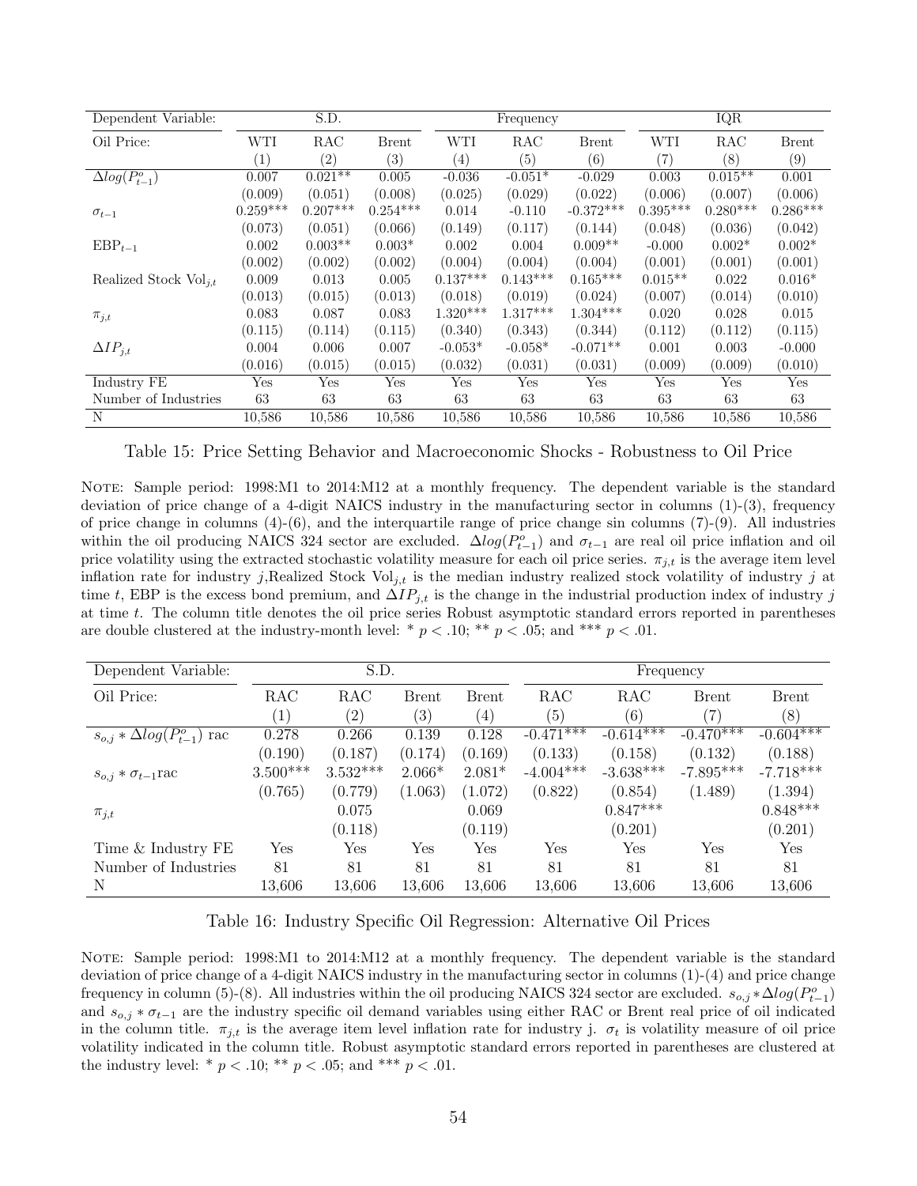| Dependent Variable: | S.D. | | | Frequency | | | IQR | | |
|---|---|---|---|---|---|---|---|---|---|
| Oil Price: | WTI | RAC | Brent | WTI | RAC | Brent | WTI | RAC | Brent |
| | (1) | (2) | (3) | (4) | (5) | (6) | (7) | (8) | (9) |
| $\Delta log(P^o_{t-1})$ | 0.007 | 0.021** | 0.005 | -0.036 | -0.051* | -0.029 | 0.003 | 0.015** | 0.001 |
| | (0.009) | (0.051) | (0.008) | (0.025) | (0.029) | (0.022) | (0.006) | (0.007) | (0.006) |
| $\sigma_{t-1}$ | 0.259*** | 0.207*** | 0.254*** | 0.014 | -0.110 | -0.372*** | 0.395*** | 0.280*** | 0.286*** |
| | (0.073) | (0.051) | (0.066) | (0.149) | (0.117) | (0.144) | (0.048) | (0.036) | (0.042) |
| $\text{EBP}_{t-1}$ | 0.002 | 0.003** | 0.003* | 0.002 | 0.004 | 0.009** | -0.000 | 0.002* | 0.002* |
| | (0.002) | (0.002) | (0.002) | (0.004) | (0.004) | (0.004) | (0.001) | (0.001) | (0.001) |
| Realized Stock $\text{Vol}_{j,t}$ | 0.009 | 0.013 | 0.005 | 0.137*** | 0.143*** | 0.165*** | 0.015** | 0.022 | 0.016* |
| | (0.013) | (0.015) | (0.013) | (0.018) | (0.019) | (0.024) | (0.007) | (0.014) | (0.010) |
| $\pi_{j,t}$ | 0.083 | 0.087 | 0.083 | 1.320*** | 1.317*** | 1.304*** | 0.020 | 0.028 | 0.015 |
| | (0.115) | (0.114) | (0.115) | (0.340) | (0.343) | (0.344) | (0.112) | (0.112) | (0.115) |
| $\Delta IP_{j,t}$ | 0.004 | 0.006 | 0.007 | -0.053* | -0.058* | -0.071** | 0.001 | 0.003 | -0.000 |
| | (0.016) | (0.015) | (0.015) | (0.032) | (0.031) | (0.031) | (0.009) | (0.009) | (0.010) |
| Industry FE | Yes | Yes | Yes | Yes | Yes | Yes | Yes | Yes | Yes |
| Number of Industries | 63 | 63 | 63 | 63 | 63 | 63 | 63 | 63 | 63 |
| N | 10,586 | 10,586 | 10,586 | 10,586 | 10,586 | 10,586 | 10,586 | 10,586 | 10,586 |

Table 15: Price Setting Behavior and Macroeconomic Shocks - Robustness to Oil Price

Note: Sample period: 1998:M1 to 2014:M12 at a monthly frequency. The dependent variable is the standard deviation of price change of a 4-digit NAICS industry in the manufacturing sector in columns (1)-(3), frequency of price change in columns (4)-(6), and the interquartile range of price change sin columns (7)-(9). All industries within the oil producing NAICS 324 sector are excluded. $\Delta log(P^o_{t-1})$ and $\sigma_{t-1}$ are real oil price inflation and oil price volatility using the extracted stochastic volatility measure for each oil price series. $\pi_{j,t}$ is the average item level inflation rate for industry $j$,Realized Stock $\text{Vol}_{j,t}$ is the median industry realized stock volatility of industry $j$ at time $t$, EBP is the excess bond premium, and $\Delta IP_{j,t}$ is the change in the industrial production index of industry $j$ at time $t$. The column title denotes the oil price series Robust asymptotic standard errors reported in parentheses are double clustered at the industry-month level: * $p < .10$; ** $p < .05$; and *** $p < .01$.

| Dependent Variable: | S.D. | | | | Frequency | | | |
|---|---|---|---|---|---|---|---|---|
| Oil Price: | RAC | RAC | Brent | Brent | RAC | RAC | Brent | Brent |
| | (1) | (2) | (3) | (4) | (5) | (6) | (7) | (8) |
| $s_{o,j} * \Delta log(P^o_{t-1})$ rac | 0.278 | 0.266 | 0.139 | 0.128 | -0.471*** | -0.614*** | -0.470*** | -0.604*** |
| | (0.190) | (0.187) | (0.174) | (0.169) | (0.133) | (0.158) | (0.132) | (0.188) |
| $s_{o,j} * \sigma_{t-1}$rac | 3.500*** | 3.532*** | 2.066* | 2.081* | -4.004*** | -3.638*** | -7.895*** | -7.718*** |
| | (0.765) | (0.779) | (1.063) | (1.072) | (0.822) | (0.854) | (1.489) | (1.394) |
| $\pi_{j,t}$ | | 0.075 | | 0.069 | | 0.847*** | | 0.848*** |
| | | (0.118) | | (0.119) | | (0.201) | | (0.201) |
| Time & Industry FE | Yes | Yes | Yes | Yes | Yes | Yes | Yes | Yes |
| Number of Industries | 81 | 81 | 81 | 81 | 81 | 81 | 81 | 81 |
| N | 13,606 | 13,606 | 13,606 | 13,606 | 13,606 | 13,606 | 13,606 | 13,606 |

Table 16: Industry Specific Oil Regression: Alternative Oil Prices

Note: Sample period: 1998:M1 to 2014:M12 at a monthly frequency. The dependent variable is the standard deviation of price change of a 4-digit NAICS industry in the manufacturing sector in columns (1)-(4) and price change frequency in column (5)-(8). All industries within the oil producing NAICS 324 sector are excluded. $s_{o,j} * \Delta log(P^o_{t-1})$ and $s_{o,j} * \sigma_{t-1}$ are the industry specific oil demand variables using either RAC or Brent real price of oil indicated in the column title. $\pi_{j,t}$ is the average item level inflation rate for industry j. $\sigma_t$ is volatility measure of oil price volatility indicated in the column title. Robust asymptotic standard errors reported in parentheses are clustered at the industry level: * $p < .10$; ** $p < .05$; and *** $p < .01$.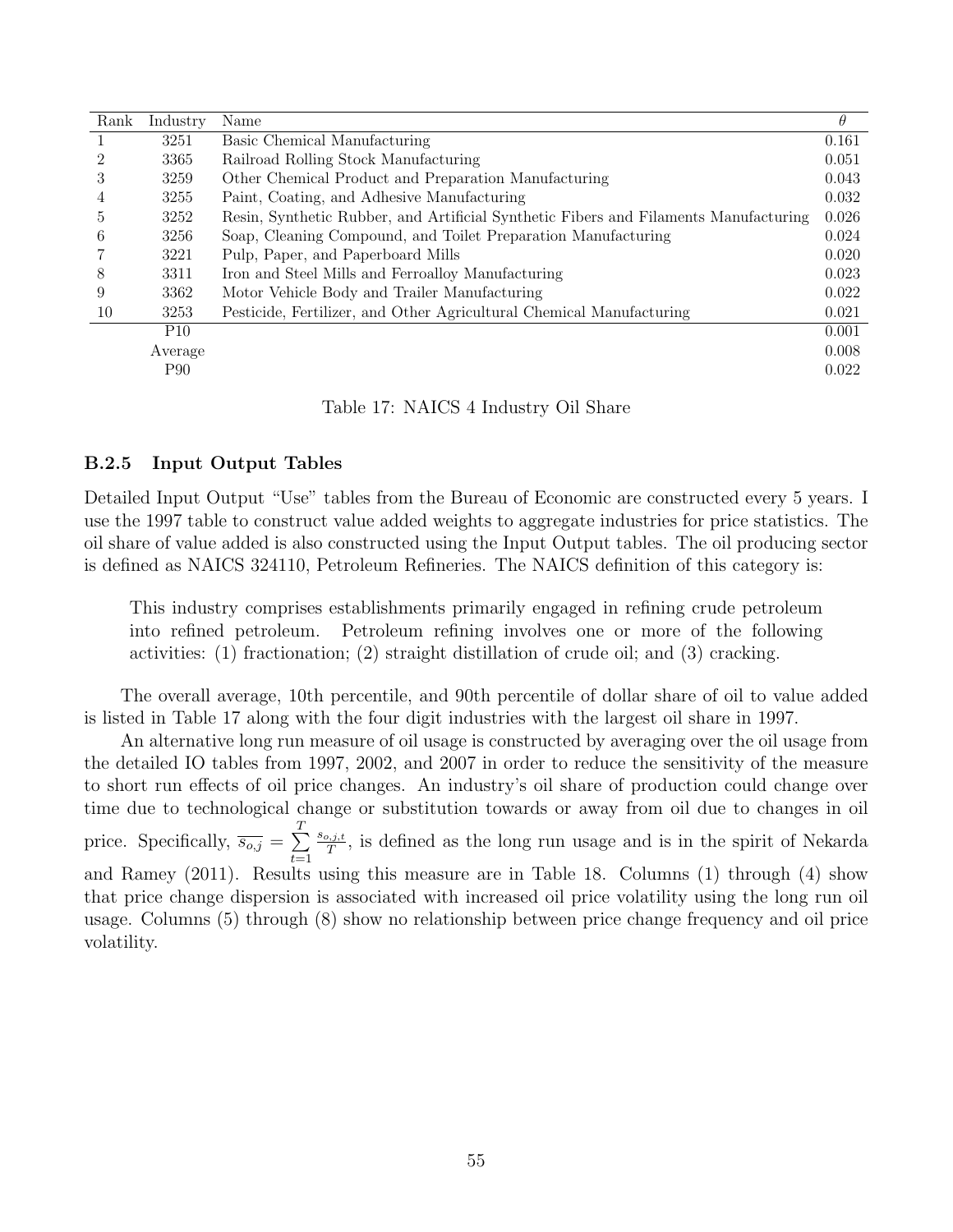| Rank | Industry | Name | $\theta$ |
|---|---|---|---|
| 1 | 3251 | Basic Chemical Manufacturing | 0.161 |
| 2 | 3365 | Railroad Rolling Stock Manufacturing | 0.051 |
| 3 | 3259 | Other Chemical Product and Preparation Manufacturing | 0.043 |
| 4 | 3255 | Paint, Coating, and Adhesive Manufacturing | 0.032 |
| 5 | 3252 | Resin, Synthetic Rubber, and Artificial Synthetic Fibers and Filaments Manufacturing | 0.026 |
| 6 | 3256 | Soap, Cleaning Compound, and Toilet Preparation Manufacturing | 0.024 |
| 7 | 3221 | Pulp, Paper, and Paperboard Mills | 0.020 |
| 8 | 3311 | Iron and Steel Mills and Ferroalloy Manufacturing | 0.023 |
| 9 | 3362 | Motor Vehicle Body and Trailer Manufacturing | 0.022 |
| 10 | 3253 | Pesticide, Fertilizer, and Other Agricultural Chemical Manufacturing | 0.021 |
| | P10 | | 0.001 |
| | Average | | 0.008 |
| | P90 | | 0.022 |

Table 17: NAICS 4 Industry Oil Share

### B.2.5 Input Output Tables

Detailed Input Output "Use" tables from the Bureau of Economic are constructed every 5 years. I use the 1997 table to construct value added weights to aggregate industries for price statistics. The oil share of value added is also constructed using the Input Output tables. The oil producing sector is defined as NAICS 324110, Petroleum Refineries. The NAICS definition of this category is:

> This industry comprises establishments primarily engaged in refining crude petroleum into refined petroleum. Petroleum refining involves one or more of the following activities: (1) fractionation; (2) straight distillation of crude oil; and (3) cracking.

The overall average, 10th percentile, and 90th percentile of dollar share of oil to value added is listed in Table 17 along with the four digit industries with the largest oil share in 1997.

An alternative long run measure of oil usage is constructed by averaging over the oil usage from the detailed IO tables from 1997, 2002, and 2007 in order to reduce the sensitivity of the measure to short run effects of oil price changes. An industry's oil share of production could change over time due to technological change or substitution towards or away from oil due to changes in oil price. Specifically, $\overline{s_{o,j}} = \sum_{t=1}^{T} \frac{s_{o,j,t}}{T}$, is defined as the long run usage and is in the spirit of Nekarda and Ramey (2011). Results using this measure are in Table 18. Columns (1) through (4) show that price change dispersion is associated with increased oil price volatility using the long run oil usage. Columns (5) through (8) show no relationship between price change frequency and oil price volatility.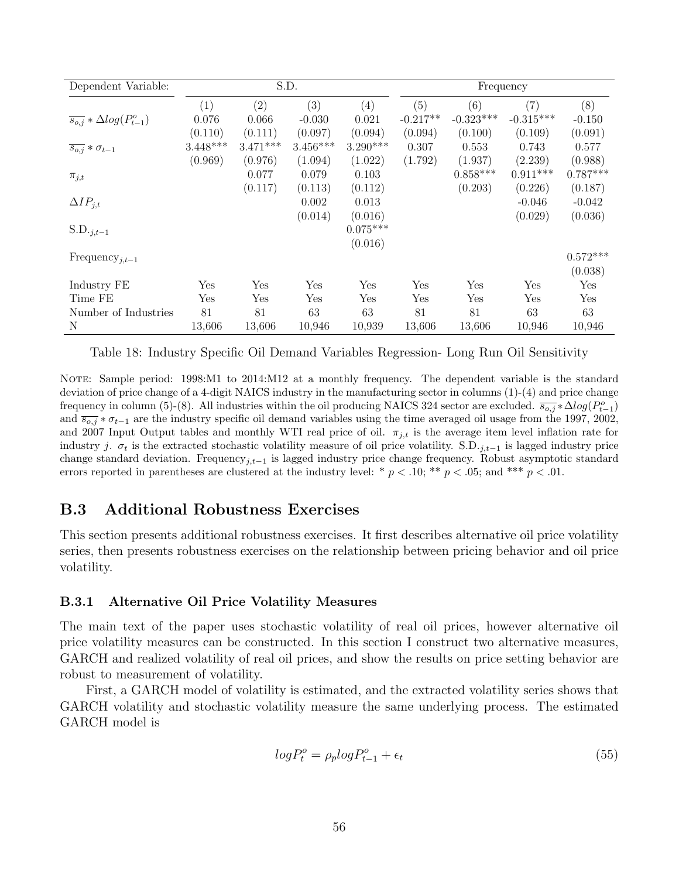| Dependent Variable: | S.D. | | | | Frequency | | | |
|---|---|---|---|---|---|---|---|---|
| | (1) | (2) | (3) | (4) | (5) | (6) | (7) | (8) |
| $\overline{s_{o,j}} * \Delta log(P^o_{t-1})$ | 0.076 | 0.066 | -0.030 | 0.021 | -0.217** | -0.323*** | -0.315*** | -0.150 |
| | (0.110) | (0.111) | (0.097) | (0.094) | (0.094) | (0.100) | (0.109) | (0.091) |
| $\overline{s_{o,j}} * \sigma_{t-1}$ | 3.448*** | 3.471*** | 3.456*** | 3.290*** | 0.307 | 0.553 | 0.743 | 0.577 |
| | (0.969) | (0.976) | (1.094) | (1.022) | (1.792) | (1.937) | (2.239) | (0.988) |
| $\pi_{j,t}$ | | 0.077 | 0.079 | 0.103 | | 0.858*** | 0.911*** | 0.787*** |
| | | (0.117) | (0.113) | (0.112) | | (0.203) | (0.226) | (0.187) |
| $\Delta IP_{j,t}$ | | | 0.002 | 0.013 | | | -0.046 | -0.042 |
| | | | (0.014) | (0.016) | | | (0.029) | (0.036) |
| $\text{S.D.}_{\cdot j,t-1}$ | | | | 0.075*** | | | | |
| | | | | (0.016) | | | | |
| $\text{Frequency}_{j,t-1}$ | | | | | | | | 0.572*** |
| | | | | | | | | (0.038) |
| Industry FE | Yes | Yes | Yes | Yes | Yes | Yes | Yes | Yes |
| Time FE | Yes | Yes | Yes | Yes | Yes | Yes | Yes | Yes |
| Number of Industries | 81 | 81 | 63 | 63 | 81 | 81 | 63 | 63 |
| N | 13,606 | 13,606 | 10,946 | 10,939 | 13,606 | 13,606 | 10,946 | 10,946 |

Table 18: Industry Specific Oil Demand Variables Regression- Long Run Oil Sensitivity

NOTE: Sample period: 1998:M1 to 2014:M12 at a monthly frequency. The dependent variable is the standard deviation of price change of a 4-digit NAICS industry in the manufacturing sector in columns (1)-(4) and price change frequency in column (5)-(8). All industries within the oil producing NAICS 324 sector are excluded. $\overline{s_{o,j}} * \Delta log(P^o_{t-1})$ and $\overline{s_{o,j}} * \sigma_{t-1}$ are the industry specific oil demand variables using the time averaged oil usage from the 1997, 2002, and 2007 Input Output tables and monthly WTI real price of oil. $\pi_{j,t}$ is the average item level inflation rate for industry $j$. $\sigma_t$ is the extracted stochastic volatility measure of oil price volatility. $\text{S.D.}_{\cdot j,t-1}$ is lagged industry price change standard deviation. $\text{Frequency}_{j,t-1}$ is lagged industry price change frequency. Robust asymptotic standard errors reported in parentheses are clustered at the industry level: * $p < .10$; ** $p < .05$; and *** $p < .01$.

## B.3 Additional Robustness Exercises

This section presents additional robustness exercises. It first describes alternative oil price volatility series, then presents robustness exercises on the relationship between pricing behavior and oil price volatility.

### B.3.1 Alternative Oil Price Volatility Measures

The main text of the paper uses stochastic volatility of real oil prices, however alternative oil price volatility measures can be constructed. In this section I construct two alternative measures, GARCH and realized volatility of real oil prices, and show the results on price setting behavior are robust to measurement of volatility.

First, a GARCH model of volatility is estimated, and the extracted volatility series shows that GARCH volatility and stochastic volatility measure the same underlying process. The estimated GARCH model is

$$logP^o_t = \rho_p logP^o_{t-1} + \epsilon_t \tag{55}$$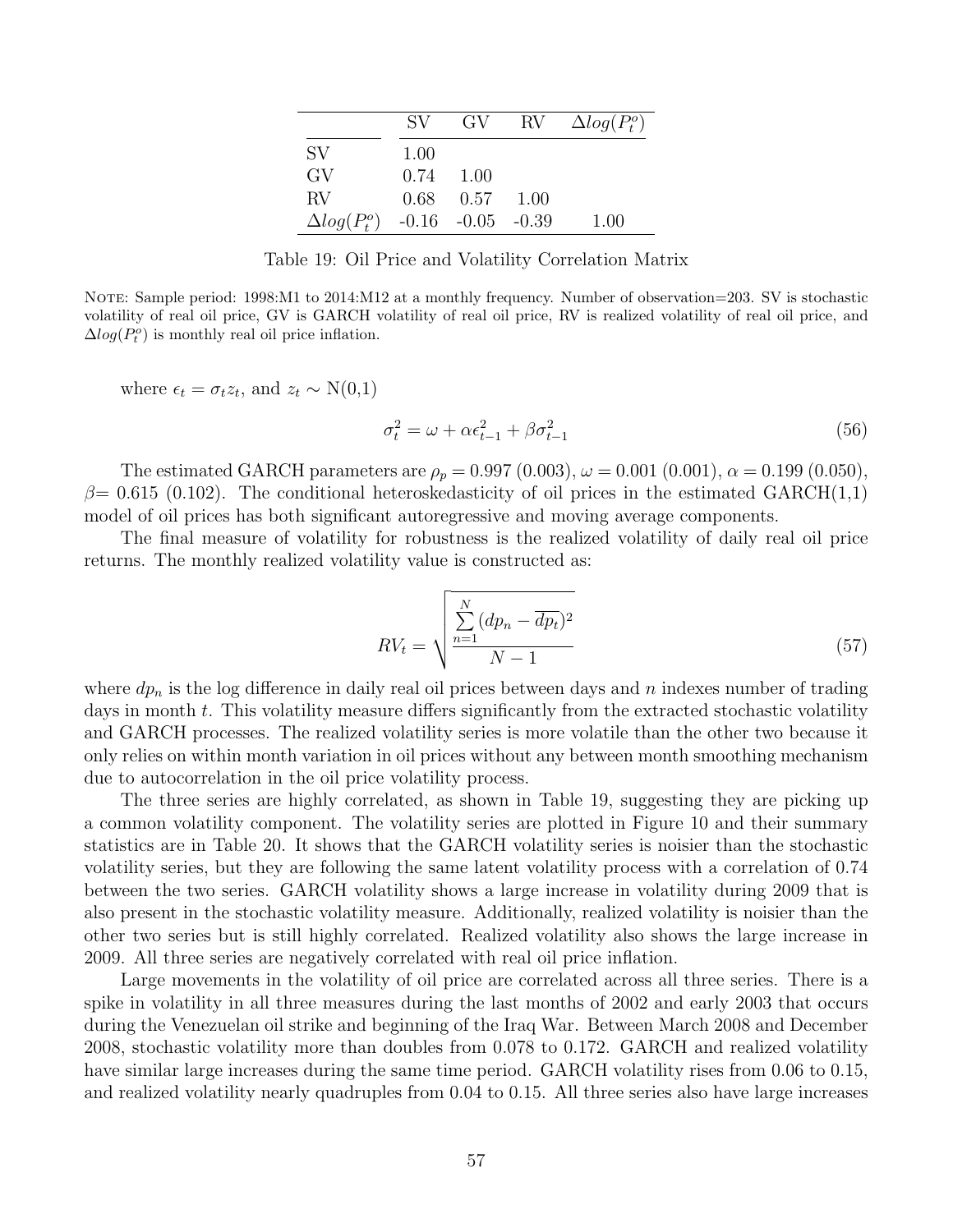| | SV | GV | RV | $\Delta log(P^o_t)$ |
|---|---|---|---|---|
| SV | 1.00 | | | |
| GV | 0.74 | 1.00 | | |
| RV | 0.68 | 0.57 | 1.00 | |
| $\Delta log(P^o_t)$ | -0.16 | -0.05 | -0.39 | 1.00 |

Table 19: Oil Price and Volatility Correlation Matrix

NOTE: Sample period: 1998:M1 to 2014:M12 at a monthly frequency. Number of observation=203. SV is stochastic volatility of real oil price, GV is GARCH volatility of real oil price, RV is realized volatility of real oil price, and $\Delta log(P^o_t)$ is monthly real oil price inflation.

where $\epsilon_t = \sigma_t z_t$, and $z_t \sim$ N(0,1)

$$\sigma_t^2 = \omega + \alpha\epsilon_{t-1}^2 + \beta\sigma_{t-1}^2 \tag{56}$$

The estimated GARCH parameters are $\rho_p = 0.997$ (0.003), $\omega = 0.001$ (0.001), $\alpha = 0.199$ (0.050), $\beta = 0.615$ (0.102). The conditional heteroskedasticity of oil prices in the estimated GARCH(1,1) model of oil prices has both significant autoregressive and moving average components.

The final measure of volatility for robustness is the realized volatility of daily real oil price returns. The monthly realized volatility value is constructed as:

$$RV_t = \sqrt{\frac{\sum_{n=1}^{N}(dp_n - \overline{dp_t})^2}{N-1}} \tag{57}$$

where $dp_n$ is the log difference in daily real oil prices between days and $n$ indexes number of trading days in month $t$. This volatility measure differs significantly from the extracted stochastic volatility and GARCH processes. The realized volatility series is more volatile than the other two because it only relies on within month variation in oil prices without any between month smoothing mechanism due to autocorrelation in the oil price volatility process.

The three series are highly correlated, as shown in Table 19, suggesting they are picking up a common volatility component. The volatility series are plotted in Figure 10 and their summary statistics are in Table 20. It shows that the GARCH volatility series is noisier than the stochastic volatility series, but they are following the same latent volatility process with a correlation of 0.74 between the two series. GARCH volatility shows a large increase in volatility during 2009 that is also present in the stochastic volatility measure. Additionally, realized volatility is noisier than the other two series but is still highly correlated. Realized volatility also shows the large increase in 2009. All three series are negatively correlated with real oil price inflation.

Large movements in the volatility of oil price are correlated across all three series. There is a spike in volatility in all three measures during the last months of 2002 and early 2003 that occurs during the Venezuelan oil strike and beginning of the Iraq War. Between March 2008 and December 2008, stochastic volatility more than doubles from 0.078 to 0.172. GARCH and realized volatility have similar large increases during the same time period. GARCH volatility rises from 0.06 to 0.15, and realized volatility nearly quadruples from 0.04 to 0.15. All three series also have large increases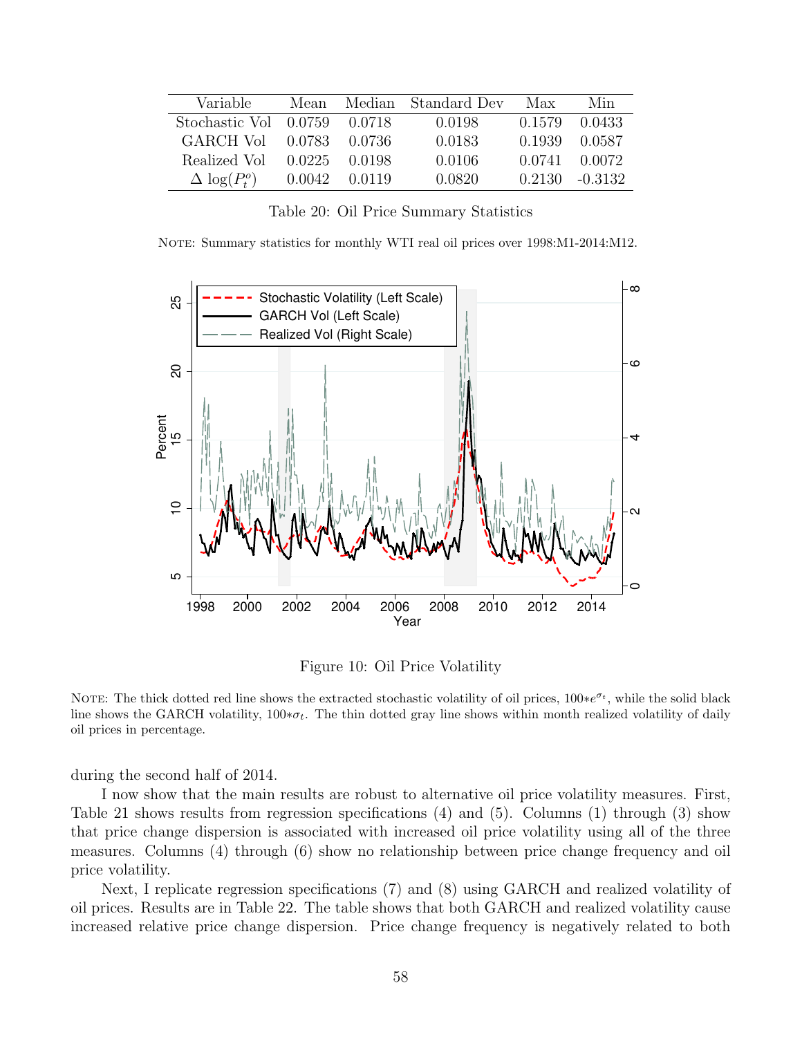| Variable | Mean | Median | Standard Dev | Max | Min |
|---|---|---|---|---|---|
| Stochastic Vol | 0.0759 | 0.0718 | 0.0198 | 0.1579 | 0.0433 |
| GARCH Vol | 0.0783 | 0.0736 | 0.0183 | 0.1939 | 0.0587 |
| Realized Vol | 0.0225 | 0.0198 | 0.0106 | 0.0741 | 0.0072 |
| $\Delta \log(P_t^o)$ | 0.0042 | 0.0119 | 0.0820 | 0.2130 | -0.3132 |

Table 20: Oil Price Summary Statistics

NOTE: Summary statistics for monthly WTI real oil prices over 1998:M1-2014:M12.

Figure 10: Oil Price Volatility

NOTE: The thick dotted red line shows the extracted stochastic volatility of oil prices, $100{*}e^{\sigma_t}$, while the solid black line shows the GARCH volatility, $100{*}\sigma_t$. The thin dotted gray line shows within month realized volatility of daily oil prices in percentage.

during the second half of 2014.

I now show that the main results are robust to alternative oil price volatility measures. First, Table 21 shows results from regression specifications (4) and (5). Columns (1) through (3) show that price change dispersion is associated with increased oil price volatility using all of the three measures. Columns (4) through (6) show no relationship between price change frequency and oil price volatility.

Next, I replicate regression specifications (7) and (8) using GARCH and realized volatility of oil prices. Results are in Table 22. The table shows that both GARCH and realized volatility cause increased relative price change dispersion. Price change frequency is negatively related to both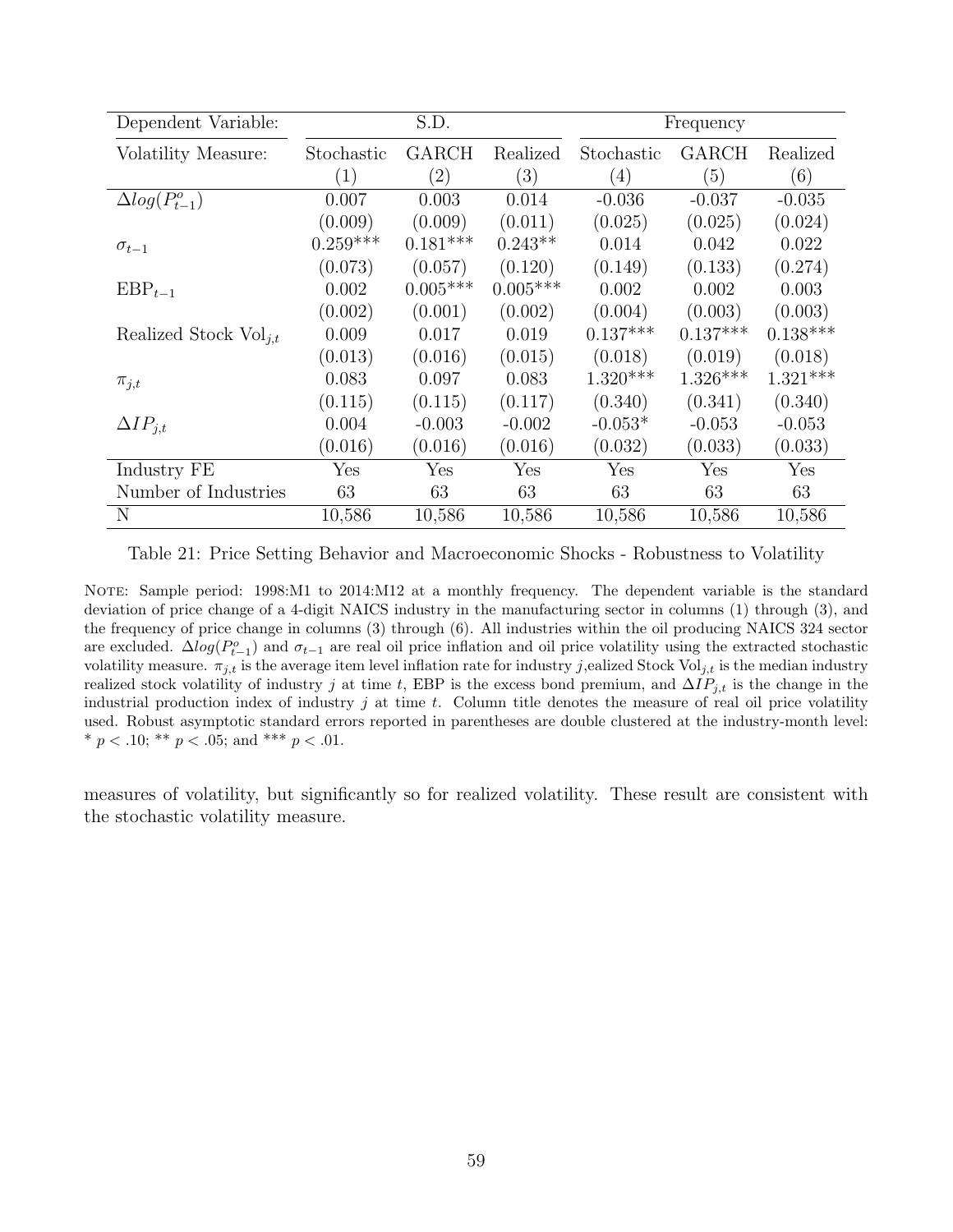| Dependent Variable: | S.D. | | | Frequency | | |
|---|---|---|---|---|---|---|
| Volatility Measure: | Stochastic | GARCH | Realized | Stochastic | GARCH | Realized |
| | (1) | (2) | (3) | (4) | (5) | (6) |
| $\Delta log(P^o_{t-1})$ | 0.007 | 0.003 | 0.014 | -0.036 | -0.037 | -0.035 |
| | (0.009) | (0.009) | (0.011) | (0.025) | (0.025) | (0.024) |
| $\sigma_{t-1}$ | 0.259*** | 0.181*** | 0.243** | 0.014 | 0.042 | 0.022 |
| | (0.073) | (0.057) | (0.120) | (0.149) | (0.133) | (0.274) |
| $\text{EBP}_{t-1}$ | 0.002 | 0.005*** | 0.005*** | 0.002 | 0.002 | 0.003 |
| | (0.002) | (0.001) | (0.002) | (0.004) | (0.003) | (0.003) |
| Realized Stock $\text{Vol}_{j,t}$ | 0.009 | 0.017 | 0.019 | 0.137*** | 0.137*** | 0.138*** |
| | (0.013) | (0.016) | (0.015) | (0.018) | (0.019) | (0.018) |
| $\pi_{j,t}$ | 0.083 | 0.097 | 0.083 | 1.320*** | 1.326*** | 1.321*** |
| | (0.115) | (0.115) | (0.117) | (0.340) | (0.341) | (0.340) |
| $\Delta IP_{j,t}$ | 0.004 | -0.003 | -0.002 | -0.053* | -0.053 | -0.053 |
| | (0.016) | (0.016) | (0.016) | (0.032) | (0.033) | (0.033) |
| Industry FE | Yes | Yes | Yes | Yes | Yes | Yes |
| Number of Industries | 63 | 63 | 63 | 63 | 63 | 63 |
| N | 10,586 | 10,586 | 10,586 | 10,586 | 10,586 | 10,586 |

Table 21: Price Setting Behavior and Macroeconomic Shocks - Robustness to Volatility

NOTE: Sample period: 1998:M1 to 2014:M12 at a monthly frequency. The dependent variable is the standard deviation of price change of a 4-digit NAICS industry in the manufacturing sector in columns (1) through (3), and the frequency of price change in columns (3) through (6). All industries within the oil producing NAICS 324 sector are excluded. $\Delta log(P^o_{t-1})$ and $\sigma_{t-1}$ are real oil price inflation and oil price volatility using the extracted stochastic volatility measure. $\pi_{j,t}$ is the average item level inflation rate for industry $j$,ealized Stock $\text{Vol}_{j,t}$ is the median industry realized stock volatility of industry $j$ at time $t$, EBP is the excess bond premium, and $\Delta IP_{j,t}$ is the change in the industrial production index of industry $j$ at time $t$. Column title denotes the measure of real oil price volatility used. Robust asymptotic standard errors reported in parentheses are double clustered at the industry-month level: * $p < .10$; ** $p < .05$; and *** $p < .01$.

measures of volatility, but significantly so for realized volatility. These result are consistent with the stochastic volatility measure.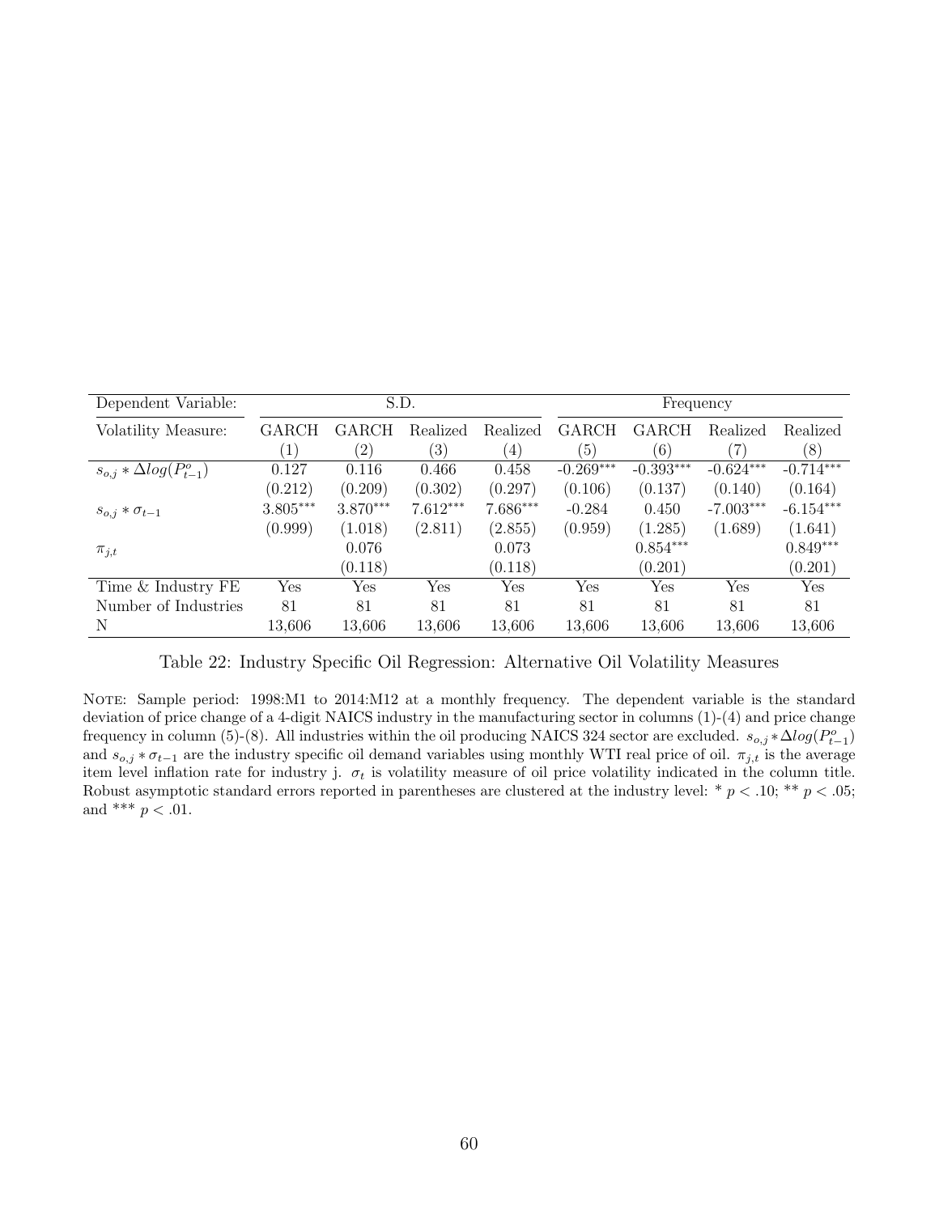| Dependent Variable: | S.D. | | | | Frequency | | | |
|---|---|---|---|---|---|---|---|---|
| Volatility Measure: | GARCH | GARCH | Realized | Realized | GARCH | GARCH | Realized | Realized |
| | (1) | (2) | (3) | (4) | (5) | (6) | (7) | (8) |
| $s_{o,j} * \Delta log(P^o_{t-1})$ | 0.127 | 0.116 | 0.466 | 0.458 | -0.269*** | -0.393*** | -0.624*** | -0.714*** |
| | (0.212) | (0.209) | (0.302) | (0.297) | (0.106) | (0.137) | (0.140) | (0.164) |
| $s_{o,j} * \sigma_{t-1}$ | 3.805*** | 3.870*** | 7.612*** | 7.686*** | -0.284 | 0.450 | -7.003*** | -6.154*** |
| | (0.999) | (1.018) | (2.811) | (2.855) | (0.959) | (1.285) | (1.689) | (1.641) |
| $\pi_{j,t}$ | | 0.076 | | 0.073 | | 0.854*** | | 0.849*** |
| | | (0.118) | | (0.118) | | (0.201) | | (0.201) |
| Time & Industry FE | Yes | Yes | Yes | Yes | Yes | Yes | Yes | Yes |
| Number of Industries | 81 | 81 | 81 | 81 | 81 | 81 | 81 | 81 |
| N | 13,606 | 13,606 | 13,606 | 13,606 | 13,606 | 13,606 | 13,606 | 13,606 |

Table 22: Industry Specific Oil Regression: Alternative Oil Volatility Measures

NOTE: Sample period: 1998:M1 to 2014:M12 at a monthly frequency. The dependent variable is the standard deviation of price change of a 4-digit NAICS industry in the manufacturing sector in columns (1)-(4) and price change frequency in column (5)-(8). All industries within the oil producing NAICS 324 sector are excluded. $s_{o,j} * \Delta log(P^o_{t-1})$ and $s_{o,j} * \sigma_{t-1}$ are the industry specific oil demand variables using monthly WTI real price of oil. $\pi_{j,t}$ is the average item level inflation rate for industry j. $\sigma_t$ is volatility measure of oil price volatility indicated in the column title. Robust asymptotic standard errors reported in parentheses are clustered at the industry level: * $p < .10$; ** $p < .05$; and *** $p < .01$.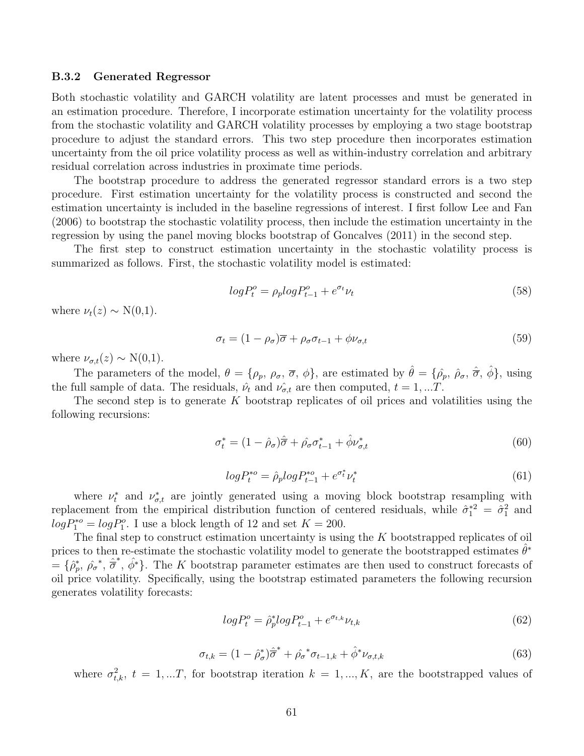### B.3.2 Generated Regressor

Both stochastic volatility and GARCH volatility are latent processes and must be generated in an estimation procedure. Therefore, I incorporate estimation uncertainty for the volatility process from the stochastic volatility and GARCH volatility processes by employing a two stage bootstrap procedure to adjust the standard errors. This two step procedure then incorporates estimation uncertainty from the oil price volatility process as well as within-industry correlation and arbitrary residual correlation across industries in proximate time periods.

The bootstrap procedure to address the generated regressor standard errors is a two step procedure. First estimation uncertainty for the volatility process is constructed and second the estimation uncertainty is included in the baseline regressions of interest. I first follow Lee and Fan (2006) to bootstrap the stochastic volatility process, then include the estimation uncertainty in the regression by using the panel moving blocks bootstrap of Goncalves (2011) in the second step.

The first step to construct estimation uncertainty in the stochastic volatility process is summarized as follows. First, the stochastic volatility model is estimated:

$$logP_t^o = \rho_p logP_{t-1}^o + e^{\sigma_t}\nu_t \tag{58}$$

where $\nu_t(z) \sim$ N(0,1).

$$\sigma_t = (1-\rho_\sigma)\overline{\sigma} + \rho_\sigma \sigma_{t-1} + \phi\nu_{\sigma,t} \tag{59}$$

where $\nu_{\sigma,t}(z) \sim$ N(0,1).

The parameters of the model, $\theta = \{\rho_p,\ \rho_\sigma,\ \overline{\sigma},\ \phi\}$, are estimated by $\hat{\theta} = \{\hat{\rho_p},\ \hat{\rho_\sigma},\ \hat{\overline{\sigma}},\ \hat{\phi}\}$, using the full sample of data. The residuals, $\hat{\nu_t}$ and $\hat{\nu_{\sigma,t}}$ are then computed, $t = 1, ...T$.

The second step is to generate $K$ bootstrap replicates of oil prices and volatilities using the following recursions:

$$\sigma_t^* = (1-\hat{\rho}_\sigma)\hat{\overline{\sigma}} + \hat{\rho}_\sigma \sigma_{t-1}^* + \hat{\phi}\nu_{\sigma,t}^* \tag{60}$$

$$logP_t^{*o} = \hat{\rho}_p logP_{t-1}^{*o} + e^{\sigma_t^*}\nu_t^* \tag{61}$$

where $\nu_t^*$ and $\nu_{\sigma,t}^*$ are jointly generated using a moving block bootstrap resampling with replacement from the empirical distribution function of centered residuals, while $\hat{\sigma}_1^{*2} = \hat{\sigma}_1^2$ and $logP_1^{*o} = logP_1^o$. I use a block length of 12 and set $K = 200$.

The final step to construct estimation uncertainty is using the $K$ bootstrapped replicates of oil prices to then re-estimate the stochastic volatility model to generate the bootstrapped estimates $\hat{\theta}^*$ $= \{\hat{\rho}_p^*,\ \hat{\rho_\sigma}^*,\ \hat{\overline{\sigma}}^*,\ \hat{\phi}^*\}$. The $K$ bootstrap parameter estimates are then used to construct forecasts of oil price volatility. Specifically, using the bootstrap estimated parameters the following recursion generates volatility forecasts:

$$logP_t^o = \hat{\rho}_p^* logP_{t-1}^o + e^{\sigma_{t,k}}\nu_{t,k} \tag{62}$$

$$\sigma_{t,k} = (1-\hat{\rho}_\sigma^*)\hat{\overline{\sigma}}^* + \hat{\rho_\sigma}^* \sigma_{t-1,k} + \hat{\phi}^*\nu_{\sigma,t,k} \tag{63}$$

where $\sigma_{t,k}^2$, $t = 1, ...T$, for bootstrap iteration $k = 1, ..., K$, are the bootstrapped values of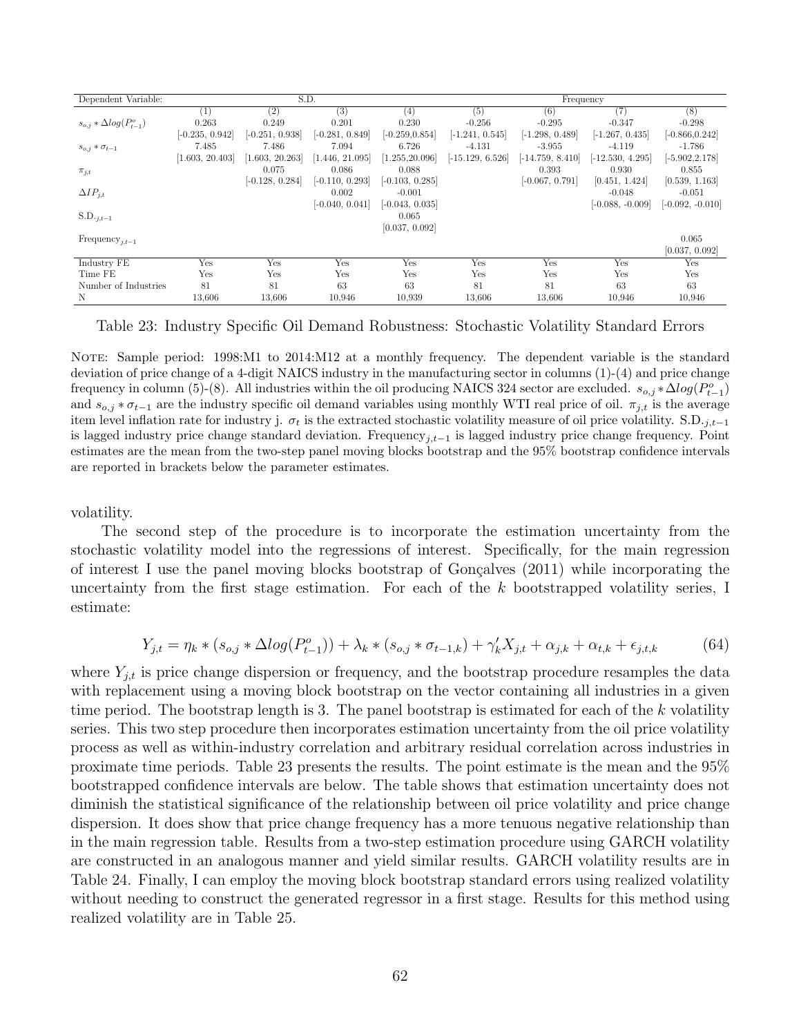| Dependent Variable: | S.D. | | | | Frequency | | | |
|---|---|---|---|---|---|---|---|---|
| | (1) | (2) | (3) | (4) | (5) | (6) | (7) | (8) |
| $s_{o,j} * \Delta log(P^o_{t-1})$ | 0.263 | 0.249 | 0.201 | 0.230 | -0.256 | -0.295 | -0.347 | -0.298 |
| | [-0.235, 0.942] | [-0.251, 0.938] | [-0.281, 0.849] | [-0.259,0.854] | [-1.241, 0.545] | [-1.298, 0.489] | [-1.267, 0.435] | [-0.866,0.242] |
| $s_{o,j} * \sigma_{t-1}$ | 7.485 | 7.486 | 7.094 | 6.726 | -4.131 | -3.955 | -4.119 | -1.786 |
| | [1.603, 20.403] | [1.603, 20.263] | [1.446, 21.095] | [1.255,20.096] | [-15.129, 6.526] | [-14.759, 8.410] | [-12.530, 4.295] | [-5.902,2.178] |
| $\pi_{j,t}$ | | 0.075 | 0.086 | 0.088 | | 0.393 | 0.930 | 0.855 |
| | | [-0.128, 0.284] | [-0.110, 0.293] | [-0.103, 0.285] | | [-0.067, 0.791] | [0.451, 1.424] | [0.539, 1.163] |
| $\Delta IP_{j,t}$ | | | 0.002 | -0.001 | | | -0.048 | -0.051 |
| | | | [-0.040, 0.041] | [-0.043, 0.035] | | | [-0.088, -0.009] | [-0.092, -0.010] |
| $\text{S.D.}_{j,t-1}$ | | | | 0.065 | | | | |
| | | | | [0.037, 0.092] | | | | |
| $\text{Frequency}_{j,t-1}$ | | | | | | | | 0.065 |
| | | | | | | | | [0.037, 0.092] |
| Industry FE | Yes | Yes | Yes | Yes | Yes | Yes | Yes | Yes |
| Time FE | Yes | Yes | Yes | Yes | Yes | Yes | Yes | Yes |
| Number of Industries | 81 | 81 | 63 | 63 | 81 | 81 | 63 | 63 |
| N | 13,606 | 13,606 | 10,946 | 10,939 | 13,606 | 13,606 | 10,946 | 10,946 |

Table 23: Industry Specific Oil Demand Robustness: Stochastic Volatility Standard Errors

NOTE: Sample period: 1998:M1 to 2014:M12 at a monthly frequency. The dependent variable is the standard deviation of price change of a 4-digit NAICS industry in the manufacturing sector in columns (1)-(4) and price change frequency in column (5)-(8). All industries within the oil producing NAICS 324 sector are excluded. $s_{o,j} * \Delta log(P^o_{t-1})$ and $s_{o,j} * \sigma_{t-1}$ are the industry specific oil demand variables using monthly WTI real price of oil. $\pi_{j,t}$ is the average item level inflation rate for industry j. $\sigma_t$ is the extracted stochastic volatility measure of oil price volatility. $\text{S.D.}_{j,t-1}$ is lagged industry price change standard deviation. $\text{Frequency}_{j,t-1}$ is lagged industry price change frequency. Point estimates are the mean from the two-step panel moving blocks bootstrap and the 95% bootstrap confidence intervals are reported in brackets below the parameter estimates.

volatility.

The second step of the procedure is to incorporate the estimation uncertainty from the stochastic volatility model into the regressions of interest. Specifically, for the main regression of interest I use the panel moving blocks bootstrap of Gonçalves (2011) while incorporating the uncertainty from the first stage estimation. For each of the $k$ bootstrapped volatility series, I estimate:

$$Y_{j,t} = \eta_k * (s_{o,j} * \Delta log(P^o_{t-1})) + \lambda_k * (s_{o,j} * \sigma_{t-1,k}) + \gamma_k' X_{j,t} + \alpha_{j,k} + \alpha_{t,k} + \epsilon_{j,t,k} \tag{64}$$

where $Y_{j,t}$ is price change dispersion or frequency, and the bootstrap procedure resamples the data with replacement using a moving block bootstrap on the vector containing all industries in a given time period. The bootstrap length is 3. The panel bootstrap is estimated for each of the $k$ volatility series. This two step procedure then incorporates estimation uncertainty from the oil price volatility process as well as within-industry correlation and arbitrary residual correlation across industries in proximate time periods. Table 23 presents the results. The point estimate is the mean and the 95% bootstrapped confidence intervals are below. The table shows that estimation uncertainty does not diminish the statistical significance of the relationship between oil price volatility and price change dispersion. It does show that price change frequency has a more tenuous negative relationship than in the main regression table. Results from a two-step estimation procedure using GARCH volatility are constructed in an analogous manner and yield similar results. GARCH volatility results are in Table 24. Finally, I can employ the moving block bootstrap standard errors using realized volatility without needing to construct the generated regressor in a first stage. Results for this method using realized volatility are in Table 25.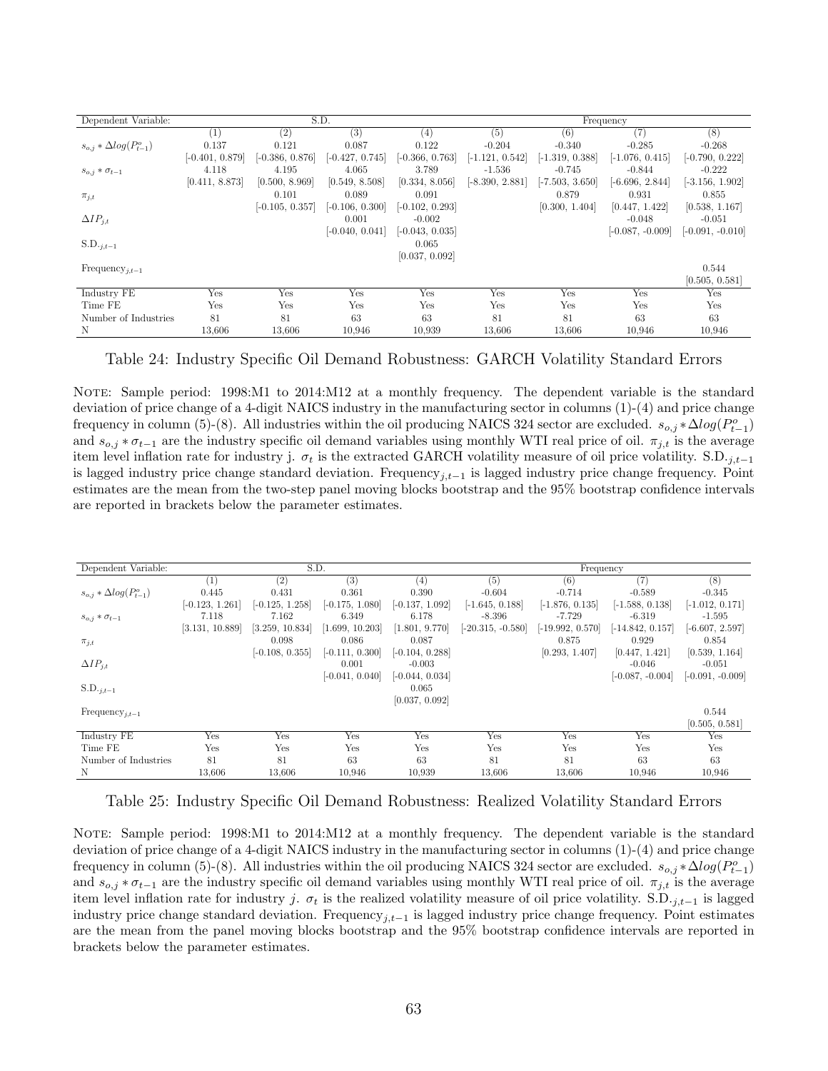| Dependent Variable: | S.D. | | | | Frequency | | | |
|---|---|---|---|---|---|---|---|---|
| | (1) | (2) | (3) | (4) | (5) | (6) | (7) | (8) |
| $s_{o,j} * \Delta log(P^o_{t-1})$ | 0.137 | 0.121 | 0.087 | 0.122 | -0.204 | -0.340 | -0.285 | -0.268 |
| | [-0.401, 0.879] | [-0.386, 0.876] | [-0.427, 0.745] | [-0.366, 0.763] | [-1.121, 0.542] | [-1.319, 0.388] | [-1.076, 0.415] | [-0.790, 0.222] |
| $s_{o,j} * \sigma_{t-1}$ | 4.118 | 4.195 | 4.065 | 3.789 | -1.536 | -0.745 | -0.844 | -0.222 |
| | [0.411, 8.873] | [0.500, 8.969] | [0.549, 8.508] | [0.334, 8.056] | [-8.390, 2.881] | [-7.503, 3.650] | [-6.696, 2.844] | [-3.156, 1.902] |
| $\pi_{j,t}$ | | 0.101 | 0.089 | 0.091 | | 0.879 | 0.931 | 0.855 |
| | | [-0.105, 0.357] | [-0.106, 0.300] | [-0.102, 0.293] | | [0.300, 1.404] | [0.447, 1.422] | [0.538, 1.167] |
| $\Delta IP_{j,t}$ | | | 0.001 | -0.002 | | | -0.048 | -0.051 |
| | | | [-0.040, 0.041] | [-0.043, 0.035] | | | [-0.087, -0.009] | [-0.091, -0.010] |
| $\text{S.D.}_{j,t-1}$ | | | | 0.065 | | | | |
| | | | | [0.037, 0.092] | | | | |
| $\text{Frequency}_{j,t-1}$ | | | | | | | | 0.544 |
| | | | | | | | | [0.505, 0.581] |
| Industry FE | Yes | Yes | Yes | Yes | Yes | Yes | Yes | Yes |
| Time FE | Yes | Yes | Yes | Yes | Yes | Yes | Yes | Yes |
| Number of Industries | 81 | 81 | 63 | 63 | 81 | 81 | 63 | 63 |
| N | 13,606 | 13,606 | 10,946 | 10,939 | 13,606 | 13,606 | 10,946 | 10,946 |

Table 24: Industry Specific Oil Demand Robustness: GARCH Volatility Standard Errors

NOTE: Sample period: 1998:M1 to 2014:M12 at a monthly frequency. The dependent variable is the standard deviation of price change of a 4-digit NAICS industry in the manufacturing sector in columns (1)-(4) and price change frequency in column (5)-(8). All industries within the oil producing NAICS 324 sector are excluded. $s_{o,j} * \Delta log(P^o_{t-1})$ and $s_{o,j} * \sigma_{t-1}$ are the industry specific oil demand variables using monthly WTI real price of oil. $\pi_{j,t}$ is the average item level inflation rate for industry j. $\sigma_t$ is the extracted GARCH volatility measure of oil price volatility. $\text{S.D.}_{j,t-1}$ is lagged industry price change standard deviation. $\text{Frequency}_{j,t-1}$ is lagged industry price change frequency. Point estimates are the mean from the two-step panel moving blocks bootstrap and the 95% bootstrap confidence intervals are reported in brackets below the parameter estimates.

| Dependent Variable: | S.D. | | | | Frequency | | | |
|---|---|---|---|---|---|---|---|---|
| | (1) | (2) | (3) | (4) | (5) | (6) | (7) | (8) |
| $s_{o,j} * \Delta log(P^o_{t-1})$ | 0.445 | 0.431 | 0.361 | 0.390 | -0.604 | -0.714 | -0.589 | -0.345 |
| | [-0.123, 1.261] | [-0.125, 1.258] | [-0.175, 1.080] | [-0.137, 1.092] | [-1.645, 0.188] | [-1.876, 0.135] | [-1.588, 0.138] | [-1.012, 0.171] |
| $s_{o,j} * \sigma_{t-1}$ | 7.118 | 7.162 | 6.349 | 6.178 | -8.396 | -7.729 | -6.319 | -1.595 |
| | [3.131, 10.889] | [3.259, 10.834] | [1.699, 10.203] | [1.801, 9.770] | [-20.315, -0.580] | [-19.992, 0.570] | [-14.842, 0.157] | [-6.607, 2.597] |
| $\pi_{j,t}$ | | 0.098 | 0.086 | 0.087 | | 0.875 | 0.929 | 0.854 |
| | | [-0.108, 0.355] | [-0.111, 0.300] | [-0.104, 0.288] | | [0.293, 1.407] | [0.447, 1.421] | [0.539, 1.164] |
| $\Delta IP_{j,t}$ | | | 0.001 | -0.003 | | | -0.046 | -0.051 |
| | | | [-0.041, 0.040] | [-0.044, 0.034] | | | [-0.087, -0.004] | [-0.091, -0.009] |
| $\text{S.D.}_{j,t-1}$ | | | | 0.065 | | | | |
| | | | | [0.037, 0.092] | | | | |
| $\text{Frequency}_{j,t-1}$ | | | | | | | | 0.544 |
| | | | | | | | | [0.505, 0.581] |
| Industry FE | Yes | Yes | Yes | Yes | Yes | Yes | Yes | Yes |
| Time FE | Yes | Yes | Yes | Yes | Yes | Yes | Yes | Yes |
| Number of Industries | 81 | 81 | 63 | 63 | 81 | 81 | 63 | 63 |
| N | 13,606 | 13,606 | 10,946 | 10,939 | 13,606 | 13,606 | 10,946 | 10,946 |

Table 25: Industry Specific Oil Demand Robustness: Realized Volatility Standard Errors

NOTE: Sample period: 1998:M1 to 2014:M12 at a monthly frequency. The dependent variable is the standard deviation of price change of a 4-digit NAICS industry in the manufacturing sector in columns (1)-(4) and price change frequency in column (5)-(8). All industries within the oil producing NAICS 324 sector are excluded. $s_{o,j} * \Delta log(P^o_{t-1})$ and $s_{o,j} * \sigma_{t-1}$ are the industry specific oil demand variables using monthly WTI real price of oil. $\pi_{j,t}$ is the average item level inflation rate for industry $j$. $\sigma_t$ is the realized volatility measure of oil price volatility. $\text{S.D.}_{j,t-1}$ is lagged industry price change standard deviation. $\text{Frequency}_{j,t-1}$ is lagged industry price change frequency. Point estimates are the mean from the panel moving blocks bootstrap and the 95% bootstrap confidence intervals are reported in brackets below the parameter estimates.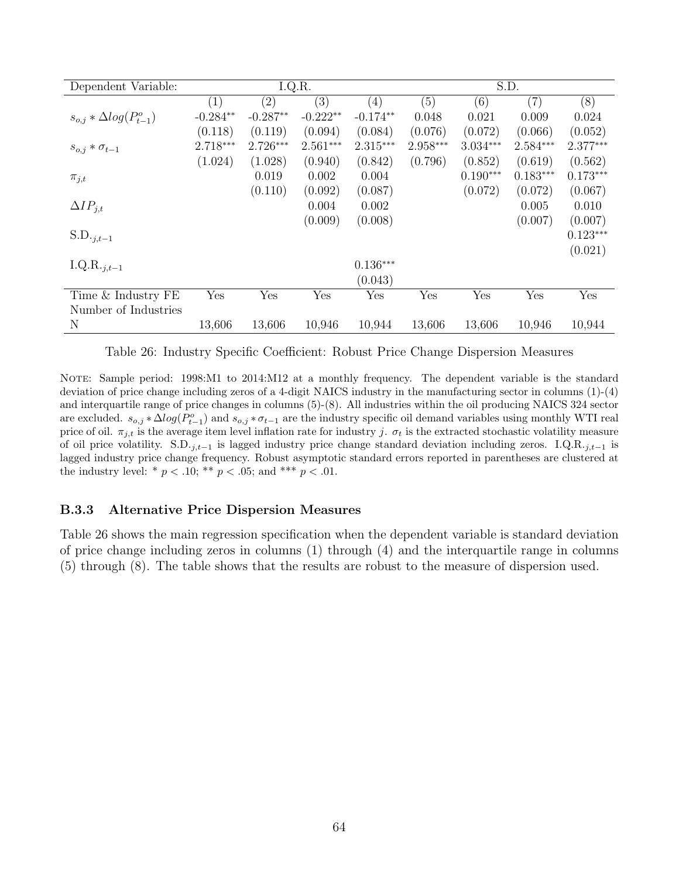| Dependent Variable: | I.Q.R. | | | | S.D. | | | |
|---|---|---|---|---|---|---|---|---|
| | (1) | (2) | (3) | (4) | (5) | (6) | (7) | (8) |
| $s_{o,j} * \Delta log(P^o_{t-1})$ | -0.284** | -0.287** | -0.222** | -0.174** | 0.048 | 0.021 | 0.009 | 0.024 |
| | (0.118) | (0.119) | (0.094) | (0.084) | (0.076) | (0.072) | (0.066) | (0.052) |
| $s_{o,j} * \sigma_{t-1}$ | 2.718*** | 2.726*** | 2.561*** | 2.315*** | 2.958*** | 3.034*** | 2.584*** | 2.377*** |
| | (1.024) | (1.028) | (0.940) | (0.842) | (0.796) | (0.852) | (0.619) | (0.562) |
| $\pi_{j,t}$ | | 0.019 | 0.002 | 0.004 | | 0.190*** | 0.183*** | 0.173*** |
| | | (0.110) | (0.092) | (0.087) | | (0.072) | (0.072) | (0.067) |
| $\Delta IP_{j,t}$ | | | 0.004 | 0.002 | | | 0.005 | 0.010 |
| | | | (0.009) | (0.008) | | | (0.007) | (0.007) |
| $\text{S.D.}_{\cdot j,t-1}$ | | | | | | | | 0.123*** |
| | | | | | | | | (0.021) |
| $\text{I.Q.R.}_{\cdot j,t-1}$ | | | | 0.136*** | | | | |
| | | | | (0.043) | | | | |
| Time & Industry FE | Yes | Yes | Yes | Yes | Yes | Yes | Yes | Yes |
| Number of Industries | | | | | | | | |
| N | 13,606 | 13,606 | 10,946 | 10,944 | 13,606 | 13,606 | 10,946 | 10,944 |

Table 26: Industry Specific Coefficient: Robust Price Change Dispersion Measures

NOTE: Sample period: 1998:M1 to 2014:M12 at a monthly frequency. The dependent variable is the standard deviation of price change including zeros of a 4-digit NAICS industry in the manufacturing sector in columns (1)-(4) and interquartile range of price changes in columns (5)-(8). All industries within the oil producing NAICS 324 sector are excluded. $s_{o,j} * \Delta log(P^o_{t-1})$ and $s_{o,j} * \sigma_{t-1}$ are the industry specific oil demand variables using monthly WTI real price of oil. $\pi_{j,t}$ is the average item level inflation rate for industry $j$. $\sigma_t$ is the extracted stochastic volatility measure of oil price volatility. $\text{S.D.}_{\cdot j,t-1}$ is lagged industry price change standard deviation including zeros. $\text{I.Q.R.}_{\cdot j,t-1}$ is lagged industry price change frequency. Robust asymptotic standard errors reported in parentheses are clustered at the industry level: * $p < .10$; ** $p < .05$; and *** $p < .01$.

### B.3.3 Alternative Price Dispersion Measures

Table 26 shows the main regression specification when the dependent variable is standard deviation of price change including zeros in columns (1) through (4) and the interquartile range in columns (5) through (8). The table shows that the results are robust to the measure of dispersion used.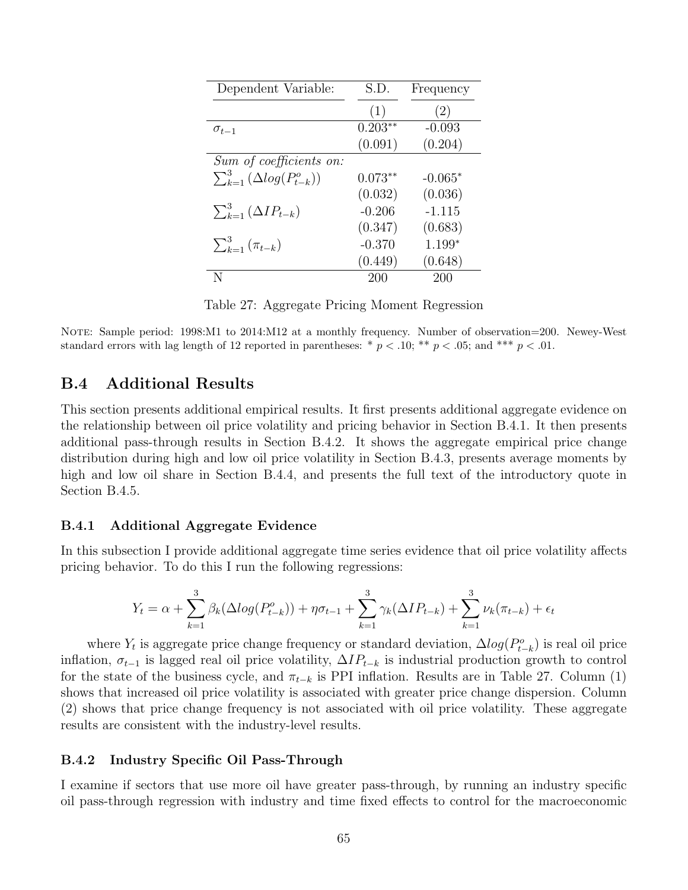| Dependent Variable: | S.D. | Frequency |
| --- | --- | --- |
| | (1) | (2) |
| $\sigma_{t-1}$ | 0.203** | -0.093 |
| | (0.091) | (0.204) |
| *Sum of coefficients on:* | | |
| $\sum_{k=1}^{3} (\Delta log(P^o_{t-k}))$ | 0.073** | -0.065* |
| | (0.032) | (0.036) |
| $\sum_{k=1}^{3} (\Delta IP_{t-k})$ | -0.206 | -1.115 |
| | (0.347) | (0.683) |
| $\sum_{k=1}^{3} (\pi_{t-k})$ | -0.370 | 1.199* |
| | (0.449) | (0.648) |
| N | 200 | 200 |

Table 27: Aggregate Pricing Moment Regression

NOTE: Sample period: 1998:M1 to 2014:M12 at a monthly frequency. Number of observation=200. Newey-West standard errors with lag length of 12 reported in parentheses: * $p < .10$; ** $p < .05$; and *** $p < .01$.

## B.4 Additional Results

This section presents additional empirical results. It first presents additional aggregate evidence on the relationship between oil price volatility and pricing behavior in Section B.4.1. It then presents additional pass-through results in Section B.4.2. It shows the aggregate empirical price change distribution during high and low oil price volatility in Section B.4.3, presents average moments by high and low oil share in Section B.4.4, and presents the full text of the introductory quote in Section B.4.5.

### B.4.1 Additional Aggregate Evidence

In this subsection I provide additional aggregate time series evidence that oil price volatility affects pricing behavior. To do this I run the following regressions:

$$Y_t = \alpha + \sum_{k=1}^{3} \beta_k(\Delta log(P^o_{t-k})) + \eta\sigma_{t-1} + \sum_{k=1}^{3} \gamma_k(\Delta IP_{t-k}) + \sum_{k=1}^{3} \nu_k(\pi_{t-k}) + \epsilon_t$$

where $Y_t$ is aggregate price change frequency or standard deviation, $\Delta log(P^o_{t-k})$ is real oil price inflation, $\sigma_{t-1}$ is lagged real oil price volatility, $\Delta IP_{t-k}$ is industrial production growth to control for the state of the business cycle, and $\pi_{t-k}$ is PPI inflation. Results are in Table 27. Column (1) shows that increased oil price volatility is associated with greater price change dispersion. Column (2) shows that price change frequency is not associated with oil price volatility. These aggregate results are consistent with the industry-level results.

### B.4.2 Industry Specific Oil Pass-Through

I examine if sectors that use more oil have greater pass-through, by running an industry specific oil pass-through regression with industry and time fixed effects to control for the macroeconomic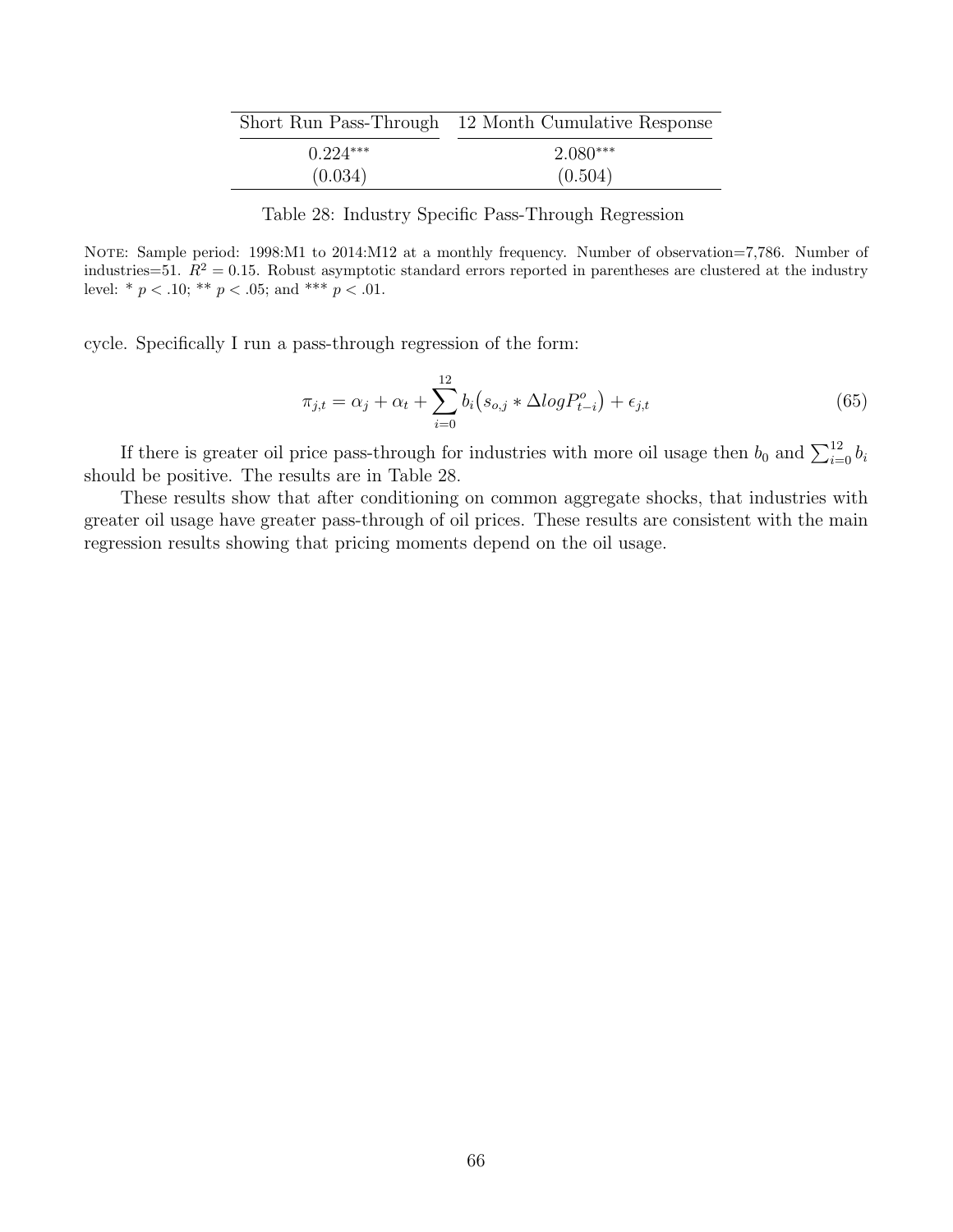| Short Run Pass-Through | 12 Month Cumulative Response |
|---|---|
| $0.224^{***}$ | $2.080^{***}$ |
| (0.034) | (0.504) |

Table 28: Industry Specific Pass-Through Regression

NOTE: Sample period: 1998:M1 to 2014:M12 at a monthly frequency. Number of observation=7,786. Number of industries=51. $R^2 = 0.15$. Robust asymptotic standard errors reported in parentheses are clustered at the industry level: * $p < .10$; ** $p < .05$; and *** $p < .01$.

cycle. Specifically I run a pass-through regression of the form:

$$\pi_{j,t} = \alpha_j + \alpha_t + \sum_{i=0}^{12} b_i \big(s_{o,j} * \Delta log P^o_{t-i}\big) + \epsilon_{j,t} \tag{65}$$

If there is greater oil price pass-through for industries with more oil usage then $b_0$ and $\sum_{i=0}^{12} b_i$ should be positive. The results are in Table 28.

These results show that after conditioning on common aggregate shocks, that industries with greater oil usage have greater pass-through of oil prices. These results are consistent with the main regression results showing that pricing moments depend on the oil usage.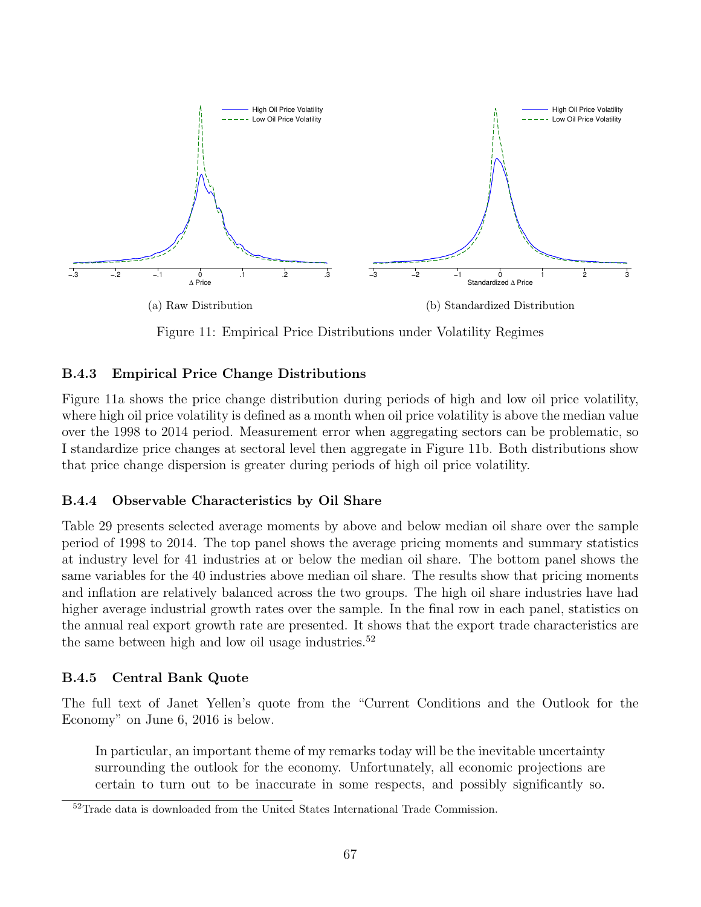(a) Raw Distribution

(b) Standardized Distribution

Figure 11: Empirical Price Distributions under Volatility Regimes

### B.4.3 Empirical Price Change Distributions

Figure 11a shows the price change distribution during periods of high and low oil price volatility, where high oil price volatility is defined as a month when oil price volatility is above the median value over the 1998 to 2014 period. Measurement error when aggregating sectors can be problematic, so I standardize price changes at sectoral level then aggregate in Figure 11b. Both distributions show that price change dispersion is greater during periods of high oil price volatility.

### B.4.4 Observable Characteristics by Oil Share

Table 29 presents selected average moments by above and below median oil share over the sample period of 1998 to 2014. The top panel shows the average pricing moments and summary statistics at industry level for 41 industries at or below the median oil share. The bottom panel shows the same variables for the 40 industries above median oil share. The results show that pricing moments and inflation are relatively balanced across the two groups. The high oil share industries have had higher average industrial growth rates over the sample. In the final row in each panel, statistics on the annual real export growth rate are presented. It shows that the export trade characteristics are the same between high and low oil usage industries.[52]

### B.4.5 Central Bank Quote

The full text of Janet Yellen's quote from the "Current Conditions and the Outlook for the Economy" on June 6, 2016 is below.

> In particular, an important theme of my remarks today will be the inevitable uncertainty surrounding the outlook for the economy. Unfortunately, all economic projections are certain to turn out to be inaccurate in some respects, and possibly significantly so.

[52] Trade data is downloaded from the United States International Trade Commission.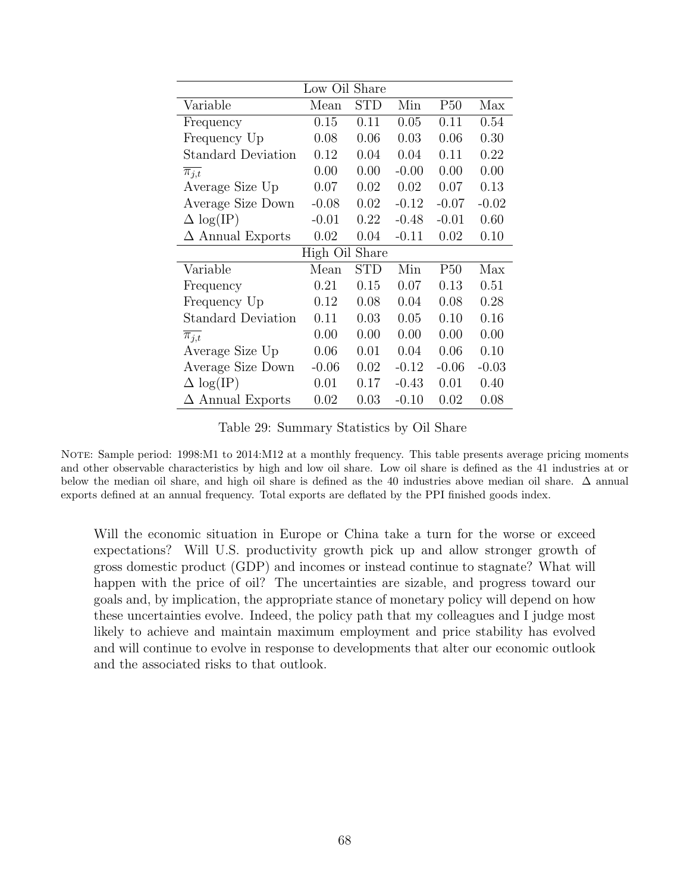| Low Oil Share | | | | | |
|---|---|---|---|---|---|
| Variable | Mean | STD | Min | P50 | Max |
| Frequency | 0.15 | 0.11 | 0.05 | 0.11 | 0.54 |
| Frequency Up | 0.08 | 0.06 | 0.03 | 0.06 | 0.30 |
| Standard Deviation | 0.12 | 0.04 | 0.04 | 0.11 | 0.22 |
| $\overline{\pi_{j,t}}$ | 0.00 | 0.00 | -0.00 | 0.00 | 0.00 |
| Average Size Up | 0.07 | 0.02 | 0.02 | 0.07 | 0.13 |
| Average Size Down | -0.08 | 0.02 | -0.12 | -0.07 | -0.02 |
| $\Delta$ log(IP) | -0.01 | 0.22 | -0.48 | -0.01 | 0.60 |
| $\Delta$ Annual Exports | 0.02 | 0.04 | -0.11 | 0.02 | 0.10 |
| **High Oil Share** | | | | | |
| Variable | Mean | STD | Min | P50 | Max |
| Frequency | 0.21 | 0.15 | 0.07 | 0.13 | 0.51 |
| Frequency Up | 0.12 | 0.08 | 0.04 | 0.08 | 0.28 |
| Standard Deviation | 0.11 | 0.03 | 0.05 | 0.10 | 0.16 |
| $\overline{\pi_{j,t}}$ | 0.00 | 0.00 | 0.00 | 0.00 | 0.00 |
| Average Size Up | 0.06 | 0.01 | 0.04 | 0.06 | 0.10 |
| Average Size Down | -0.06 | 0.02 | -0.12 | -0.06 | -0.03 |
| $\Delta$ log(IP) | 0.01 | 0.17 | -0.43 | 0.01 | 0.40 |
| $\Delta$ Annual Exports | 0.02 | 0.03 | -0.10 | 0.02 | 0.08 |

Table 29: Summary Statistics by Oil Share

NOTE: Sample period: 1998:M1 to 2014:M12 at a monthly frequency. This table presents average pricing moments and other observable characteristics by high and low oil share. Low oil share is defined as the 41 industries at or below the median oil share, and high oil share is defined as the 40 industries above median oil share. $\Delta$ annual exports defined at an annual frequency. Total exports are deflated by the PPI finished goods index.

Will the economic situation in Europe or China take a turn for the worse or exceed expectations? Will U.S. productivity growth pick up and allow stronger growth of gross domestic product (GDP) and incomes or instead continue to stagnate? What will happen with the price of oil? The uncertainties are sizable, and progress toward our goals and, by implication, the appropriate stance of monetary policy will depend on how these uncertainties evolve. Indeed, the policy path that my colleagues and I judge most likely to achieve and maintain maximum employment and price stability has evolved and will continue to evolve in response to developments that alter our economic outlook and the associated risks to that outlook.